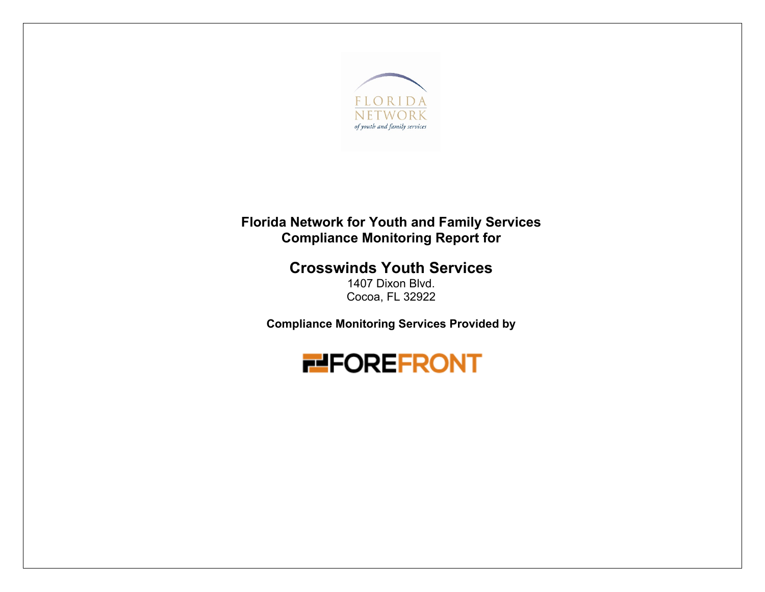**Florida Network for Youth and Family Services**
**Compliance Monitoring Report for**

# Crosswinds Youth Services

1407 Dixon Blvd.
Cocoa, FL 32922

**Compliance Monitoring Services Provided by**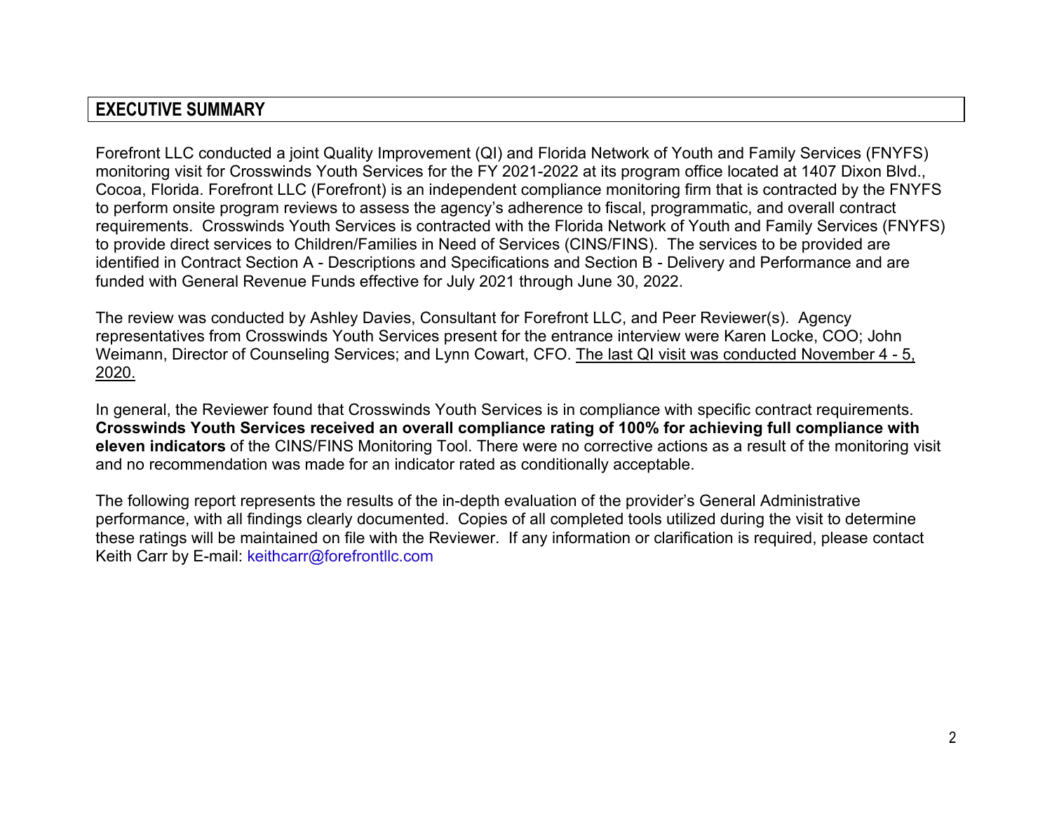## EXECUTIVE SUMMARY

Forefront LLC conducted a joint Quality Improvement (QI) and Florida Network of Youth and Family Services (FNYFS) monitoring visit for Crosswinds Youth Services for the FY 2021-2022 at its program office located at 1407 Dixon Blvd., Cocoa, Florida. Forefront LLC (Forefront) is an independent compliance monitoring firm that is contracted by the FNYFS to perform onsite program reviews to assess the agency's adherence to fiscal, programmatic, and overall contract requirements. Crosswinds Youth Services is contracted with the Florida Network of Youth and Family Services (FNYFS) to provide direct services to Children/Families in Need of Services (CINS/FINS). The services to be provided are identified in Contract Section A - Descriptions and Specifications and Section B - Delivery and Performance and are funded with General Revenue Funds effective for July 2021 through June 30, 2022.

The review was conducted by Ashley Davies, Consultant for Forefront LLC, and Peer Reviewer(s). Agency representatives from Crosswinds Youth Services present for the entrance interview were Karen Locke, COO; John Weimann, Director of Counseling Services; and Lynn Cowart, CFO. <u>The last QI visit was conducted November 4 - 5, 2020.</u>

In general, the Reviewer found that Crosswinds Youth Services is in compliance with specific contract requirements. **Crosswinds Youth Services received an overall compliance rating of 100% for achieving full compliance with eleven indicators** of the CINS/FINS Monitoring Tool. There were no corrective actions as a result of the monitoring visit and no recommendation was made for an indicator rated as conditionally acceptable.

The following report represents the results of the in-depth evaluation of the provider's General Administrative performance, with all findings clearly documented. Copies of all completed tools utilized during the visit to determine these ratings will be maintained on file with the Reviewer. If any information or clarification is required, please contact Keith Carr by E-mail: keithcarr@forefrontllc.com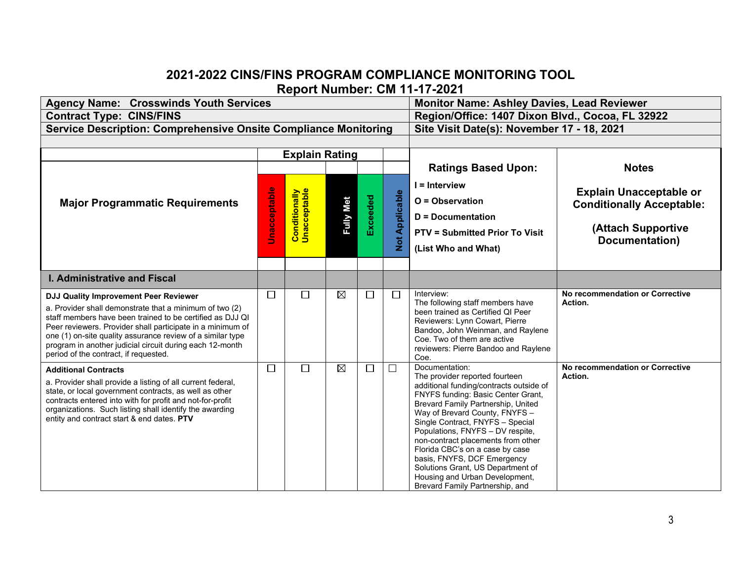# 2021-2022 CINS/FINS PROGRAM COMPLIANCE MONITORING TOOL

## Report Number: CM 11-17-2021

| Agency Name: Crosswinds Youth Services | Monitor Name: Ashley Davies, Lead Reviewer |
|---|---|
| Contract Type: CINS/FINS | Region/Office: 1407 Dixon Blvd., Cocoa, FL 32922 |
| Service Description: Comprehensive Onsite Compliance Monitoring | Site Visit Date(s): November 17 - 18, 2021 |

| Major Programmatic Requirements | Unacceptable | Conditionally Unacceptable | Fully Met | Exceeded | Not Applicable | Ratings Based Upon: I = Interview, O = Observation, D = Documentation, PTV = Submitted Prior To Visit (List Who and What) | Notes: Explain Unacceptable or Conditionally Acceptable: (Attach Supportive Documentation) |
|---|---|---|---|---|---|---|---|
| **I. Administrative and Fiscal** | | | | | | | |
| **DJJ Quality Improvement Peer Reviewer**<br>a. Provider shall demonstrate that a minimum of two (2) staff members have been trained to be certified as DJJ QI Peer reviewers. Provider shall participate in a minimum of one (1) on-site quality assurance review of a similar type program in another judicial circuit during each 12-month period of the contract, if requested. | ☐ | ☐ | ☒ | ☐ | ☐ | Interview:<br>The following staff members have been trained as Certified QI Peer Reviewers: Lynn Cowart, Pierre Bandoo, John Weinman, and Raylene Coe. Two of them are active reviewers: Pierre Bandoo and Raylene Coe. | **No recommendation or Corrective Action.** |
| **Additional Contracts**<br>a. Provider shall provide a listing of all current federal, state, or local government contracts, as well as other contracts entered into with for profit and not-for-profit organizations. Such listing shall identify the awarding entity and contract start & end dates. **PTV** | ☐ | ☐ | ☒ | ☐ | ☐ | Documentation:<br>The provider reported fourteen additional funding/contracts outside of FNYFS funding: Basic Center Grant, Brevard Family Partnership, United Way of Brevard County, FNYFS – Single Contract, FNYFS – Special Populations, FNYFS – DV respite, non-contract placements from other Florida CBC's on a case by case basis, FNYFS, DCF Emergency Solutions Grant, US Department of Housing and Urban Development, Brevard Family Partnership, and | **No recommendation or Corrective Action.** |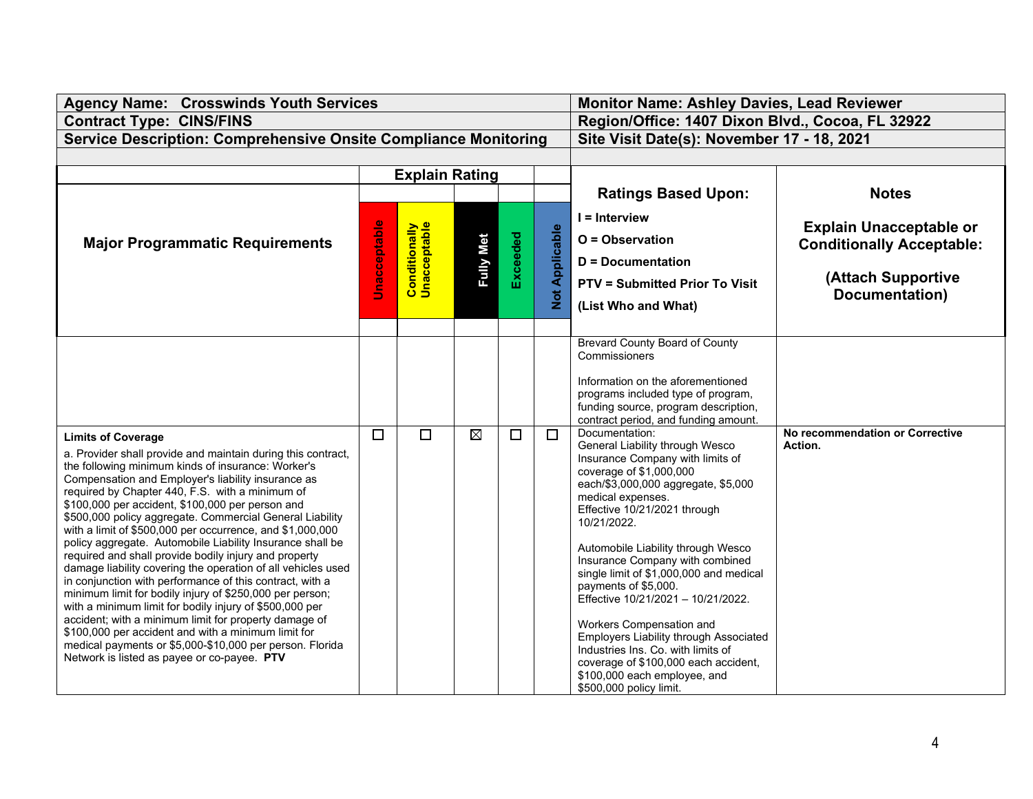| Agency Name: Crosswinds Youth Services | Monitor Name: Ashley Davies, Lead Reviewer |
|---|---|
| Contract Type: CINS/FINS | Region/Office: 1407 Dixon Blvd., Cocoa, FL 32922 |
| Service Description: Comprehensive Onsite Compliance Monitoring | Site Visit Date(s): November 17 - 18, 2021 |

| Major Programmatic Requirements | Unacceptable | Conditionally Unacceptable | Fully Met | Exceeded | Not Applicable | Ratings Based Upon: I = Interview O = Observation D = Documentation PTV = Submitted Prior To Visit (List Who and What) | Notes Explain Unacceptable or Conditionally Acceptable: (Attach Supportive Documentation) |
|---|---|---|---|---|---|---|---|
| | | | | | | Brevard County Board of County Commissioners<br><br>Information on the aforementioned programs included type of program, funding source, program description, contract period, and funding amount. | |
| **Limits of Coverage**<br>a. Provider shall provide and maintain during this contract, the following minimum kinds of insurance: Worker's Compensation and Employer's liability insurance as required by Chapter 440, F.S. with a minimum of $100,000 per accident, $100,000 per person and $500,000 policy aggregate. Commercial General Liability with a limit of $500,000 per occurrence, and $1,000,000 policy aggregate. Automobile Liability Insurance shall be required and shall provide bodily injury and property damage liability covering the operation of all vehicles used in conjunction with performance of this contract, with a minimum limit for bodily injury of $250,000 per person; with a minimum limit for bodily injury of $500,000 per accident; with a minimum limit for property damage of $100,000 per accident and with a minimum limit for medical payments or $5,000-$10,000 per person. Florida Network is listed as payee or co-payee. **PTV** | ☐ | ☐ | ☒ | ☐ | ☐ | Documentation:<br>General Liability through Wesco Insurance Company with limits of coverage of $1,000,000 each/$3,000,000 aggregate, $5,000 medical expenses.<br>Effective 10/21/2021 through 10/21/2022.<br><br>Automobile Liability through Wesco Insurance Company with combined single limit of $1,000,000 and medical payments of $5,000.<br>Effective 10/21/2021 – 10/21/2022.<br><br>Workers Compensation and Employers Liability through Associated Industries Ins. Co. with limits of coverage of $100,000 each accident, $100,000 each employee, and $500,000 policy limit. | **No recommendation or Corrective Action.** |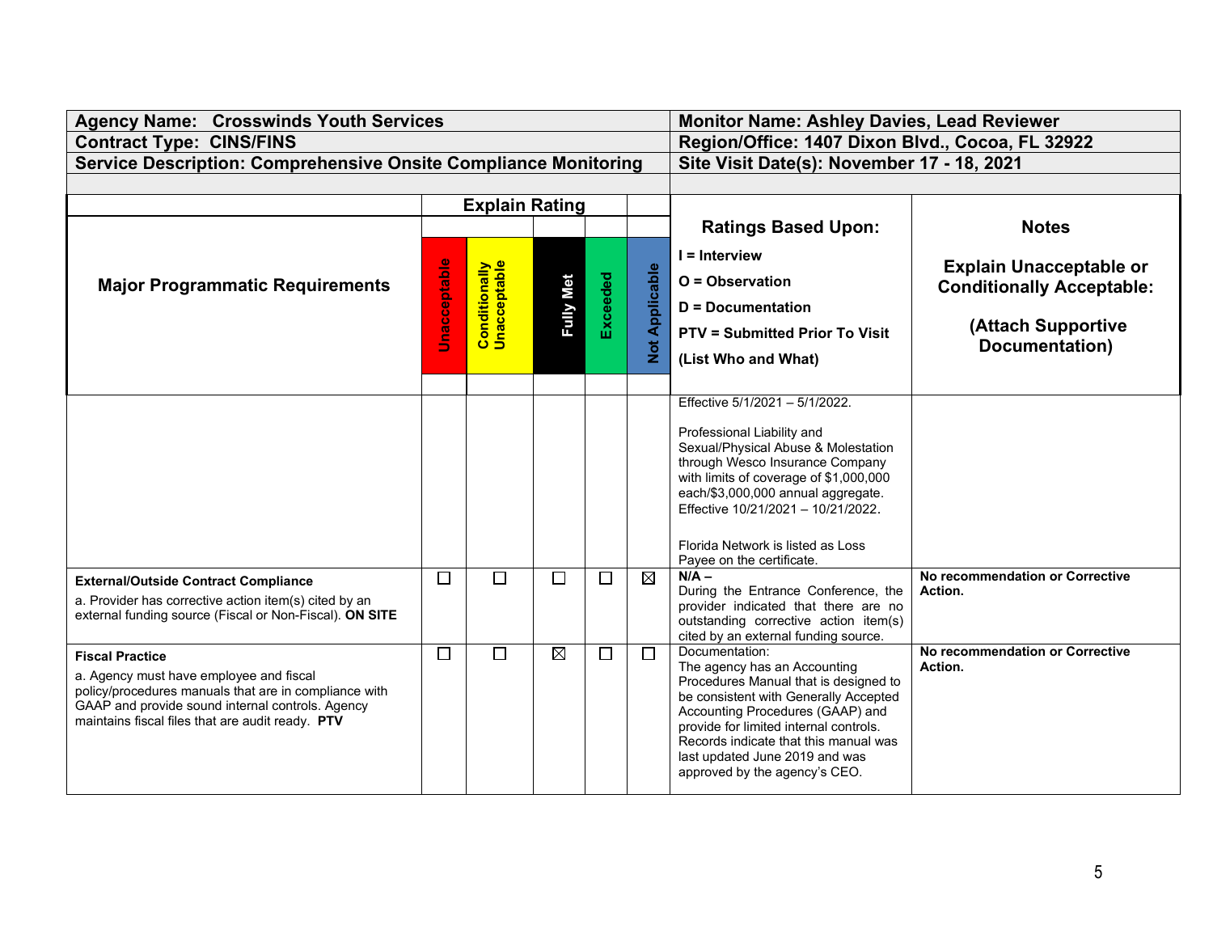| Agency Name: Crosswinds Youth Services | Monitor Name: Ashley Davies, Lead Reviewer |
|---|---|
| Contract Type: CINS/FINS | Region/Office: 1407 Dixon Blvd., Cocoa, FL 32922 |
| Service Description: Comprehensive Onsite Compliance Monitoring | Site Visit Date(s): November 17 - 18, 2021 |

| Major Programmatic Requirements | Unacceptable | Conditionally Unacceptable | Fully Met | Exceeded | Not Applicable | Ratings Based Upon: I = Interview, O = Observation, D = Documentation, PTV = Submitted Prior To Visit (List Who and What) | Notes: Explain Unacceptable or Conditionally Acceptable: (Attach Supportive Documentation) |
|---|---|---|---|---|---|---|---|
| | | | | | | Effective 5/1/2021 – 5/1/2022.<br><br>Professional Liability and Sexual/Physical Abuse & Molestation through Wesco Insurance Company with limits of coverage of $1,000,000 each/$3,000,000 annual aggregate. Effective 10/21/2021 – 10/21/2022.<br><br>Florida Network is listed as Loss Payee on the certificate. | |
| **External/Outside Contract Compliance**<br>a. Provider has corrective action item(s) cited by an external funding source (Fiscal or Non-Fiscal). **ON SITE** | ☐ | ☐ | ☐ | ☐ | ☒ | **N/A –**<br>During the Entrance Conference, the provider indicated that there are no outstanding corrective action item(s) cited by an external funding source. | **No recommendation or Corrective Action.** |
| **Fiscal Practice**<br>a. Agency must have employee and fiscal policy/procedures manuals that are in compliance with GAAP and provide sound internal controls. Agency maintains fiscal files that are audit ready. **PTV** | ☐ | ☐ | ☒ | ☐ | ☐ | Documentation:<br>The agency has an Accounting Procedures Manual that is designed to be consistent with Generally Accepted Accounting Procedures (GAAP) and provide for limited internal controls. Records indicate that this manual was last updated June 2019 and was approved by the agency's CEO. | **No recommendation or Corrective Action.** |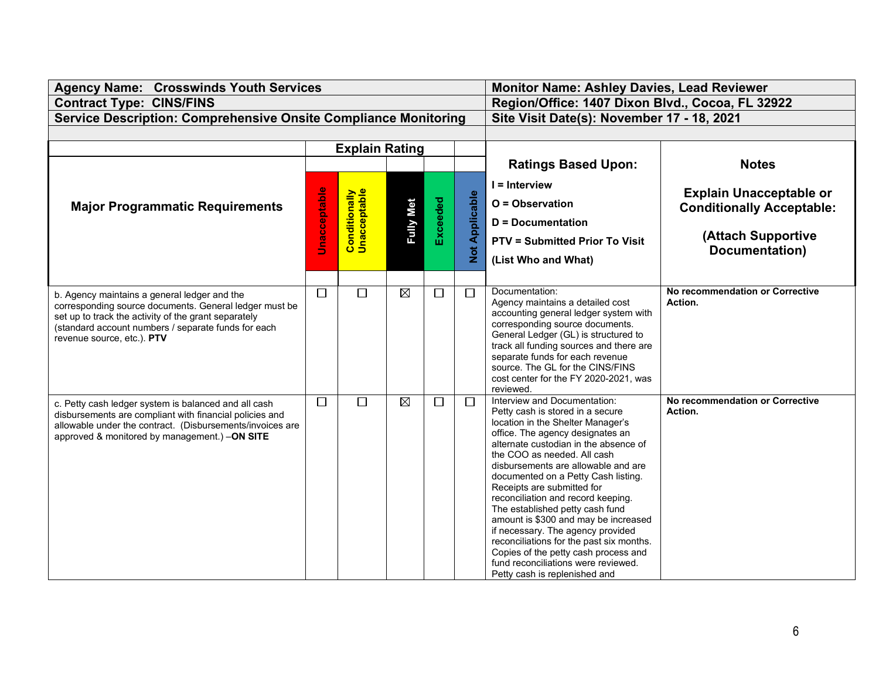| Agency Name: Crosswinds Youth Services | Monitor Name: Ashley Davies, Lead Reviewer |
|---|---|
| Contract Type: CINS/FINS | Region/Office: 1407 Dixon Blvd., Cocoa, FL 32922 |
| Service Description: Comprehensive Onsite Compliance Monitoring | Site Visit Date(s): November 17 - 18, 2021 |

| Major Programmatic Requirements | Explain Rating | | | | | Ratings Based Upon: I = Interview O = Observation D = Documentation PTV = Submitted Prior To Visit (List Who and What) | Notes Explain Unacceptable or Conditionally Acceptable: (Attach Supportive Documentation) |
|---|---|---|---|---|---|---|---|
| | Unacceptable | Conditionally Unacceptable | Fully Met | Exceeded | Not Applicable | | |
| b. Agency maintains a general ledger and the corresponding source documents. General ledger must be set up to track the activity of the grant separately (standard account numbers / separate funds for each revenue source, etc.). **PTV** | ☐ | ☐ | ☒ | ☐ | ☐ | Documentation: Agency maintains a detailed cost accounting general ledger system with corresponding source documents. General Ledger (GL) is structured to track all funding sources and there are separate funds for each revenue source. The GL for the CINS/FINS cost center for the FY 2020-2021, was reviewed. | **No recommendation or Corrective Action.** |
| c. Petty cash ledger system is balanced and all cash disbursements are compliant with financial policies and allowable under the contract. (Disbursements/invoices are approved & monitored by management.) –**ON SITE** | ☐ | ☐ | ☒ | ☐ | ☐ | Interview and Documentation: Petty cash is stored in a secure location in the Shelter Manager's office. The agency designates an alternate custodian in the absence of the COO as needed. All cash disbursements are allowable and are documented on a Petty Cash listing. Receipts are submitted for reconciliation and record keeping. The established petty cash fund amount is $300 and may be increased if necessary. The agency provided reconciliations for the past six months. Copies of the petty cash process and fund reconciliations were reviewed. Petty cash is replenished and | **No recommendation or Corrective Action.** |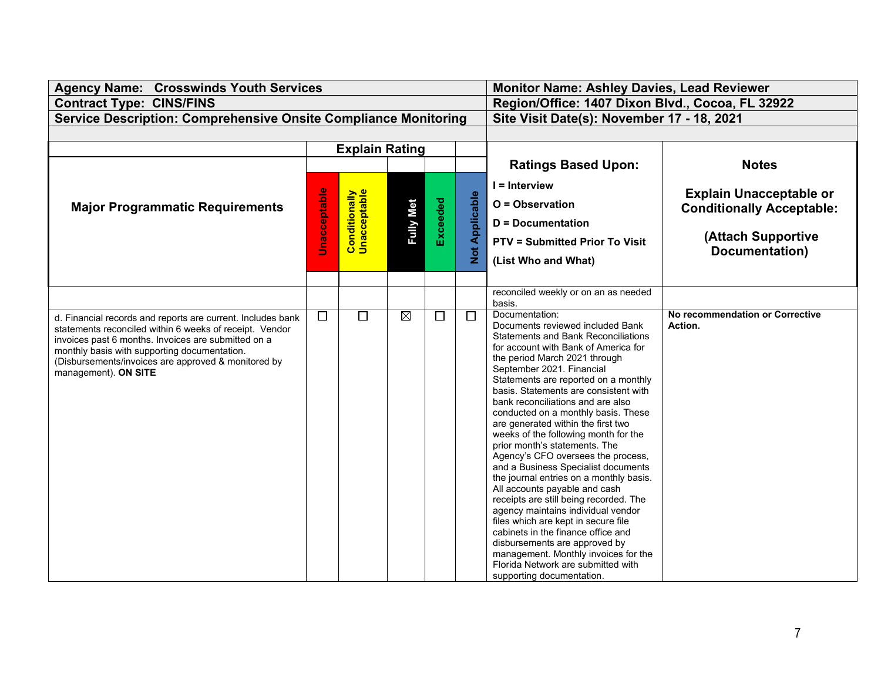| Agency Name: Crosswinds Youth Services | Monitor Name: Ashley Davies, Lead Reviewer |
|---|---|
| Contract Type: CINS/FINS | Region/Office: 1407 Dixon Blvd., Cocoa, FL 32922 |
| Service Description: Comprehensive Onsite Compliance Monitoring | Site Visit Date(s): November 17 - 18, 2021 |

| Major Programmatic Requirements | Unacceptable | Conditionally Unacceptable | Fully Met | Exceeded | Not Applicable | Ratings Based Upon: I = Interview O = Observation D = Documentation PTV = Submitted Prior To Visit (List Who and What) | Notes Explain Unacceptable or Conditionally Acceptable: (Attach Supportive Documentation) |
|---|---|---|---|---|---|---|---|
| | | | | | | reconciled weekly or on an as needed basis. | |
| d. Financial records and reports are current. Includes bank statements reconciled within 6 weeks of receipt. Vendor invoices past 6 months. Invoices are submitted on a monthly basis with supporting documentation. (Disbursements/invoices are approved & monitored by management). **ON SITE** | ☐ | ☐ | ☒ | ☐ | ☐ | Documentation: Documents reviewed included Bank Statements and Bank Reconciliations for account with Bank of America for the period March 2021 through September 2021. Financial Statements are reported on a monthly basis. Statements are consistent with bank reconciliations and are also conducted on a monthly basis. These are generated within the first two weeks of the following month for the prior month's statements. The Agency's CFO oversees the process, and a Business Specialist documents the journal entries on a monthly basis. All accounts payable and cash receipts are still being recorded. The agency maintains individual vendor files which are kept in secure file cabinets in the finance office and disbursements are approved by management. Monthly invoices for the Florida Network are submitted with supporting documentation. | **No recommendation or Corrective Action.** |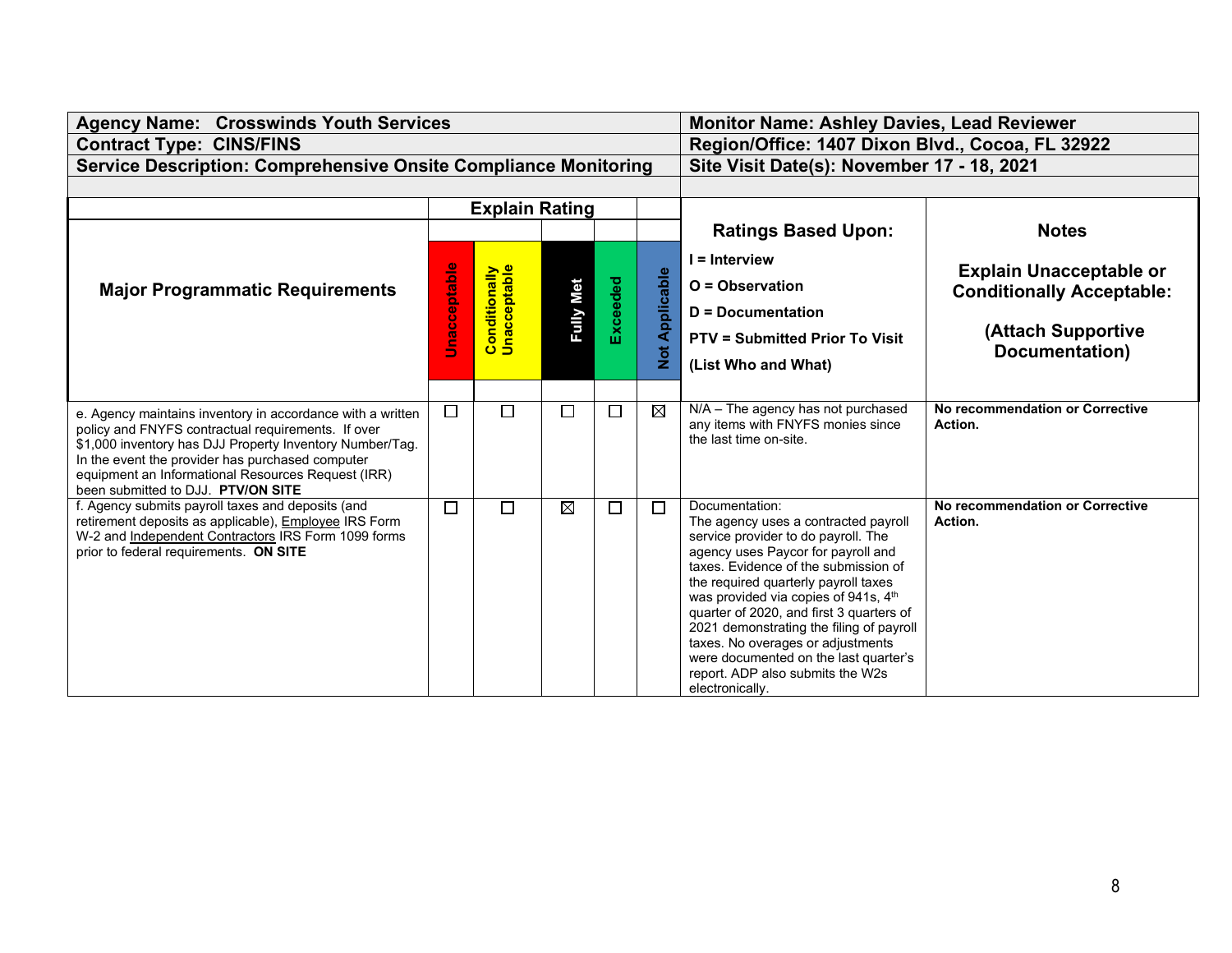| Agency Name: Crosswinds Youth Services | Monitor Name: Ashley Davies, Lead Reviewer |
|---|---|
| Contract Type: CINS/FINS | Region/Office: 1407 Dixon Blvd., Cocoa, FL 32922 |
| Service Description: Comprehensive Onsite Compliance Monitoring | Site Visit Date(s): November 17 - 18, 2021 |

| Major Programmatic Requirements | Unacceptable | Conditionally Unacceptable | Fully Met | Exceeded | Not Applicable | Ratings Based Upon: I = Interview O = Observation D = Documentation PTV = Submitted Prior To Visit (List Who and What) | Notes Explain Unacceptable or Conditionally Acceptable: (Attach Supportive Documentation) |
|---|---|---|---|---|---|---|---|
| | Explain Rating | | | | | | |
| e. Agency maintains inventory in accordance with a written policy and FNYFS contractual requirements. If over $1,000 inventory has DJJ Property Inventory Number/Tag. In the event the provider has purchased computer equipment an Informational Resources Request (IRR) been submitted to DJJ. **PTV/ON SITE** | ☐ | ☐ | ☐ | ☐ | ☒ | N/A – The agency has not purchased any items with FNYFS monies since the last time on-site. | **No recommendation or Corrective Action.** |
| f. Agency submits payroll taxes and deposits (and retirement deposits as applicable), Employee IRS Form W-2 and Independent Contractors IRS Form 1099 forms prior to federal requirements. **ON SITE** | ☐ | ☐ | ☒ | ☐ | ☐ | Documentation: The agency uses a contracted payroll service provider to do payroll. The agency uses Paycor for payroll and taxes. Evidence of the submission of the required quarterly payroll taxes was provided via copies of 941s, 4th quarter of 2020, and first 3 quarters of 2021 demonstrating the filing of payroll taxes. No overages or adjustments were documented on the last quarter's report. ADP also submits the W2s electronically. | **No recommendation or Corrective Action.** |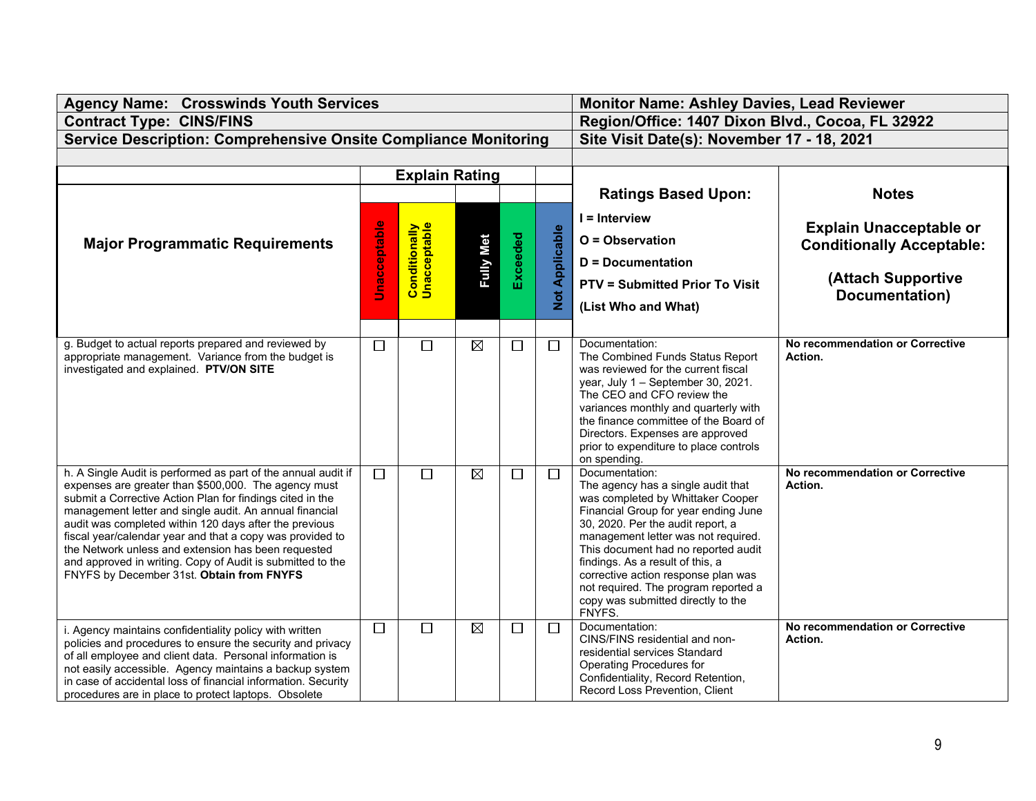| Agency Name: Crosswinds Youth Services | Monitor Name: Ashley Davies, Lead Reviewer |
|---|---|
| Contract Type: CINS/FINS | Region/Office: 1407 Dixon Blvd., Cocoa, FL 32922 |
| Service Description: Comprehensive Onsite Compliance Monitoring | Site Visit Date(s): November 17 - 18, 2021 |

| Major Programmatic Requirements | Explain Rating | | | | | Ratings Based Upon: I = Interview O = Observation D = Documentation PTV = Submitted Prior To Visit (List Who and What) | Notes Explain Unacceptable or Conditionally Acceptable: (Attach Supportive Documentation) |
|---|---|---|---|---|---|---|---|
| | Unacceptable | Conditionally Unacceptable | Fully Met | Exceeded | Not Applicable | | |
| g. Budget to actual reports prepared and reviewed by appropriate management. Variance from the budget is investigated and explained. **PTV/ON SITE** | ☐ | ☐ | ☒ | ☐ | ☐ | Documentation: The Combined Funds Status Report was reviewed for the current fiscal year, July 1 – September 30, 2021. The CEO and CFO review the variances monthly and quarterly with the finance committee of the Board of Directors. Expenses are approved prior to expenditure to place controls on spending. | **No recommendation or Corrective Action.** |
| h. A Single Audit is performed as part of the annual audit if expenses are greater than $500,000. The agency must submit a Corrective Action Plan for findings cited in the management letter and single audit. An annual financial audit was completed within 120 days after the previous fiscal year/calendar year and that a copy was provided to the Network unless and extension has been requested and approved in writing. Copy of Audit is submitted to the FNYFS by December 31st. **Obtain from FNYFS** | ☐ | ☐ | ☒ | ☐ | ☐ | Documentation: The agency has a single audit that was completed by Whittaker Cooper Financial Group for year ending June 30, 2020. Per the audit report, a management letter was not required. This document had no reported audit findings. As a result of this, a corrective action response plan was not required. The program reported a copy was submitted directly to the FNYFS. | **No recommendation or Corrective Action.** |
| i. Agency maintains confidentiality policy with written policies and procedures to ensure the security and privacy of all employee and client data. Personal information is not easily accessible. Agency maintains a backup system in case of accidental loss of financial information. Security procedures are in place to protect laptops. Obsolete | ☐ | ☐ | ☒ | ☐ | ☐ | Documentation: CINS/FINS residential and non-residential services Standard Operating Procedures for Confidentiality, Record Retention, Record Loss Prevention, Client | **No recommendation or Corrective Action.** |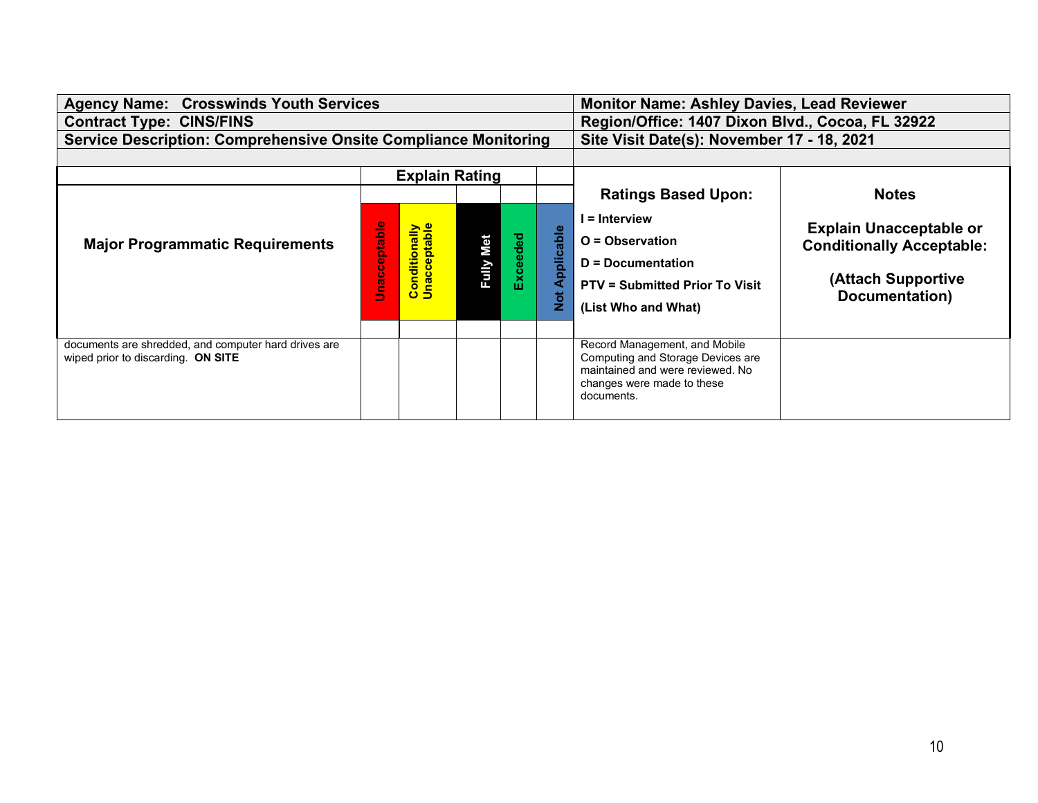| Agency Name: Crosswinds Youth Services | | | | | | Monitor Name: Ashley Davies, Lead Reviewer | |
|---|---|---|---|---|---|---|---|
| **Contract Type: CINS/FINS** | | | | | | **Region/Office: 1407 Dixon Blvd., Cocoa, FL 32922** | |
| **Service Description: Comprehensive Onsite Compliance Monitoring** | | | | | | **Site Visit Date(s): November 17 - 18, 2021** | |

| Major Programmatic Requirements | Explain Rating: Unacceptable | Conditionally Unacceptable | Fully Met | Exceeded | Not Applicable | Ratings Based Upon: I = Interview O = Observation D = Documentation PTV = Submitted Prior To Visit (List Who and What) | Notes: Explain Unacceptable or Conditionally Acceptable: (Attach Supportive Documentation) |
|---|---|---|---|---|---|---|---|
| documents are shredded, and computer hard drives are wiped prior to discarding. **ON SITE** | | | | | | Record Management, and Mobile Computing and Storage Devices are maintained and were reviewed. No changes were made to these documents. | |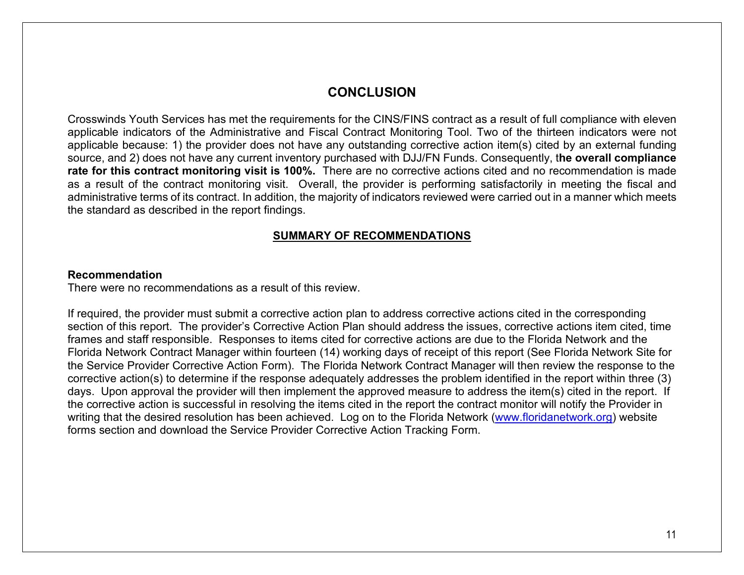## CONCLUSION

Crosswinds Youth Services has met the requirements for the CINS/FINS contract as a result of full compliance with eleven applicable indicators of the Administrative and Fiscal Contract Monitoring Tool. Two of the thirteen indicators were not applicable because: 1) the provider does not have any outstanding corrective action item(s) cited by an external funding source, and 2) does not have any current inventory purchased with DJJ/FN Funds. Consequently, t**he overall compliance rate for this contract monitoring visit is 100%.** There are no corrective actions cited and no recommendation is made as a result of the contract monitoring visit. Overall, the provider is performing satisfactorily in meeting the fiscal and administrative terms of its contract. In addition, the majority of indicators reviewed were carried out in a manner which meets the standard as described in the report findings.

### SUMMARY OF RECOMMENDATIONS

**Recommendation**
There were no recommendations as a result of this review.

If required, the provider must submit a corrective action plan to address corrective actions cited in the corresponding section of this report. The provider's Corrective Action Plan should address the issues, corrective actions item cited, time frames and staff responsible. Responses to items cited for corrective actions are due to the Florida Network and the Florida Network Contract Manager within fourteen (14) working days of receipt of this report (See Florida Network Site for the Service Provider Corrective Action Form). The Florida Network Contract Manager will then review the response to the corrective action(s) to determine if the response adequately addresses the problem identified in the report within three (3) days. Upon approval the provider will then implement the approved measure to address the item(s) cited in the report. If the corrective action is successful in resolving the items cited in the report the contract monitor will notify the Provider in writing that the desired resolution has been achieved. Log on to the Florida Network (www.floridanetwork.org) website forms section and download the Service Provider Corrective Action Tracking Form.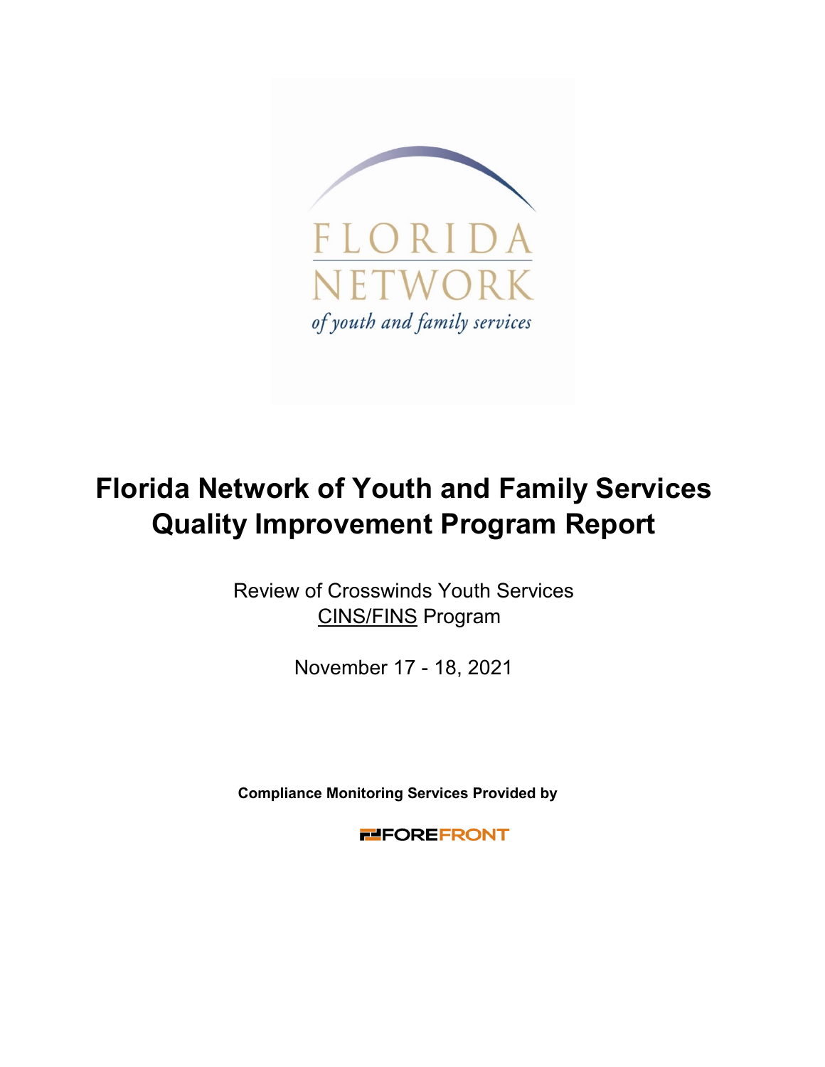# Florida Network of Youth and Family Services Quality Improvement Program Report

Review of Crosswinds Youth Services
CINS/FINS Program

November 17 - 18, 2021

**Compliance Monitoring Services Provided by**

FOREFRONT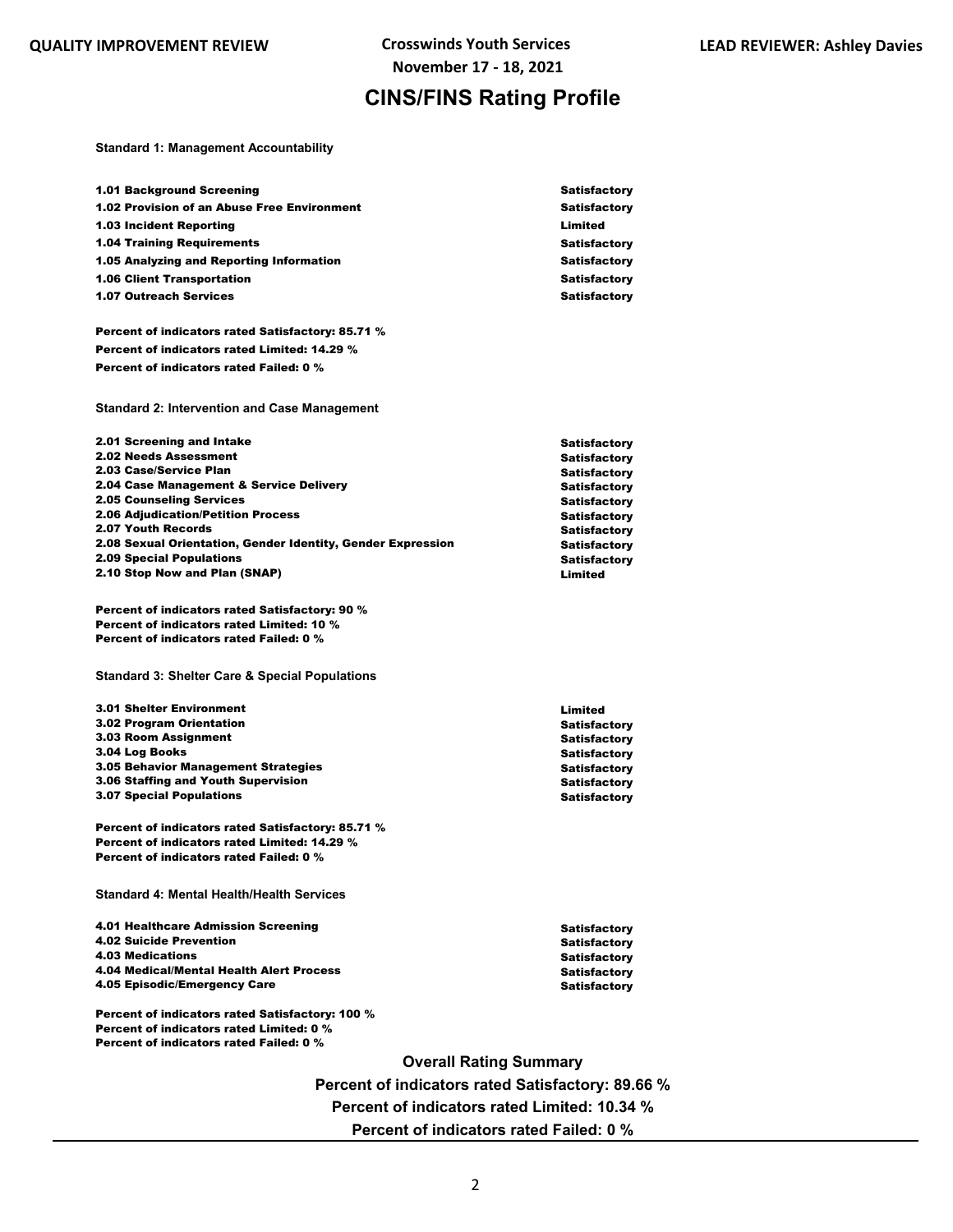QUALITY IMPROVEMENT REVIEW | Crosswinds Youth Services | LEAD REVIEWER: Ashley Davies

November 17 - 18, 2021

# CINS/FINS Rating Profile

**Standard 1: Management Accountability**

| | |
|---|---|
| 1.01 Background Screening | Satisfactory |
| 1.02 Provision of an Abuse Free Environment | Satisfactory |
| 1.03 Incident Reporting | Limited |
| 1.04 Training Requirements | Satisfactory |
| 1.05 Analyzing and Reporting Information | Satisfactory |
| 1.06 Client Transportation | Satisfactory |
| 1.07 Outreach Services | Satisfactory |

Percent of indicators rated Satisfactory: 85.71 %
Percent of indicators rated Limited: 14.29 %
Percent of indicators rated Failed: 0 %

**Standard 2: Intervention and Case Management**

| | |
|---|---|
| 2.01 Screening and Intake | Satisfactory |
| 2.02 Needs Assessment | Satisfactory |
| 2.03 Case/Service Plan | Satisfactory |
| 2.04 Case Management & Service Delivery | Satisfactory |
| 2.05 Counseling Services | Satisfactory |
| 2.06 Adjudication/Petition Process | Satisfactory |
| 2.07 Youth Records | Satisfactory |
| 2.08 Sexual Orientation, Gender Identity, Gender Expression | Satisfactory |
| 2.09 Special Populations | Satisfactory |
| 2.10 Stop Now and Plan (SNAP) | Limited |

Percent of indicators rated Satisfactory: 90 %
Percent of indicators rated Limited: 10 %
Percent of indicators rated Failed: 0 %

**Standard 3: Shelter Care & Special Populations**

| | |
|---|---|
| 3.01 Shelter Environment | Limited |
| 3.02 Program Orientation | Satisfactory |
| 3.03 Room Assignment | Satisfactory |
| 3.04 Log Books | Satisfactory |
| 3.05 Behavior Management Strategies | Satisfactory |
| 3.06 Staffing and Youth Supervision | Satisfactory |
| 3.07 Special Populations | Satisfactory |

Percent of indicators rated Satisfactory: 85.71 %
Percent of indicators rated Limited: 14.29 %
Percent of indicators rated Failed: 0 %

**Standard 4: Mental Health/Health Services**

| | |
|---|---|
| 4.01 Healthcare Admission Screening | Satisfactory |
| 4.02 Suicide Prevention | Satisfactory |
| 4.03 Medications | Satisfactory |
| 4.04 Medical/Mental Health Alert Process | Satisfactory |
| 4.05 Episodic/Emergency Care | Satisfactory |

Percent of indicators rated Satisfactory: 100 %
Percent of indicators rated Limited: 0 %
Percent of indicators rated Failed: 0 %

**Overall Rating Summary**

**Percent of indicators rated Satisfactory: 89.66 %**

**Percent of indicators rated Limited: 10.34 %**

**Percent of indicators rated Failed: 0 %**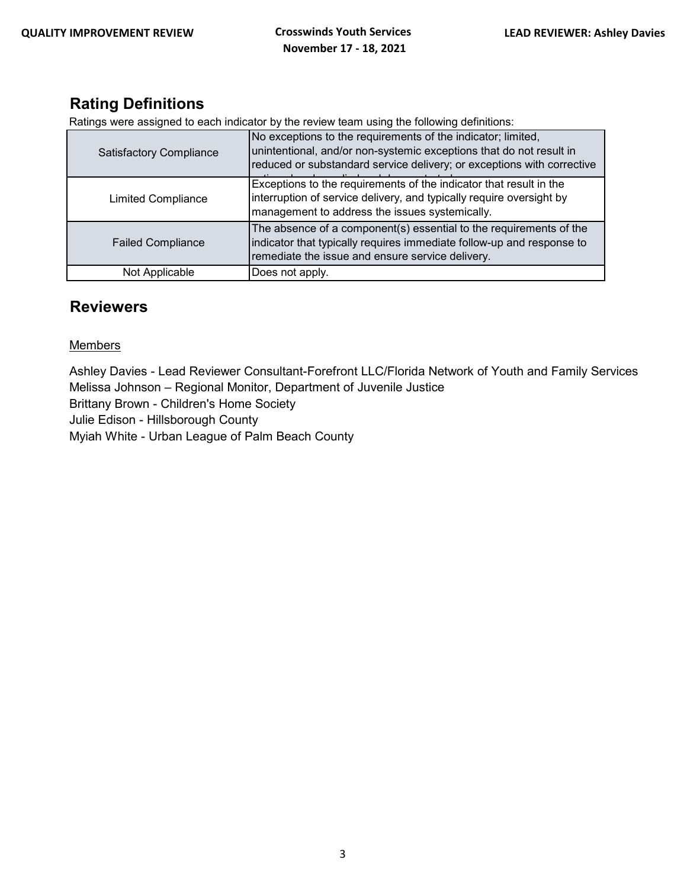## Rating Definitions

Ratings were assigned to each indicator by the review team using the following definitions:

| | |
|---|---|
| Satisfactory Compliance | No exceptions to the requirements of the indicator; limited, unintentional, and/or non-systemic exceptions that do not result in reduced or substandard service delivery; or exceptions with corrective |
| Limited Compliance | Exceptions to the requirements of the indicator that result in the interruption of service delivery, and typically require oversight by management to address the issues systemically. |
| Failed Compliance | The absence of a component(s) essential to the requirements of the indicator that typically requires immediate follow-up and response to remediate the issue and ensure service delivery. |
| Not Applicable | Does not apply. |

## Reviewers

Members

Ashley Davies - Lead Reviewer Consultant-Forefront LLC/Florida Network of Youth and Family Services
Melissa Johnson – Regional Monitor, Department of Juvenile Justice
Brittany Brown - Children's Home Society
Julie Edison - Hillsborough County
Myiah White - Urban League of Palm Beach County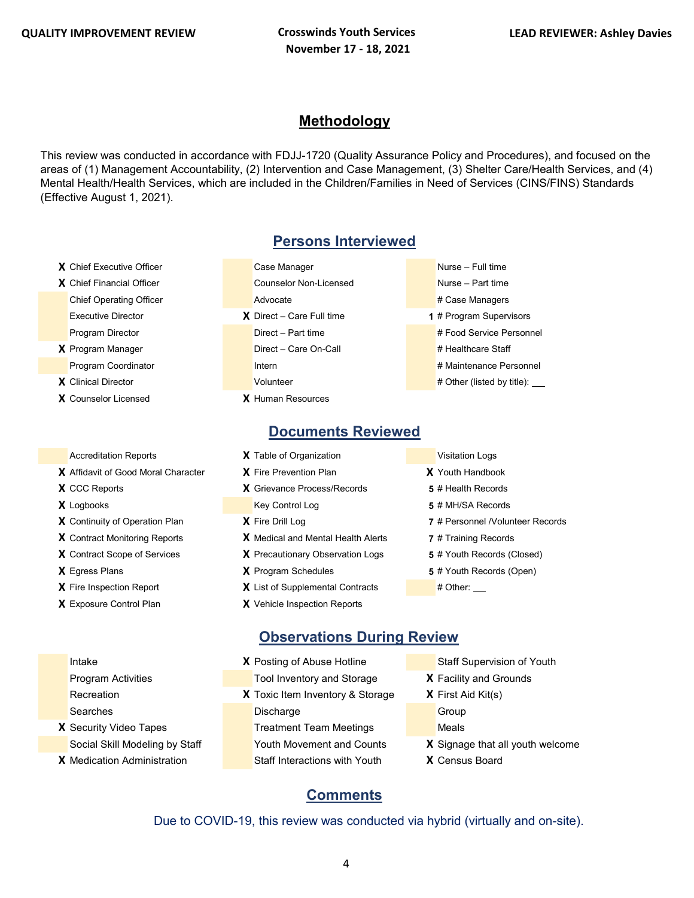## Methodology

This review was conducted in accordance with FDJJ-1720 (Quality Assurance Policy and Procedures), and focused on the areas of (1) Management Accountability, (2) Intervention and Case Management, (3) Shelter Care/Health Services, and (4) Mental Health/Health Services, which are included in the Children/Families in Need of Services (CINS/FINS) Standards (Effective August 1, 2021).

## Persons Interviewed

| | | | | | |
|---|---|---|---|---|---|
| X | Chief Executive Officer | | Case Manager | | Nurse – Full time |
| X | Chief Financial Officer | | Counselor Non-Licensed | | Nurse – Part time |
| | Chief Operating Officer | | Advocate | | # Case Managers |
| | Executive Director | X | Direct – Care Full time | 1 | # Program Supervisors |
| | Program Director | | Direct – Part time | | # Food Service Personnel |
| X | Program Manager | | Direct – Care On-Call | | # Healthcare Staff |
| | Program Coordinator | | Intern | | # Maintenance Personnel |
| X | Clinical Director | | Volunteer | | # Other (listed by title): ___ |
| X | Counselor Licensed | X | Human Resources | | |

## Documents Reviewed

| | | | | | |
|---|---|---|---|---|---|
| | Accreditation Reports | X | Table of Organization | | Visitation Logs |
| X | Affidavit of Good Moral Character | X | Fire Prevention Plan | X | Youth Handbook |
| X | CCC Reports | X | Grievance Process/Records | 5 | # Health Records |
| X | Logbooks | | Key Control Log | 5 | # MH/SA Records |
| X | Continuity of Operation Plan | X | Fire Drill Log | 7 | # Personnel /Volunteer Records |
| X | Contract Monitoring Reports | X | Medical and Mental Health Alerts | 7 | # Training Records |
| X | Contract Scope of Services | X | Precautionary Observation Logs | 5 | # Youth Records (Closed) |
| X | Egress Plans | X | Program Schedules | 5 | # Youth Records (Open) |
| X | Fire Inspection Report | X | List of Supplemental Contracts | | # Other: ___ |
| X | Exposure Control Plan | X | Vehicle Inspection Reports | | |

## Observations During Review

| | | | | | |
|---|---|---|---|---|---|
| | Intake | X | Posting of Abuse Hotline | | Staff Supervision of Youth |
| | Program Activities | | Tool Inventory and Storage | X | Facility and Grounds |
| | Recreation | X | Toxic Item Inventory & Storage | X | First Aid Kit(s) |
| | Searches | | Discharge | | Group |
| X | Security Video Tapes | | Treatment Team Meetings | | Meals |
| | Social Skill Modeling by Staff | | Youth Movement and Counts | X | Signage that all youth welcome |
| X | Medication Administration | | Staff Interactions with Youth | X | Census Board |

## Comments

Due to COVID-19, this review was conducted via hybrid (virtually and on-site).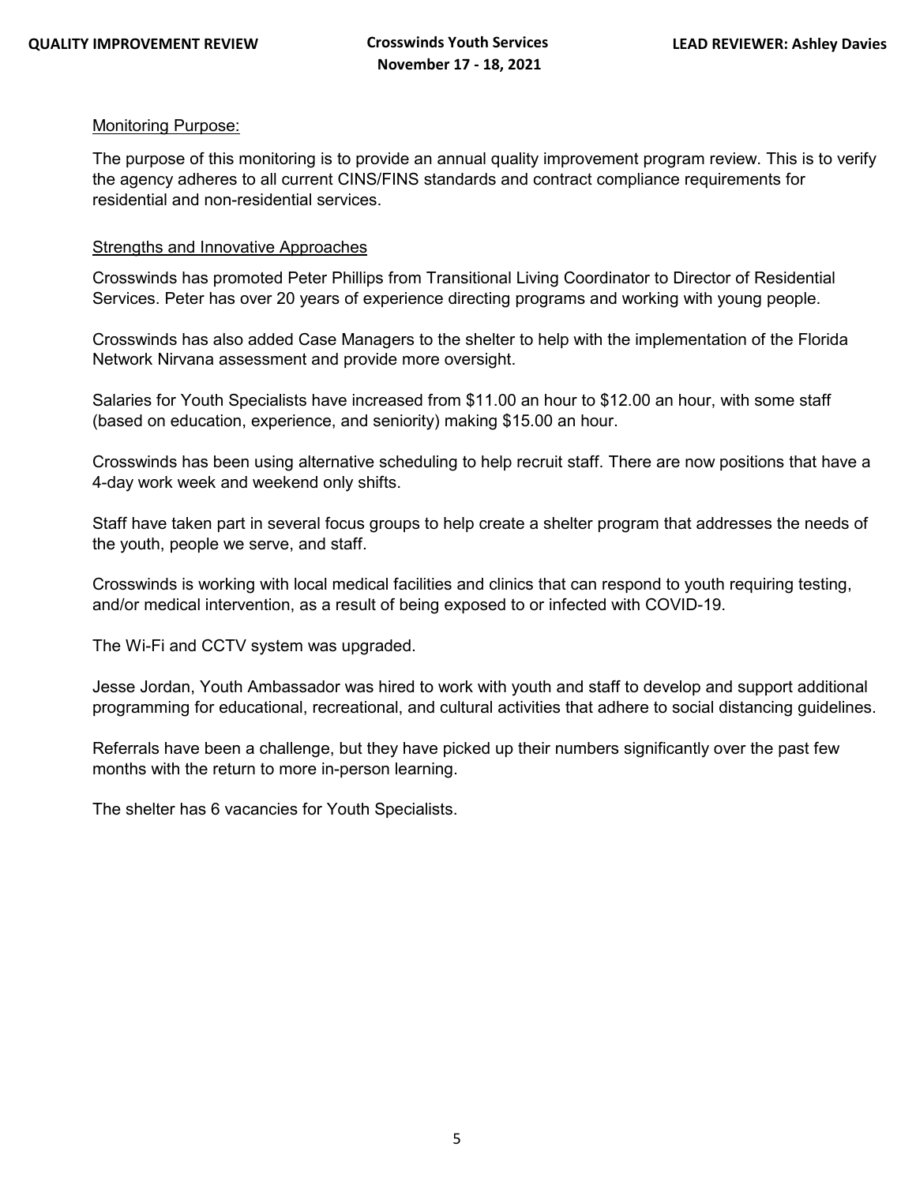Monitoring Purpose:

The purpose of this monitoring is to provide an annual quality improvement program review. This is to verify the agency adheres to all current CINS/FINS standards and contract compliance requirements for residential and non-residential services.

Strengths and Innovative Approaches

Crosswinds has promoted Peter Phillips from Transitional Living Coordinator to Director of Residential Services. Peter has over 20 years of experience directing programs and working with young people.

Crosswinds has also added Case Managers to the shelter to help with the implementation of the Florida Network Nirvana assessment and provide more oversight.

Salaries for Youth Specialists have increased from $11.00 an hour to $12.00 an hour, with some staff (based on education, experience, and seniority) making $15.00 an hour.

Crosswinds has been using alternative scheduling to help recruit staff. There are now positions that have a 4-day work week and weekend only shifts.

Staff have taken part in several focus groups to help create a shelter program that addresses the needs of the youth, people we serve, and staff.

Crosswinds is working with local medical facilities and clinics that can respond to youth requiring testing, and/or medical intervention, as a result of being exposed to or infected with COVID-19.

The Wi-Fi and CCTV system was upgraded.

Jesse Jordan, Youth Ambassador was hired to work with youth and staff to develop and support additional programming for educational, recreational, and cultural activities that adhere to social distancing guidelines.

Referrals have been a challenge, but they have picked up their numbers significantly over the past few months with the return to more in-person learning.

The shelter has 6 vacancies for Youth Specialists.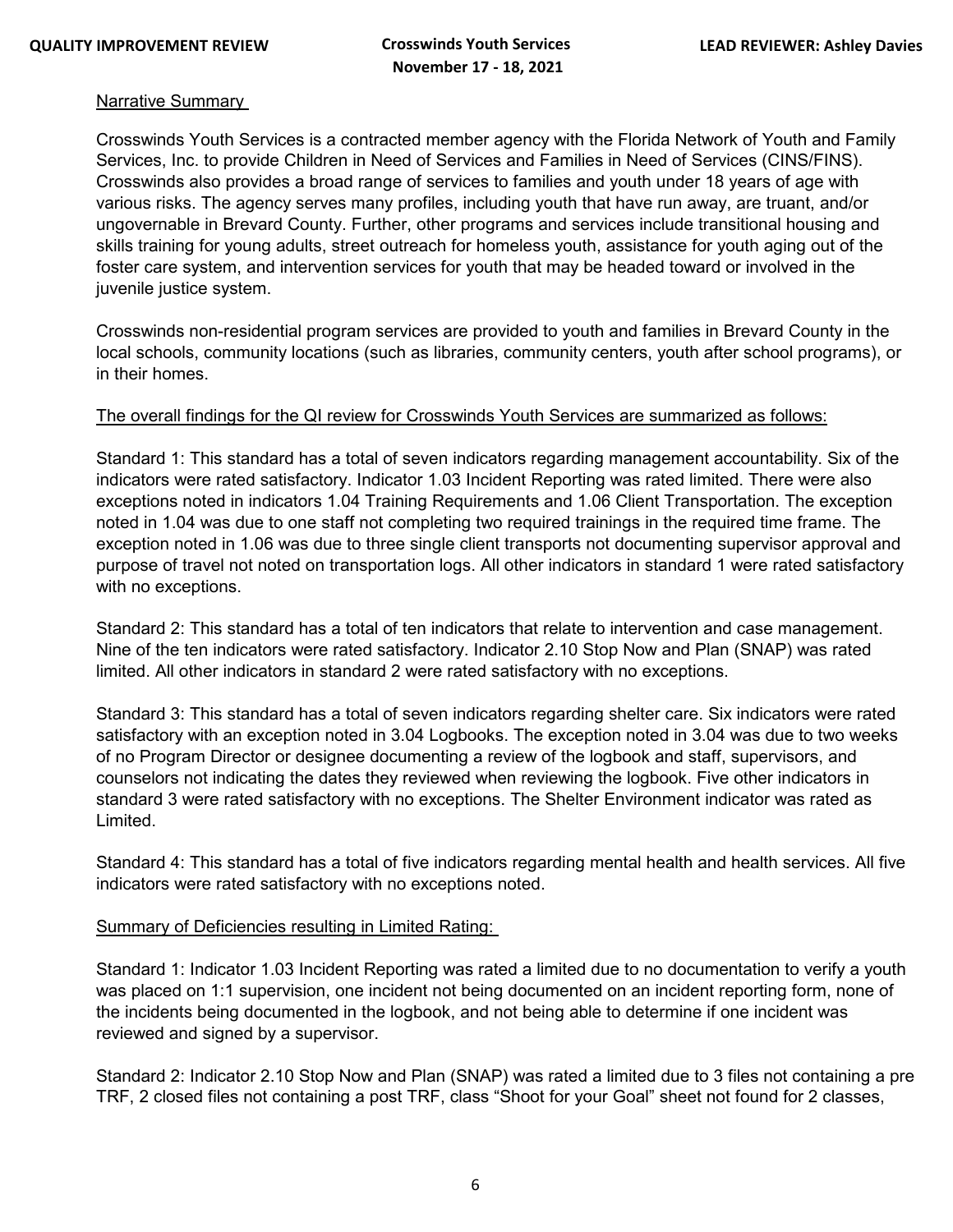Narrative Summary

Crosswinds Youth Services is a contracted member agency with the Florida Network of Youth and Family Services, Inc. to provide Children in Need of Services and Families in Need of Services (CINS/FINS). Crosswinds also provides a broad range of services to families and youth under 18 years of age with various risks. The agency serves many profiles, including youth that have run away, are truant, and/or ungovernable in Brevard County. Further, other programs and services include transitional housing and skills training for young adults, street outreach for homeless youth, assistance for youth aging out of the foster care system, and intervention services for youth that may be headed toward or involved in the juvenile justice system.

Crosswinds non-residential program services are provided to youth and families in Brevard County in the local schools, community locations (such as libraries, community centers, youth after school programs), or in their homes.

The overall findings for the QI review for Crosswinds Youth Services are summarized as follows:

Standard 1: This standard has a total of seven indicators regarding management accountability. Six of the indicators were rated satisfactory. Indicator 1.03 Incident Reporting was rated limited. There were also exceptions noted in indicators 1.04 Training Requirements and 1.06 Client Transportation. The exception noted in 1.04 was due to one staff not completing two required trainings in the required time frame. The exception noted in 1.06 was due to three single client transports not documenting supervisor approval and purpose of travel not noted on transportation logs. All other indicators in standard 1 were rated satisfactory with no exceptions.

Standard 2: This standard has a total of ten indicators that relate to intervention and case management. Nine of the ten indicators were rated satisfactory. Indicator 2.10 Stop Now and Plan (SNAP) was rated limited. All other indicators in standard 2 were rated satisfactory with no exceptions.

Standard 3: This standard has a total of seven indicators regarding shelter care. Six indicators were rated satisfactory with an exception noted in 3.04 Logbooks. The exception noted in 3.04 was due to two weeks of no Program Director or designee documenting a review of the logbook and staff, supervisors, and counselors not indicating the dates they reviewed when reviewing the logbook. Five other indicators in standard 3 were rated satisfactory with no exceptions. The Shelter Environment indicator was rated as Limited.

Standard 4: This standard has a total of five indicators regarding mental health and health services. All five indicators were rated satisfactory with no exceptions noted.

Summary of Deficiencies resulting in Limited Rating:

Standard 1: Indicator 1.03 Incident Reporting was rated a limited due to no documentation to verify a youth was placed on 1:1 supervision, one incident not being documented on an incident reporting form, none of the incidents being documented in the logbook, and not being able to determine if one incident was reviewed and signed by a supervisor.

Standard 2: Indicator 2.10 Stop Now and Plan (SNAP) was rated a limited due to 3 files not containing a pre TRF, 2 closed files not containing a post TRF, class "Shoot for your Goal" sheet not found for 2 classes,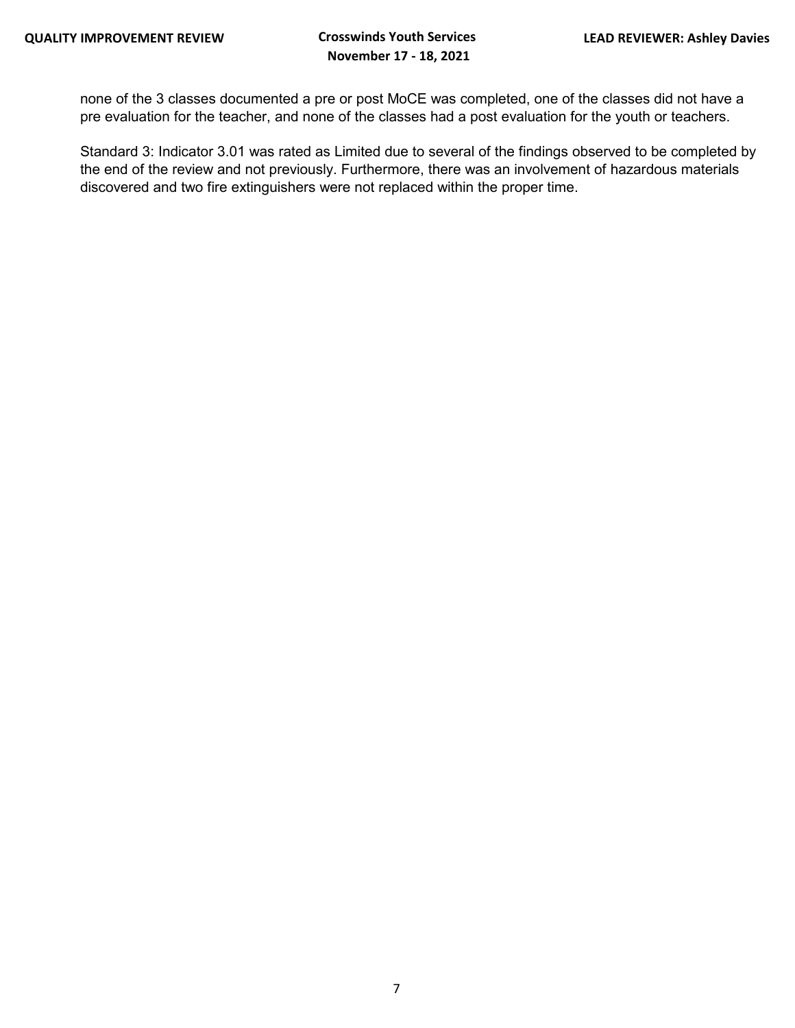none of the 3 classes documented a pre or post MoCE was completed, one of the classes did not have a pre evaluation for the teacher, and none of the classes had a post evaluation for the youth or teachers.

Standard 3: Indicator 3.01 was rated as Limited due to several of the findings observed to be completed by the end of the review and not previously. Furthermore, there was an involvement of hazardous materials discovered and two fire extinguishers were not replaced within the proper time.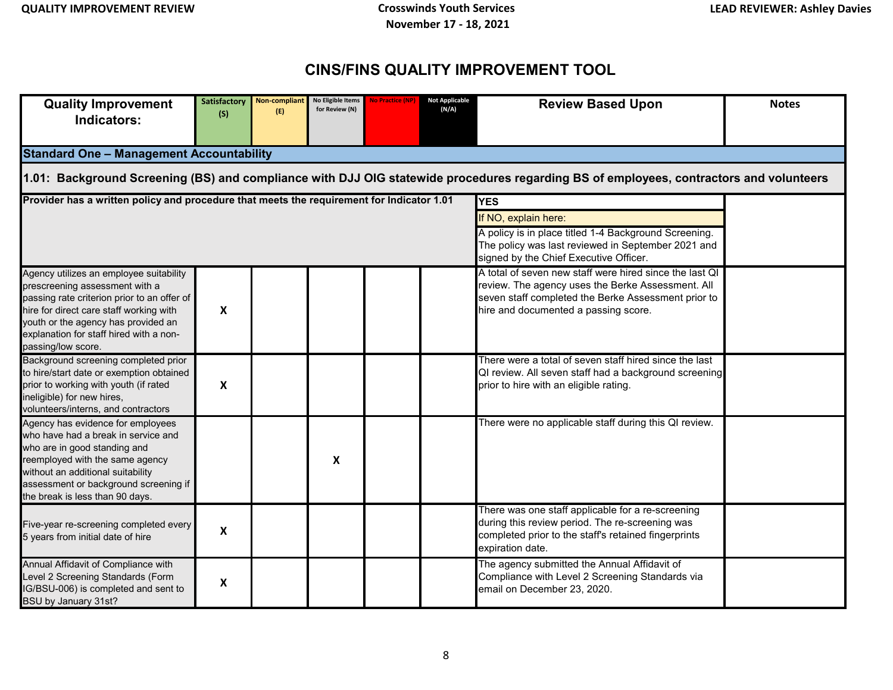# CINS/FINS QUALITY IMPROVEMENT TOOL

| Quality Improvement Indicators: | Satisfactory (S) | Non-compliant (E) | No Eligible Items for Review (N) | No Practice (NP) | Not Applicable (N/A) | Review Based Upon | Notes |
|---|---|---|---|---|---|---|---|
| **Standard One – Management Accountability** | | | | | | | |
| **1.01: Background Screening (BS) and compliance with DJJ OIG statewide procedures regarding BS of employees, contractors and volunteers** | | | | | | | |
| **Provider has a written policy and procedure that meets the requirement for Indicator 1.01** | | | | | | **YES**<br>If NO, explain here:<br>A policy is in place titled 1-4 Background Screening. The policy was last reviewed in September 2021 and signed by the Chief Executive Officer. | |
| Agency utilizes an employee suitability prescreening assessment with a passing rate criterion prior to an offer of hire for direct care staff working with youth or the agency has provided an explanation for staff hired with a non-passing/low score. | X | | | | | A total of seven new staff were hired since the last QI review. The agency uses the Berke Assessment. All seven staff completed the Berke Assessment prior to hire and documented a passing score. | |
| Background screening completed prior to hire/start date or exemption obtained prior to working with youth (if rated ineligible) for new hires, volunteers/interns, and contractors | X | | | | | There were a total of seven staff hired since the last QI review. All seven staff had a background screening prior to hire with an eligible rating. | |
| Agency has evidence for employees who have had a break in service and who are in good standing and reemployed with the same agency without an additional suitability assessment or background screening if the break is less than 90 days. | | | X | | | There were no applicable staff during this QI review. | |
| Five-year re-screening completed every 5 years from initial date of hire | X | | | | | There was one staff applicable for a re-screening during this review period. The re-screening was completed prior to the staff's retained fingerprints expiration date. | |
| Annual Affidavit of Compliance with Level 2 Screening Standards (Form IG/BSU-006) is completed and sent to BSU by January 31st? | X | | | | | The agency submitted the Annual Affidavit of Compliance with Level 2 Screening Standards via email on December 23, 2020. | |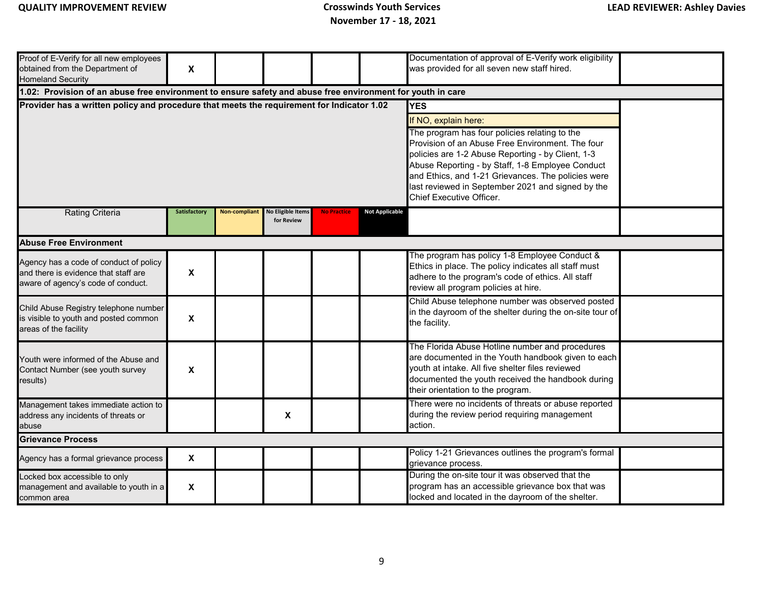| | Satisfactory | Non-compliant | No Eligible Items for Review | No Practice | Not Applicable | | |
|---|---|---|---|---|---|---|---|
| Proof of E-Verify for all new employees obtained from the Department of Homeland Security | X | | | | | Documentation of approval of E-Verify work eligibility was provided for all seven new staff hired. | |
| **1.02: Provision of an abuse free environment to ensure safety and abuse free environment for youth in care** | | | | | | | |
| **Provider has a written policy and procedure that meets the requirement for Indicator 1.02** | | | | | | **YES**<br>If NO, explain here:<br>The program has four policies relating to the Provision of an Abuse Free Environment. The four policies are 1-2 Abuse Reporting - by Client, 1-3 Abuse Reporting - by Staff, 1-8 Employee Conduct and Ethics, and 1-21 Grievances. The policies were last reviewed in September 2021 and signed by the Chief Executive Officer. | |
| Rating Criteria | Satisfactory | Non-compliant | No Eligible Items for Review | No Practice | Not Applicable | | |
| **Abuse Free Environment** | | | | | | | |
| Agency has a code of conduct of policy and there is evidence that staff are aware of agency's code of conduct. | X | | | | | The program has policy 1-8 Employee Conduct & Ethics in place. The policy indicates all staff must adhere to the program's code of ethics. All staff review all program policies at hire. | |
| Child Abuse Registry telephone number is visible to youth and posted common areas of the facility | X | | | | | Child Abuse telephone number was observed posted in the dayroom of the shelter during the on-site tour of the facility. | |
| Youth were informed of the Abuse and Contact Number (see youth survey results) | X | | | | | The Florida Abuse Hotline number and procedures are documented in the Youth handbook given to each youth at intake. All five shelter files reviewed documented the youth received the handbook during their orientation to the program. | |
| Management takes immediate action to address any incidents of threats or abuse | | | X | | | There were no incidents of threats or abuse reported during the review period requiring management action. | |
| **Grievance Process** | | | | | | | |
| Agency has a formal grievance process | X | | | | | Policy 1-21 Grievances outlines the program's formal grievance process. | |
| Locked box accessible to only management and available to youth in a common area | X | | | | | During the on-site tour it was observed that the program has an accessible grievance box that was locked and located in the dayroom of the shelter. | |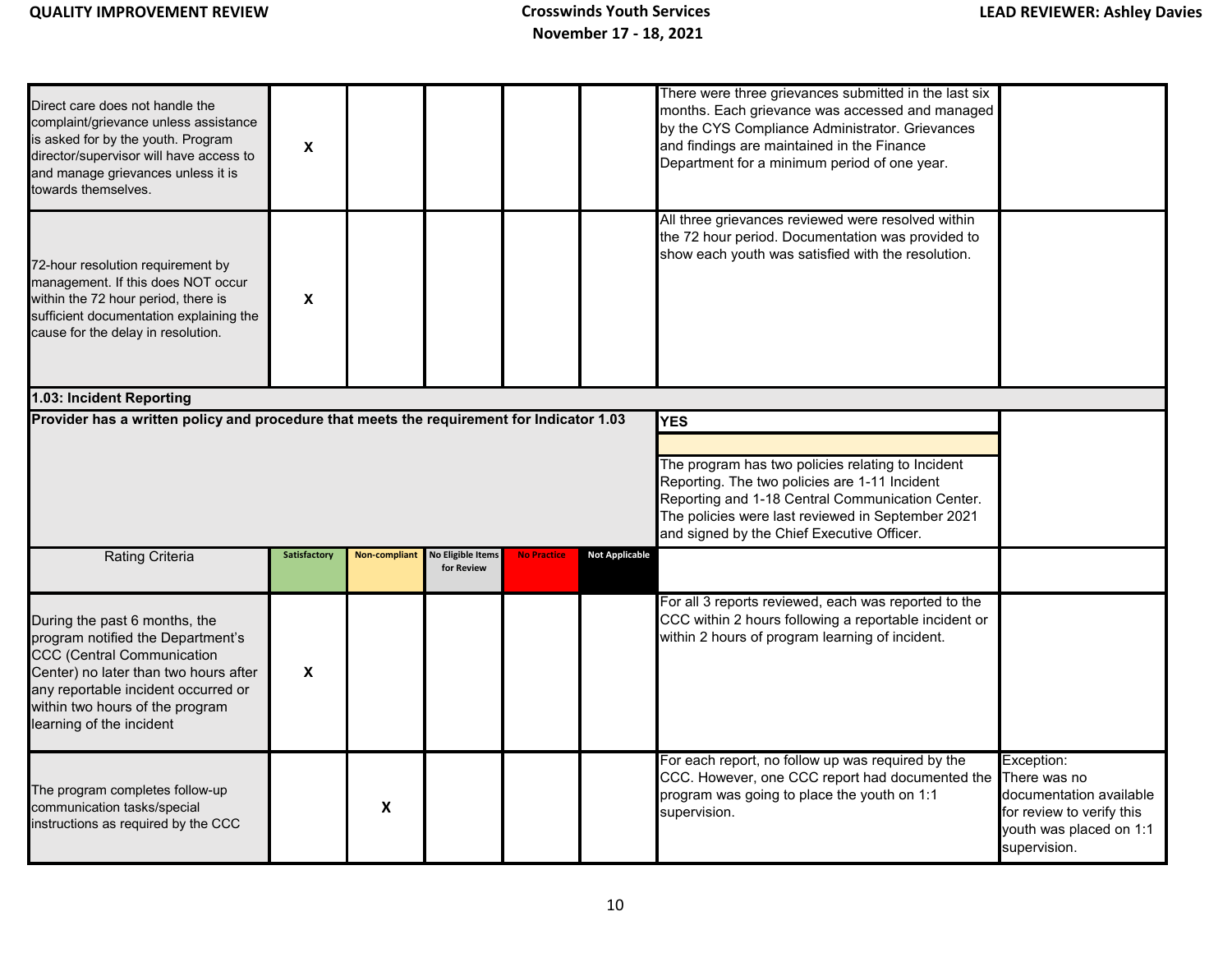| Rating Criteria | Satisfactory | Non-compliant | No Eligible Items for Review | No Practice | Not Applicable | | |
|---|---|---|---|---|---|---|---|
| Direct care does not handle the complaint/grievance unless assistance is asked for by the youth. Program director/supervisor will have access to and manage grievances unless it is towards themselves. | X | | | | | There were three grievances submitted in the last six months. Each grievance was accessed and managed by the CYS Compliance Administrator. Grievances and findings are maintained in the Finance Department for a minimum period of one year. | |
| 72-hour resolution requirement by management. If this does NOT occur within the 72 hour period, there is sufficient documentation explaining the cause for the delay in resolution. | X | | | | | All three grievances reviewed were resolved within the 72 hour period. Documentation was provided to show each youth was satisfied with the resolution. | |

**1.03: Incident Reporting**

| Provider has a written policy and procedure that meets the requirement for Indicator 1.03 | | | | | | | |
|---|---|---|---|---|---|---|---|
| | | | | | | **YES**<br><br>The program has two policies relating to Incident Reporting. The two policies are 1-11 Incident Reporting and 1-18 Central Communication Center. The policies were last reviewed in September 2021 and signed by the Chief Executive Officer. | |
| **Rating Criteria** | **Satisfactory** | **Non-compliant** | **No Eligible Items for Review** | **No Practice** | **Not Applicable** | | |
| During the past 6 months, the program notified the Department's CCC (Central Communication Center) no later than two hours after any reportable incident occurred or within two hours of the program learning of the incident | X | | | | | For all 3 reports reviewed, each was reported to the CCC within 2 hours following a reportable incident or within 2 hours of program learning of incident. | |
| The program completes follow-up communication tasks/special instructions as required by the CCC | | X | | | | For each report, no follow up was required by the CCC. However, one CCC report had documented the program was going to place the youth on 1:1 supervision. | Exception: There was no documentation available for review to verify this youth was placed on 1:1 supervision. |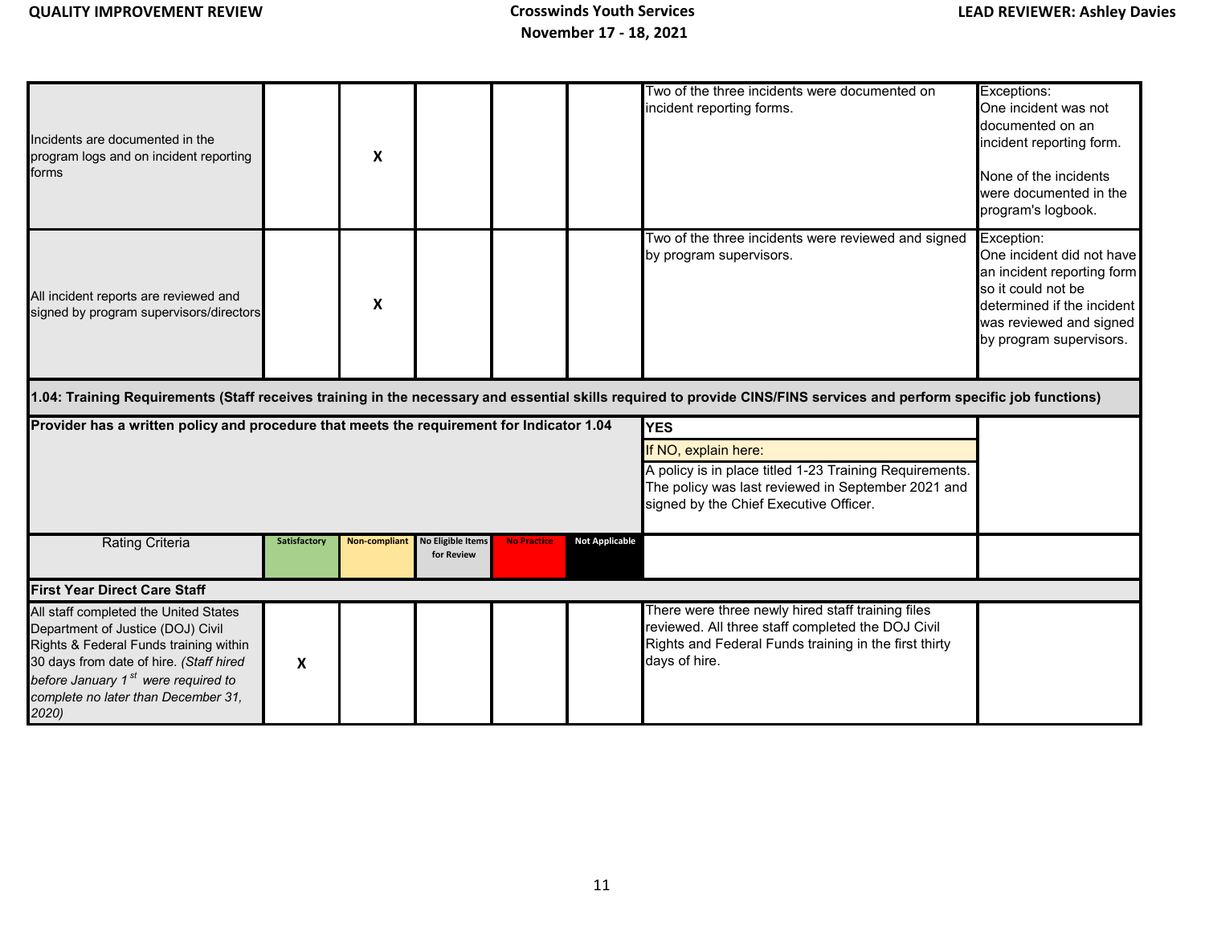| | Satisfactory | Non-compliant | No Eligible Items for Review | No Practice | Not Applicable | | |
|---|---|---|---|---|---|---|---|
| Incidents are documented in the program logs and on incident reporting forms | | X | | | | Two of the three incidents were documented on incident reporting forms. | Exceptions: One incident was not documented on an incident reporting form. None of the incidents were documented in the program's logbook. |
| All incident reports are reviewed and signed by program supervisors/directors | | X | | | | Two of the three incidents were reviewed and signed by program supervisors. | Exception: One incident did not have an incident reporting form so it could not be determined if the incident was reviewed and signed by program supervisors. |

**1.04: Training Requirements (Staff receives training in the necessary and essential skills required to provide CINS/FINS services and perform specific job functions)**

| Provider has a written policy and procedure that meets the requirement for Indicator 1.04 | | | | | | YES<br>If NO, explain here:<br>A policy is in place titled 1-23 Training Requirements. The policy was last reviewed in September 2021 and signed by the Chief Executive Officer. | |
|---|---|---|---|---|---|---|---|
| Rating Criteria | Satisfactory | Non-compliant | No Eligible Items for Review | No Practice | Not Applicable | | |
| **First Year Direct Care Staff** | | | | | | | |
| All staff completed the United States Department of Justice (DOJ) Civil Rights & Federal Funds training within 30 days from date of hire. *(Staff hired before January 1st were required to complete no later than December 31, 2020)* | X | | | | | There were three newly hired staff training files reviewed. All three staff completed the DOJ Civil Rights and Federal Funds training in the first thirty days of hire. | |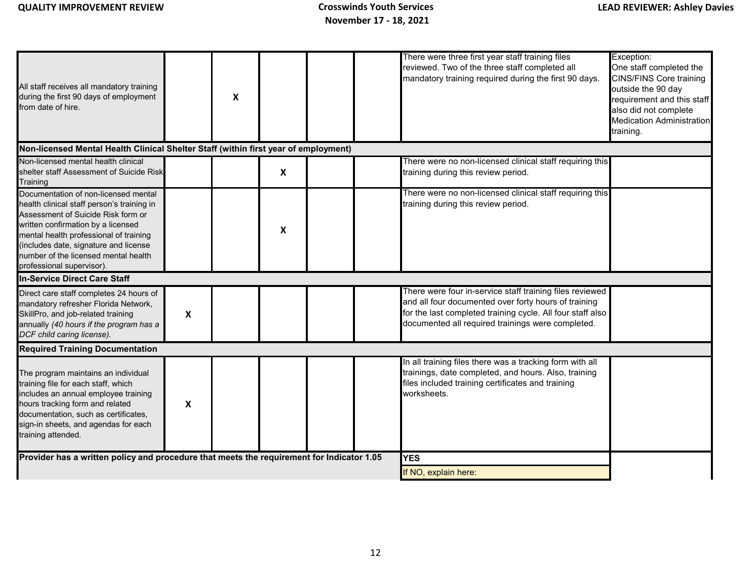| | | | | | | | |
|---|---|---|---|---|---|---|---|
| All staff receives all mandatory training during the first 90 days of employment from date of hire. | | X | | | | There were three first year staff training files reviewed. Two of the three staff completed all mandatory training required during the first 90 days. | Exception: One staff completed the CINS/FINS Core training outside the 90 day requirement and this staff also did not complete Medication Administration training. |
| **Non-licensed Mental Health Clinical Shelter Staff (within first year of employment)** | | | | | | | |
| Non-licensed mental health clinical shelter staff Assessment of Suicide Risk Training | | | X | | | There were no non-licensed clinical staff requiring this training during this review period. | |
| Documentation of non-licensed mental health clinical staff person's training in Assessment of Suicide Risk form or written confirmation by a licensed mental health professional of training (includes date, signature and license number of the licensed mental health professional supervisor). | | | X | | | There were no non-licensed clinical staff requiring this training during this review period. | |
| **In-Service Direct Care Staff** | | | | | | | |
| Direct care staff completes 24 hours of mandatory refresher Florida Network, SkillPro, and job-related training annually *(40 hours if the program has a DCF child caring license).* | X | | | | | There were four in-service staff training files reviewed and all four documented over forty hours of training for the last completed training cycle. All four staff also documented all required trainings were completed. | |
| **Required Training Documentation** | | | | | | | |
| The program maintains an individual training file for each staff, which includes an annual employee training hours tracking form and related documentation, such as certificates, sign-in sheets, and agendas for each training attended. | X | | | | | In all training files there was a tracking form with all trainings, date completed, and hours. Also, training files included training certificates and training worksheets. | |
| **Provider has a written policy and procedure that meets the requirement for Indicator 1.05** | | | | | | **YES** | |
| | | | | | | If NO, explain here: | |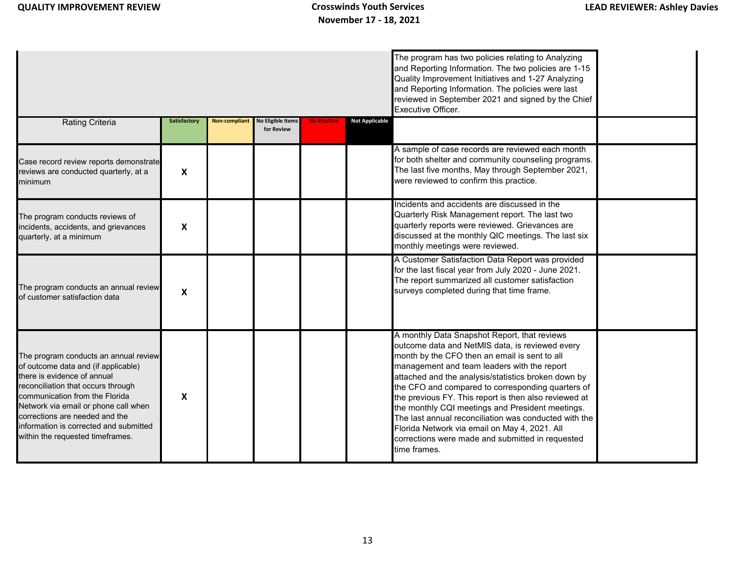| | | | | | | The program has two policies relating to Analyzing and Reporting Information. The two policies are 1-15 Quality Improvement Initiatives and 1-27 Analyzing and Reporting Information. The policies were last reviewed in September 2021 and signed by the Chief Executive Officer. | |
|---|---|---|---|---|---|---|---|
| Rating Criteria | Satisfactory | Non-compliant | No Eligible Items for Review | No Practice | Not Applicable | | |
| Case record review reports demonstrate reviews are conducted quarterly, at a minimum | X | | | | | A sample of case records are reviewed each month for both shelter and community counseling programs. The last five months, May through September 2021, were reviewed to confirm this practice. | |
| The program conducts reviews of incidents, accidents, and grievances quarterly, at a minimum | X | | | | | Incidents and accidents are discussed in the Quarterly Risk Management report. The last two quarterly reports were reviewed. Grievances are discussed at the monthly QIC meetings. The last six monthly meetings were reviewed. | |
| The program conducts an annual review of customer satisfaction data | X | | | | | A Customer Satisfaction Data Report was provided for the last fiscal year from July 2020 - June 2021. The report summarized all customer satisfaction surveys completed during that time frame. | |
| The program conducts an annual review of outcome data and (if applicable) there is evidence of annual reconciliation that occurs through communication from the Florida Network via email or phone call when corrections are needed and the information is corrected and submitted within the requested timeframes. | X | | | | | A monthly Data Snapshot Report, that reviews outcome data and NetMIS data, is reviewed every month by the CFO then an email is sent to all management and team leaders with the report attached and the analysis/statistics broken down by the CFO and compared to corresponding quarters of the previous FY. This report is then also reviewed at the monthly CQI meetings and President meetings. The last annual reconciliation was conducted with the Florida Network via email on May 4, 2021. All corrections were made and submitted in requested time frames. | |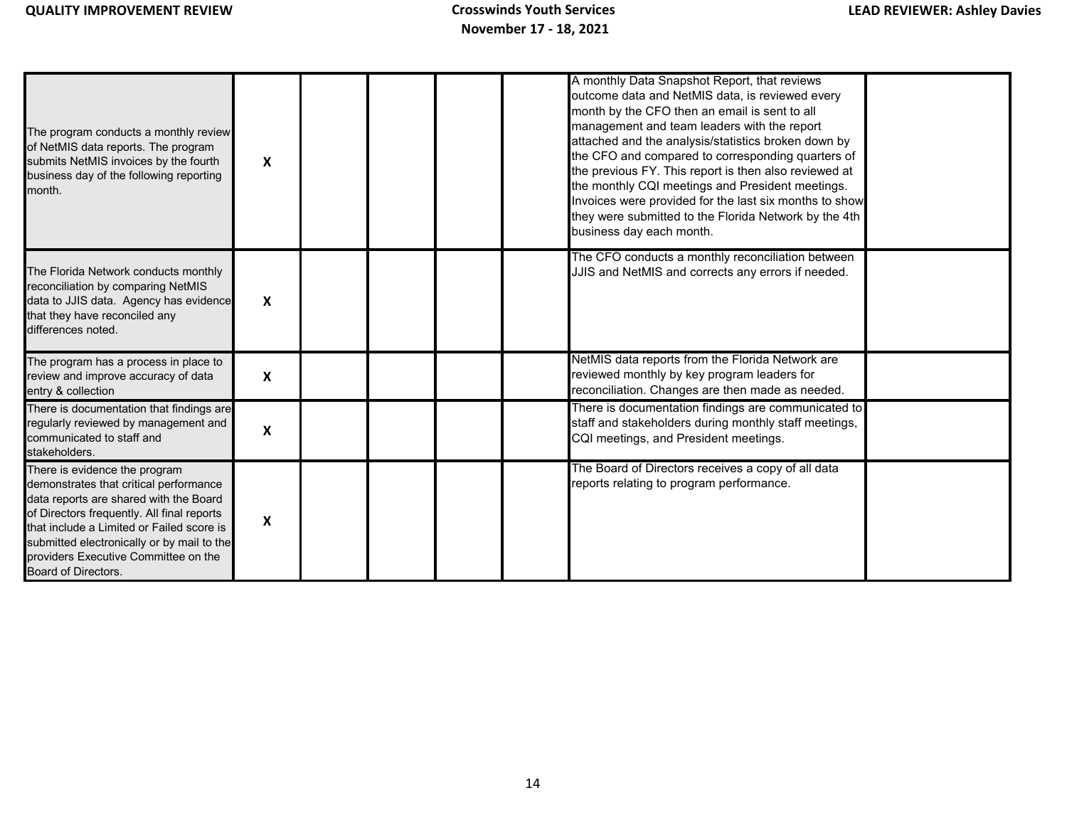| | | | | | | | |
|---|---|---|---|---|---|---|---|
| The program conducts a monthly review of NetMIS data reports. The program submits NetMIS invoices by the fourth business day of the following reporting month. | X | | | | | A monthly Data Snapshot Report, that reviews outcome data and NetMIS data, is reviewed every month by the CFO then an email is sent to all management and team leaders with the report attached and the analysis/statistics broken down by the CFO and compared to corresponding quarters of the previous FY. This report is then also reviewed at the monthly CQI meetings and President meetings. Invoices were provided for the last six months to show they were submitted to the Florida Network by the 4th business day each month. | |
| The Florida Network conducts monthly reconciliation by comparing NetMIS data to JJIS data. Agency has evidence that they have reconciled any differences noted. | X | | | | | The CFO conducts a monthly reconciliation between JJIS and NetMIS and corrects any errors if needed. | |
| The program has a process in place to review and improve accuracy of data entry & collection | X | | | | | NetMIS data reports from the Florida Network are reviewed monthly by key program leaders for reconciliation. Changes are then made as needed. | |
| There is documentation that findings are regularly reviewed by management and communicated to staff and stakeholders. | X | | | | | There is documentation findings are communicated to staff and stakeholders during monthly staff meetings, CQI meetings, and President meetings. | |
| There is evidence the program demonstrates that critical performance data reports are shared with the Board of Directors frequently. All final reports that include a Limited or Failed score is submitted electronically or by mail to the providers Executive Committee on the Board of Directors. | X | | | | | The Board of Directors receives a copy of all data reports relating to program performance. | |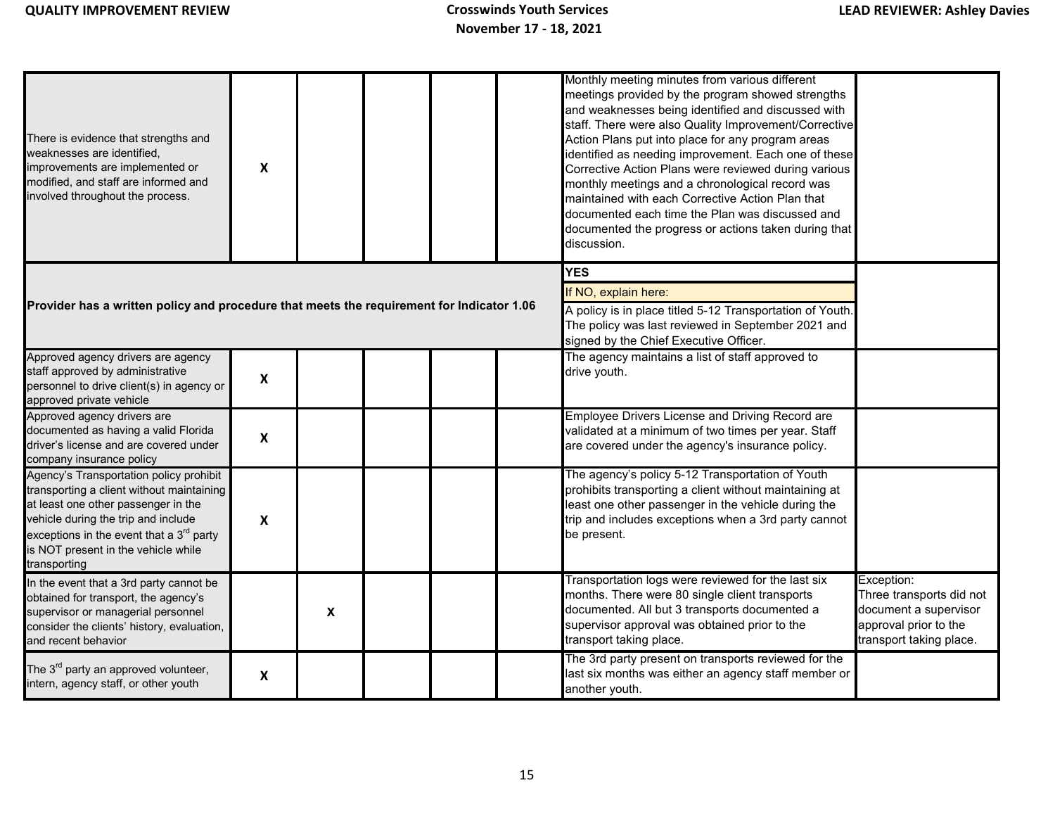| | | | | | | | |
|---|---|---|---|---|---|---|---|
| There is evidence that strengths and weaknesses are identified, improvements are implemented or modified, and staff are informed and involved throughout the process. | X | | | | | Monthly meeting minutes from various different meetings provided by the program showed strengths and weaknesses being identified and discussed with staff. There were also Quality Improvement/Corrective Action Plans put into place for any program areas identified as needing improvement. Each one of these Corrective Action Plans were reviewed during various monthly meetings and a chronological record was maintained with each Corrective Action Plan that documented each time the Plan was discussed and documented the progress or actions taken during that discussion. | |
| **Provider has a written policy and procedure that meets the requirement for Indicator 1.06** | | | | | | **YES**<br>If NO, explain here:<br>A policy is in place titled 5-12 Transportation of Youth. The policy was last reviewed in September 2021 and signed by the Chief Executive Officer. | |
| Approved agency drivers are agency staff approved by administrative personnel to drive client(s) in agency or approved private vehicle | X | | | | | The agency maintains a list of staff approved to drive youth. | |
| Approved agency drivers are documented as having a valid Florida driver's license and are covered under company insurance policy | X | | | | | Employee Drivers License and Driving Record are validated at a minimum of two times per year. Staff are covered under the agency's insurance policy. | |
| Agency's Transportation policy prohibit transporting a client without maintaining at least one other passenger in the vehicle during the trip and include exceptions in the event that a 3rd party is NOT present in the vehicle while transporting | X | | | | | The agency's policy 5-12 Transportation of Youth prohibits transporting a client without maintaining at least one other passenger in the vehicle during the trip and includes exceptions when a 3rd party cannot be present. | |
| In the event that a 3rd party cannot be obtained for transport, the agency's supervisor or managerial personnel consider the clients' history, evaluation, and recent behavior | | X | | | | Transportation logs were reviewed for the last six months. There were 80 single client transports documented. All but 3 transports documented a supervisor approval was obtained prior to the transport taking place. | Exception:<br>Three transports did not document a supervisor approval prior to the transport taking place. |
| The 3rd party an approved volunteer, intern, agency staff, or other youth | X | | | | | The 3rd party present on transports reviewed for the last six months was either an agency staff member or another youth. | |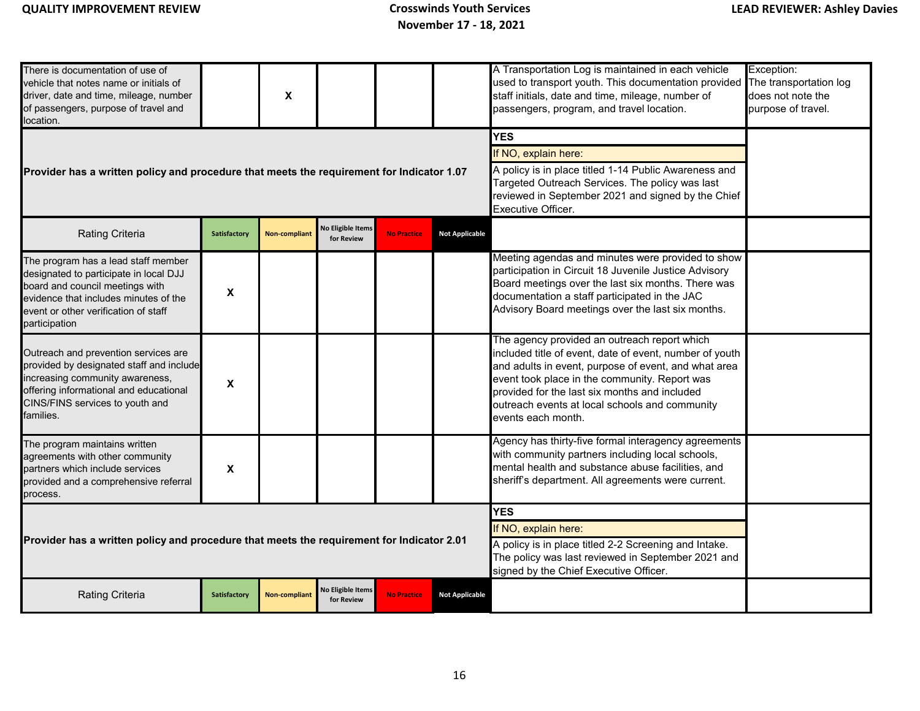| There is documentation of use of vehicle that notes name or initials of driver, date and time, mileage, number of passengers, purpose of travel and location. | | X | | | | A Transportation Log is maintained in each vehicle used to transport youth. This documentation provided staff initials, date and time, mileage, number of passengers, program, and travel location. | Exception: The transportation log does not note the purpose of travel. |
|---|---|---|---|---|---|---|---|
| **Provider has a written policy and procedure that meets the requirement for Indicator 1.07** | | | | | | **YES**<br>If NO, explain here:<br>A policy is in place titled 1-14 Public Awareness and Targeted Outreach Services. The policy was last reviewed in September 2021 and signed by the Chief Executive Officer. | |
| Rating Criteria | Satisfactory | Non-compliant | No Eligible Items for Review | No Practice | Not Applicable | | |
| The program has a lead staff member designated to participate in local DJJ board and council meetings with evidence that includes minutes of the event or other verification of staff participation | X | | | | | Meeting agendas and minutes were provided to show participation in Circuit 18 Juvenile Justice Advisory Board meetings over the last six months. There was documentation a staff participated in the JAC Advisory Board meetings over the last six months. | |
| Outreach and prevention services are provided by designated staff and include increasing community awareness, offering informational and educational CINS/FINS services to youth and families. | X | | | | | The agency provided an outreach report which included title of event, date of event, number of youth and adults in event, purpose of event, and what area event took place in the community. Report was provided for the last six months and included outreach events at local schools and community events each month. | |
| The program maintains written agreements with other community partners which include services provided and a comprehensive referral process. | X | | | | | Agency has thirty-five formal interagency agreements with community partners including local schools, mental health and substance abuse facilities, and sheriff's department. All agreements were current. | |
| **Provider has a written policy and procedure that meets the requirement for Indicator 2.01** | | | | | | **YES**<br>If NO, explain here:<br>A policy is in place titled 2-2 Screening and Intake. The policy was last reviewed in September 2021 and signed by the Chief Executive Officer. | |
| Rating Criteria | Satisfactory | Non-compliant | No Eligible Items for Review | No Practice | Not Applicable | | |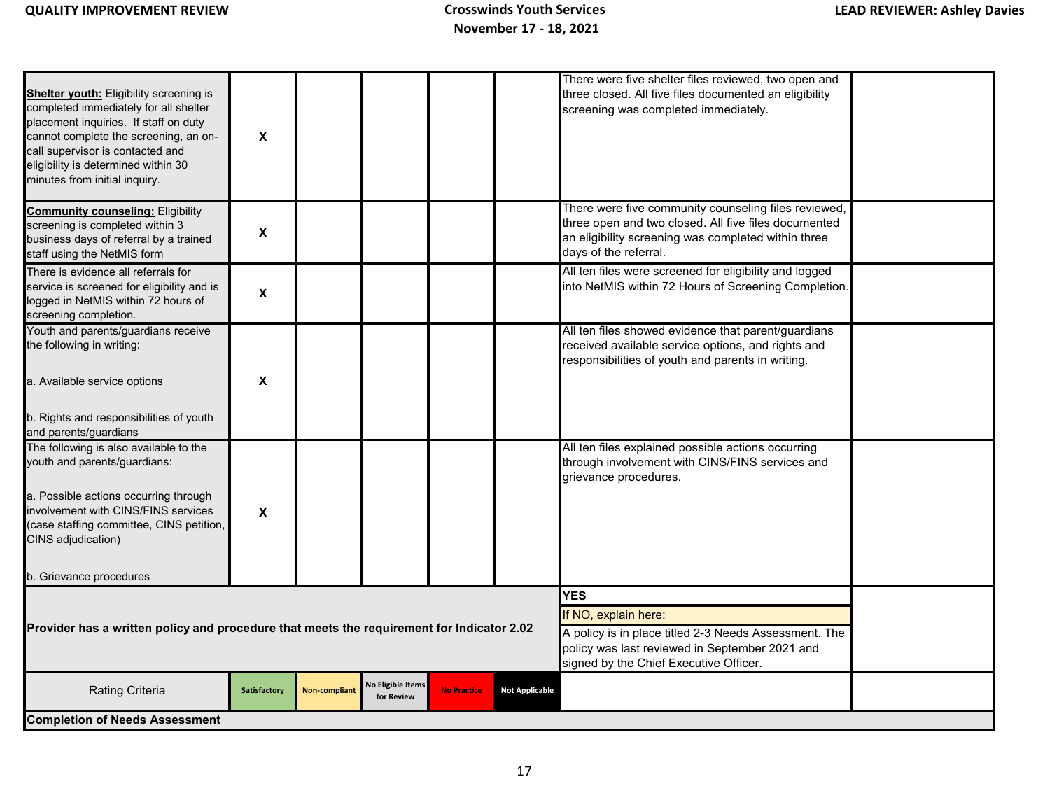| Indicator | Satisfactory | Non-compliant | No Eligible Items for Review | No Practice | Not Applicable | Comments | |
|---|---|---|---|---|---|---|---|
| **Shelter youth:** Eligibility screening is completed immediately for all shelter placement inquiries. If staff on duty cannot complete the screening, an on-call supervisor is contacted and eligibility is determined within 30 minutes from initial inquiry. | X | | | | | There were five shelter files reviewed, two open and three closed. All five files documented an eligibility screening was completed immediately. | |
| **Community counseling:** Eligibility screening is completed within 3 business days of referral by a trained staff using the NetMIS form | X | | | | | There were five community counseling files reviewed, three open and two closed. All five files documented an eligibility screening was completed within three days of the referral. | |
| There is evidence all referrals for service is screened for eligibility and is logged in NetMIS within 72 hours of screening completion. | X | | | | | All ten files were screened for eligibility and logged into NetMIS within 72 Hours of Screening Completion. | |
| Youth and parents/guardians receive the following in writing:<br><br>a. Available service options<br><br>b. Rights and responsibilities of youth and parents/guardians | X | | | | | All ten files showed evidence that parent/guardians received available service options, and rights and responsibilities of youth and parents in writing. | |
| The following is also available to the youth and parents/guardians:<br><br>a. Possible actions occurring through involvement with CINS/FINS services (case staffing committee, CINS petition, CINS adjudication)<br><br>b. Grievance procedures | X | | | | | All ten files explained possible actions occurring through involvement with CINS/FINS services and grievance procedures. | |
| **Provider has a written policy and procedure that meets the requirement for Indicator 2.02** | | | | | | **YES**<br>If NO, explain here:<br>A policy is in place titled 2-3 Needs Assessment. The policy was last reviewed in September 2021 and signed by the Chief Executive Officer. | |
| Rating Criteria | Satisfactory | Non-compliant | No Eligible Items for Review | No Practice | Not Applicable | | |
| **Completion of Needs Assessment** | | | | | | | |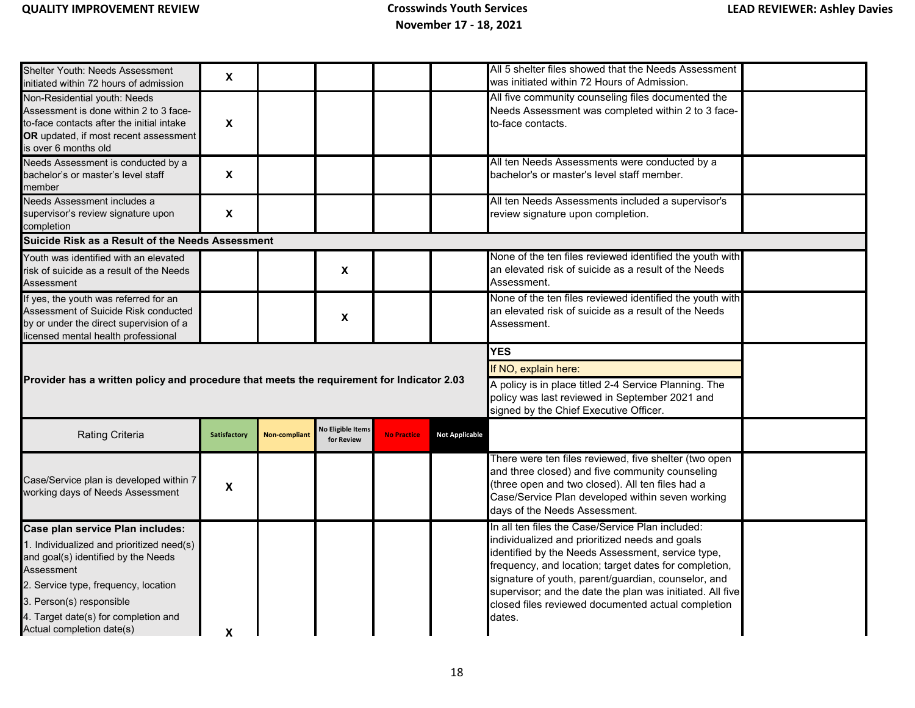| | | | | | | | |
|---|---|---|---|---|---|---|---|
| Shelter Youth: Needs Assessment initiated within 72 hours of admission | X | | | | | All 5 shelter files showed that the Needs Assessment was initiated within 72 Hours of Admission. | |
| Non-Residential youth: Needs Assessment is done within 2 to 3 face-to-face contacts after the initial intake **OR** updated, if most recent assessment is over 6 months old | X | | | | | All five community counseling files documented the Needs Assessment was completed within 2 to 3 face-to-face contacts. | |
| Needs Assessment is conducted by a bachelor's or master's level staff member | X | | | | | All ten Needs Assessments were conducted by a bachelor's or master's level staff member. | |
| Needs Assessment includes a supervisor's review signature upon completion | X | | | | | All ten Needs Assessments included a supervisor's review signature upon completion. | |
| **Suicide Risk as a Result of the Needs Assessment** | | | | | | | |
| Youth was identified with an elevated risk of suicide as a result of the Needs Assessment | | | X | | | None of the ten files reviewed identified the youth with an elevated risk of suicide as a result of the Needs Assessment. | |
| If yes, the youth was referred for an Assessment of Suicide Risk conducted by or under the direct supervision of a licensed mental health professional | | | X | | | None of the ten files reviewed identified the youth with an elevated risk of suicide as a result of the Needs Assessment. | |
| **Provider has a written policy and procedure that meets the requirement for Indicator 2.03** | | | | | | **YES**<br>If NO, explain here:<br>A policy is in place titled 2-4 Service Planning. The policy was last reviewed in September 2021 and signed by the Chief Executive Officer. | |
| Rating Criteria | Satisfactory | Non-compliant | No Eligible Items for Review | No Practice | Not Applicable | | |
| Case/Service plan is developed within 7 working days of Needs Assessment | X | | | | | There were ten files reviewed, five shelter (two open and three closed) and five community counseling (three open and two closed). All ten files had a Case/Service Plan developed within seven working days of the Needs Assessment. | |
| **Case plan service Plan includes:**<br>1. Individualized and prioritized need(s) and goal(s) identified by the Needs Assessment<br>2. Service type, frequency, location<br>3. Person(s) responsible<br>4. Target date(s) for completion and Actual completion date(s) | X | | | | | In all ten files the Case/Service Plan included: individualized and prioritized needs and goals identified by the Needs Assessment, service type, frequency, and location; target dates for completion, signature of youth, parent/guardian, counselor, and supervisor; and the date the plan was initiated. All five closed files reviewed documented actual completion dates. | |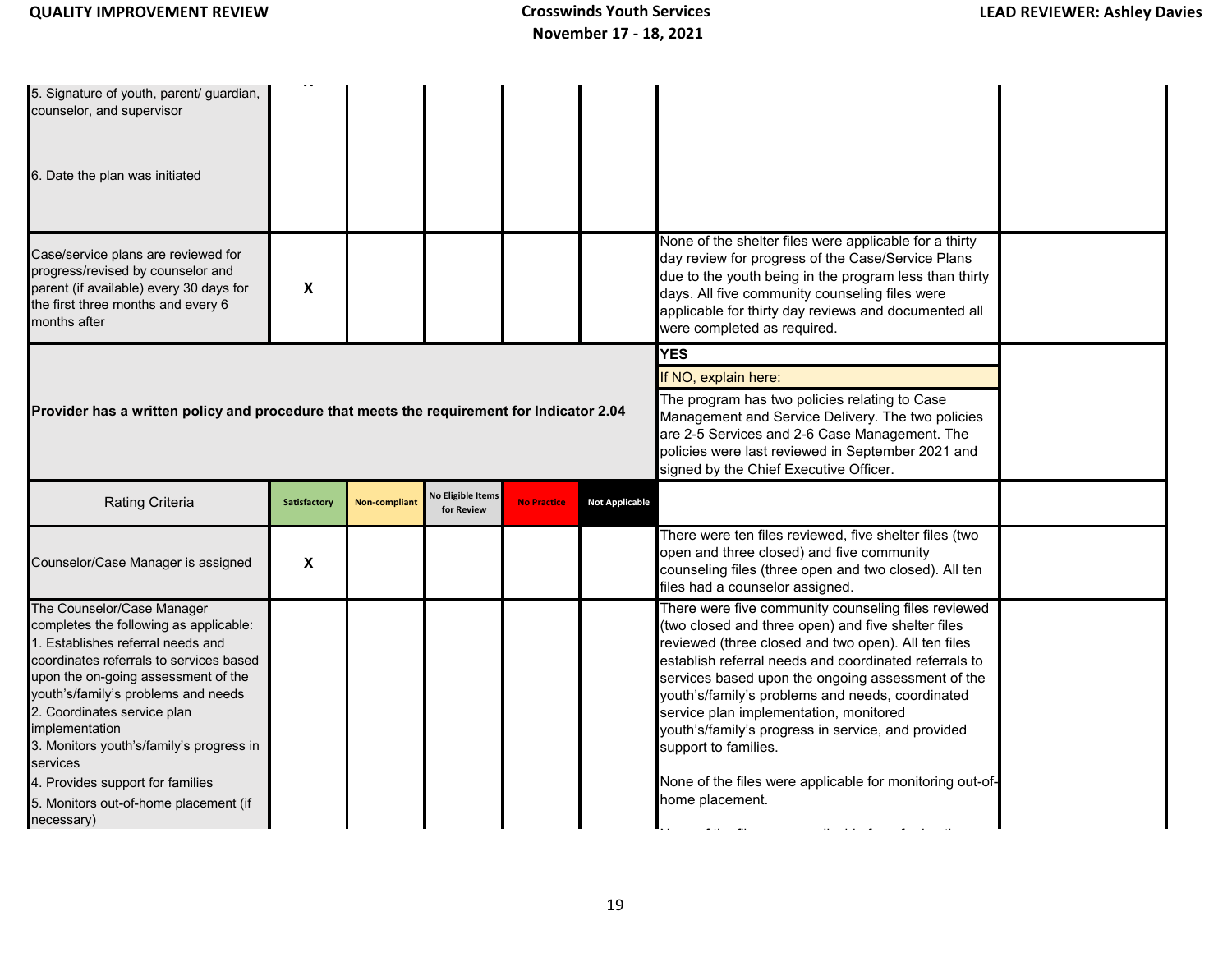| | | | | | | | |
|---|---|---|---|---|---|---|---|
| 5. Signature of youth, parent/ guardian, counselor, and supervisor<br><br>6. Date the plan was initiated | | | | | | | |
| Case/service plans are reviewed for progress/revised by counselor and parent (if available) every 30 days for the first three months and every 6 months after | X | | | | | None of the shelter files were applicable for a thirty day review for progress of the Case/Service Plans due to the youth being in the program less than thirty days. All five community counseling files were applicable for thirty day reviews and documented all were completed as required. | |

| | |
|---|---|
| **Provider has a written policy and procedure that meets the requirement for Indicator 2.04** | **YES**<br>If NO, explain here:<br>The program has two policies relating to Case Management and Service Delivery. The two policies are 2-5 Services and 2-6 Case Management. The policies were last reviewed in September 2021 and signed by the Chief Executive Officer. |

| Rating Criteria | Satisfactory | Non-compliant | No Eligible Items for Review | No Practice | Not Applicable | | |
|---|---|---|---|---|---|---|---|
| Counselor/Case Manager is assigned | X | | | | | There were ten files reviewed, five shelter files (two open and three closed) and five community counseling files (three open and two closed). All ten files had a counselor assigned. | |
| The Counselor/Case Manager completes the following as applicable:<br>1. Establishes referral needs and coordinates referrals to services based upon the on-going assessment of the youth's/family's problems and needs<br>2. Coordinates service plan implementation<br>3. Monitors youth's/family's progress in services<br>4. Provides support for families<br>5. Monitors out-of-home placement (if necessary) | | | | | | There were five community counseling files reviewed (two closed and three open) and five shelter files reviewed (three closed and two open). All ten files establish referral needs and coordinated referrals to services based upon the ongoing assessment of the youth's/family's problems and needs, coordinated service plan implementation, monitored youth's/family's progress in service, and provided support to families.<br><br>None of the files were applicable for monitoring out-of-home placement. | |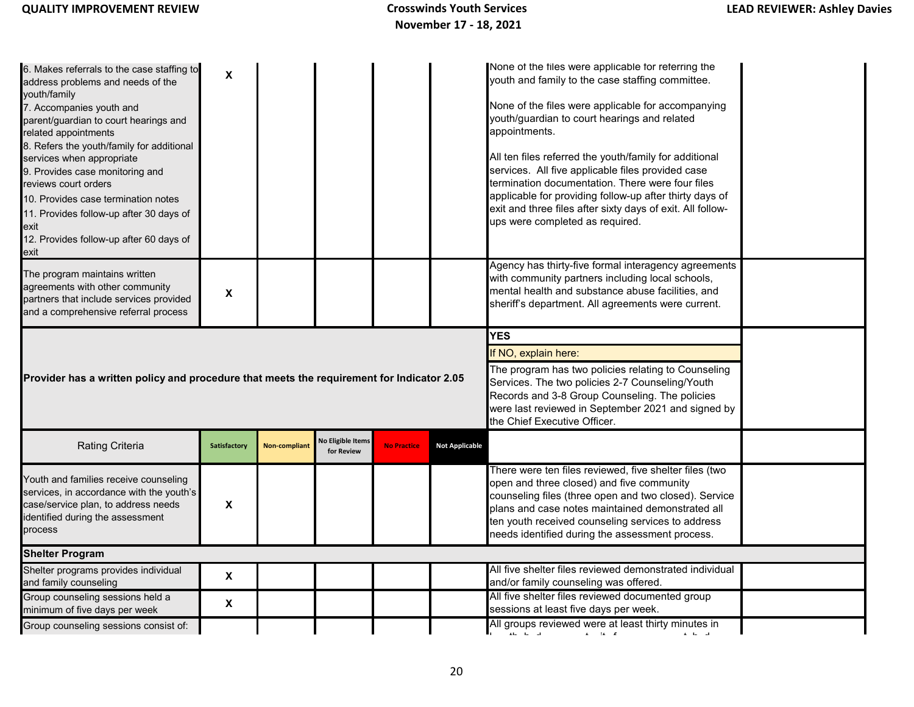| | | | | | | | |
|---|---|---|---|---|---|---|---|
| 6. Makes referrals to the case staffing to address problems and needs of the youth/family<br>7. Accompanies youth and parent/guardian to court hearings and related appointments<br>8. Refers the youth/family for additional services when appropriate<br>9. Provides case monitoring and reviews court orders<br>10. Provides case termination notes<br>11. Provides follow-up after 30 days of exit<br>12. Provides follow-up after 60 days of exit | X | | | | | None of the files were applicable for referring the youth and family to the case staffing committee.<br><br>None of the files were applicable for accompanying youth/guardian to court hearings and related appointments.<br><br>All ten files referred the youth/family for additional services. All five applicable files provided case termination documentation. There were four files applicable for providing follow-up after thirty days of exit and three files after sixty days of exit. All follow-ups were completed as required. | |
| The program maintains written agreements with other community partners that include services provided and a comprehensive referral process | X | | | | | Agency has thirty-five formal interagency agreements with community partners including local schools, mental health and substance abuse facilities, and sheriff's department. All agreements were current. | |
| **Provider has a written policy and procedure that meets the requirement for Indicator 2.05** | | | | | | **YES**<br>If NO, explain here:<br>The program has two policies relating to Counseling Services. The two policies 2-7 Counseling/Youth Records and 3-8 Group Counseling. The policies were last reviewed in September 2021 and signed by the Chief Executive Officer. | |
| Rating Criteria | Satisfactory | Non-compliant | No Eligible Items for Review | No Practice | Not Applicable | | |
| Youth and families receive counseling services, in accordance with the youth's case/service plan, to address needs identified during the assessment process | X | | | | | There were ten files reviewed, five shelter files (two open and three closed) and five community counseling files (three open and two closed). Service plans and case notes maintained demonstrated all ten youth received counseling services to address needs identified during the assessment process. | |
| **Shelter Program** | | | | | | | |
| Shelter programs provides individual and family counseling | X | | | | | All five shelter files reviewed demonstrated individual and/or family counseling was offered. | |
| Group counseling sessions held a minimum of five days per week | X | | | | | All five shelter files reviewed documented group sessions at least five days per week. | |
| Group counseling sessions consist of: | | | | | | All groups reviewed were at least thirty minutes in | |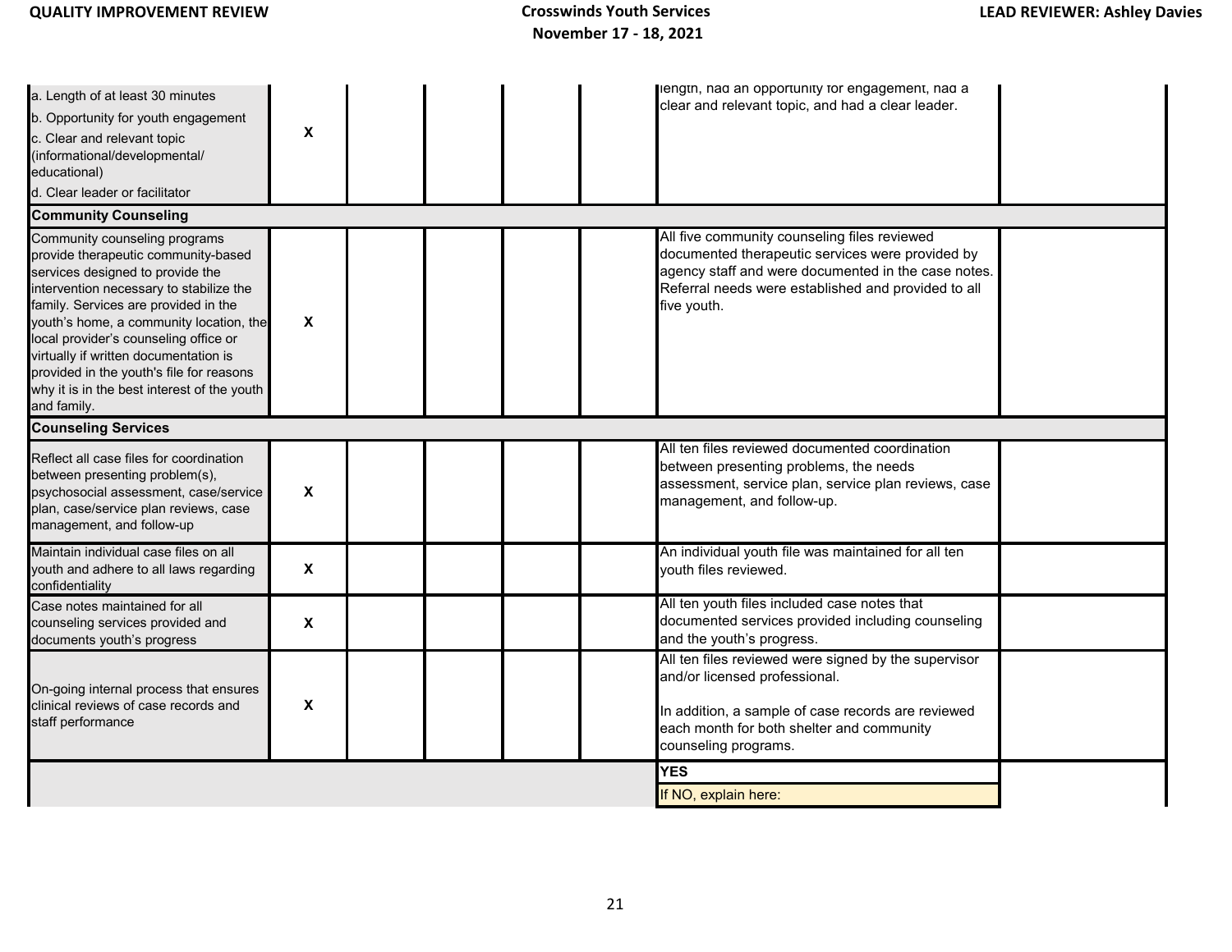| | | | | | | |
|---|---|---|---|---|---|---|
| a. Length of at least 30 minutes<br>b. Opportunity for youth engagement<br>c. Clear and relevant topic (informational/developmental/ educational)<br>d. Clear leader or facilitator | X | | | | length, had an opportunity for engagement, had a clear and relevant topic, and had a clear leader. | |
| **Community Counseling** | | | | | | |
| Community counseling programs provide therapeutic community-based services designed to provide the intervention necessary to stabilize the family. Services are provided in the youth's home, a community location, the local provider's counseling office or virtually if written documentation is provided in the youth's file for reasons why it is in the best interest of the youth and family. | X | | | | All five community counseling files reviewed documented therapeutic services were provided by agency staff and were documented in the case notes. Referral needs were established and provided to all five youth. | |
| **Counseling Services** | | | | | | |
| Reflect all case files for coordination between presenting problem(s), psychosocial assessment, case/service plan, case/service plan reviews, case management, and follow-up | X | | | | All ten files reviewed documented coordination between presenting problems, the needs assessment, service plan, service plan reviews, case management, and follow-up. | |
| Maintain individual case files on all youth and adhere to all laws regarding confidentiality | X | | | | An individual youth file was maintained for all ten youth files reviewed. | |
| Case notes maintained for all counseling services provided and documents youth's progress | X | | | | All ten youth files included case notes that documented services provided including counseling and the youth's progress. | |
| On-going internal process that ensures clinical reviews of case records and staff performance | X | | | | All ten files reviewed were signed by the supervisor and/or licensed professional.<br><br>In addition, a sample of case records are reviewed each month for both shelter and community counseling programs. | |
| | | | | | **YES** | |
| | | | | | If NO, explain here: | |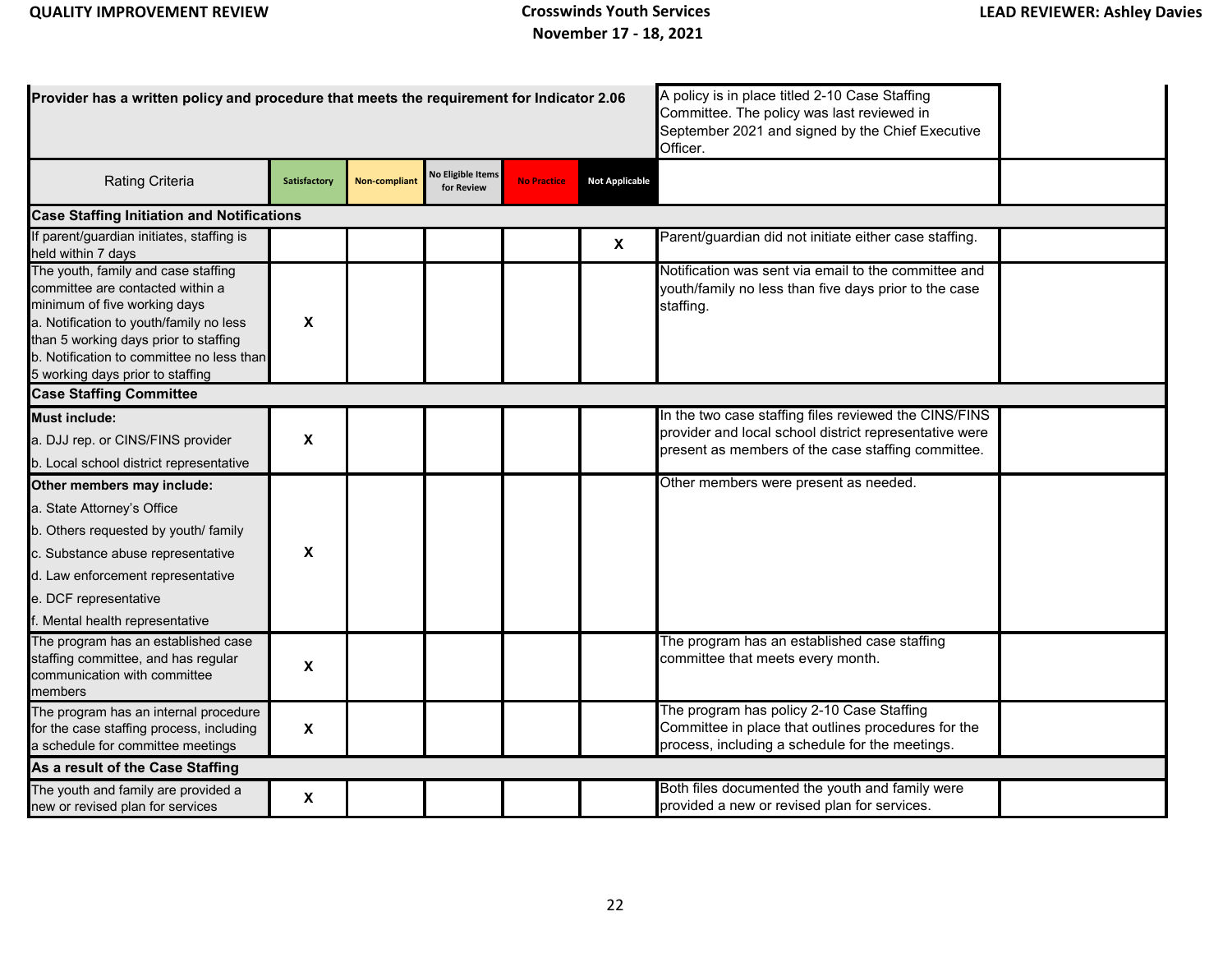| Provider has a written policy and procedure that meets the requirement for Indicator 2.06 | | | | | | A policy is in place titled 2-10 Case Staffing Committee. The policy was last reviewed in September 2021 and signed by the Chief Executive Officer. | |
|---|---|---|---|---|---|---|---|
| Rating Criteria | Satisfactory | Non-compliant | No Eligible Items for Review | No Practice | Not Applicable | | |
| **Case Staffing Initiation and Notifications** | | | | | | | |
| If parent/guardian initiates, staffing is held within 7 days | | | | | X | Parent/guardian did not initiate either case staffing. | |
| The youth, family and case staffing committee are contacted within a minimum of five working days<br>a. Notification to youth/family no less than 5 working days prior to staffing<br>b. Notification to committee no less than 5 working days prior to staffing | X | | | | | Notification was sent via email to the committee and youth/family no less than five days prior to the case staffing. | |
| **Case Staffing Committee** | | | | | | | |
| **Must include:**<br>a. DJJ rep. or CINS/FINS provider<br>b. Local school district representative | X | | | | | In the two case staffing files reviewed the CINS/FINS provider and local school district representative were present as members of the case staffing committee. | |
| **Other members may include:**<br>a. State Attorney's Office<br>b. Others requested by youth/ family<br>c. Substance abuse representative<br>d. Law enforcement representative<br>e. DCF representative<br>f. Mental health representative | X | | | | | Other members were present as needed. | |
| The program has an established case staffing committee, and has regular communication with committee members | X | | | | | The program has an established case staffing committee that meets every month. | |
| The program has an internal procedure for the case staffing process, including a schedule for committee meetings | X | | | | | The program has policy 2-10 Case Staffing Committee in place that outlines procedures for the process, including a schedule for the meetings. | |
| **As a result of the Case Staffing** | | | | | | | |
| The youth and family are provided a new or revised plan for services | X | | | | | Both files documented the youth and family were provided a new or revised plan for services. | |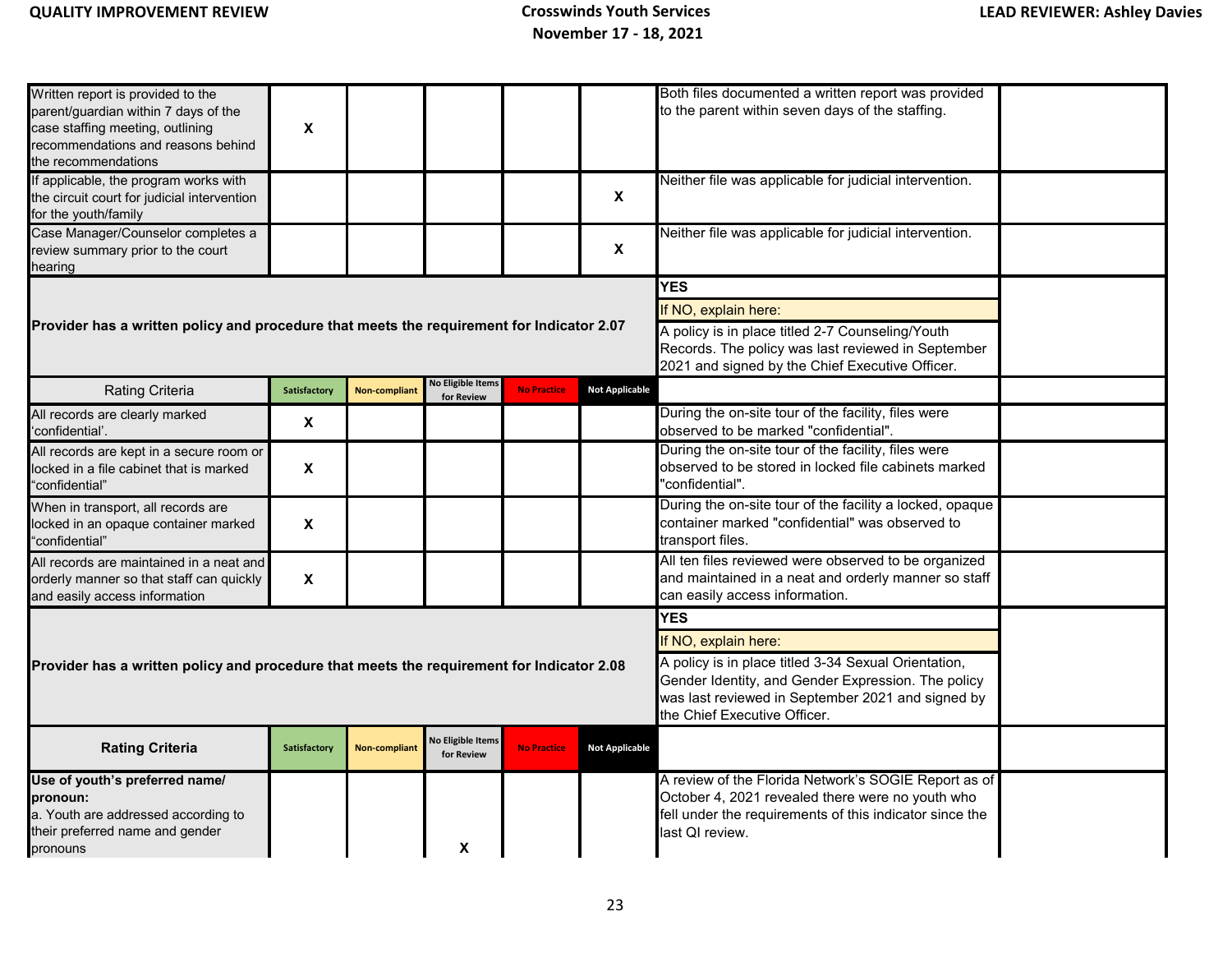| | Satisfactory | Non-compliant | No Eligible Items for Review | No Practice | Not Applicable | | |
|---|---|---|---|---|---|---|---|
| Written report is provided to the parent/guardian within 7 days of the case staffing meeting, outlining recommendations and reasons behind the recommendations | X | | | | | Both files documented a written report was provided to the parent within seven days of the staffing. | |
| If applicable, the program works with the circuit court for judicial intervention for the youth/family | | | | | X | Neither file was applicable for judicial intervention. | |
| Case Manager/Counselor completes a review summary prior to the court hearing | | | | | X | Neither file was applicable for judicial intervention. | |
| **Provider has a written policy and procedure that meets the requirement for Indicator 2.07** | | | | | | **YES**<br>If NO, explain here:<br>A policy is in place titled 2-7 Counseling/Youth Records. The policy was last reviewed in September 2021 and signed by the Chief Executive Officer. | |
| Rating Criteria | Satisfactory | Non-compliant | No Eligible Items for Review | No Practice | Not Applicable | | |
| All records are clearly marked 'confidential'. | X | | | | | During the on-site tour of the facility, files were observed to be marked "confidential". | |
| All records are kept in a secure room or locked in a file cabinet that is marked "confidential" | X | | | | | During the on-site tour of the facility, files were observed to be stored in locked file cabinets marked "confidential". | |
| When in transport, all records are locked in an opaque container marked "confidential" | X | | | | | During the on-site tour of the facility a locked, opaque container marked "confidential" was observed to transport files. | |
| All records are maintained in a neat and orderly manner so that staff can quickly and easily access information | X | | | | | All ten files reviewed were observed to be organized and maintained in a neat and orderly manner so staff can easily access information. | |
| **Provider has a written policy and procedure that meets the requirement for Indicator 2.08** | | | | | | **YES**<br>If NO, explain here:<br>A policy is in place titled 3-34 Sexual Orientation, Gender Identity, and Gender Expression. The policy was last reviewed in September 2021 and signed by the Chief Executive Officer. | |
| **Rating Criteria** | Satisfactory | Non-compliant | No Eligible Items for Review | No Practice | Not Applicable | | |
| **Use of youth's preferred name/ pronoun:**<br>a. Youth are addressed according to their preferred name and gender pronouns | | | X | | | A review of the Florida Network's SOGIE Report as of October 4, 2021 revealed there were no youth who fell under the requirements of this indicator since the last QI review. | |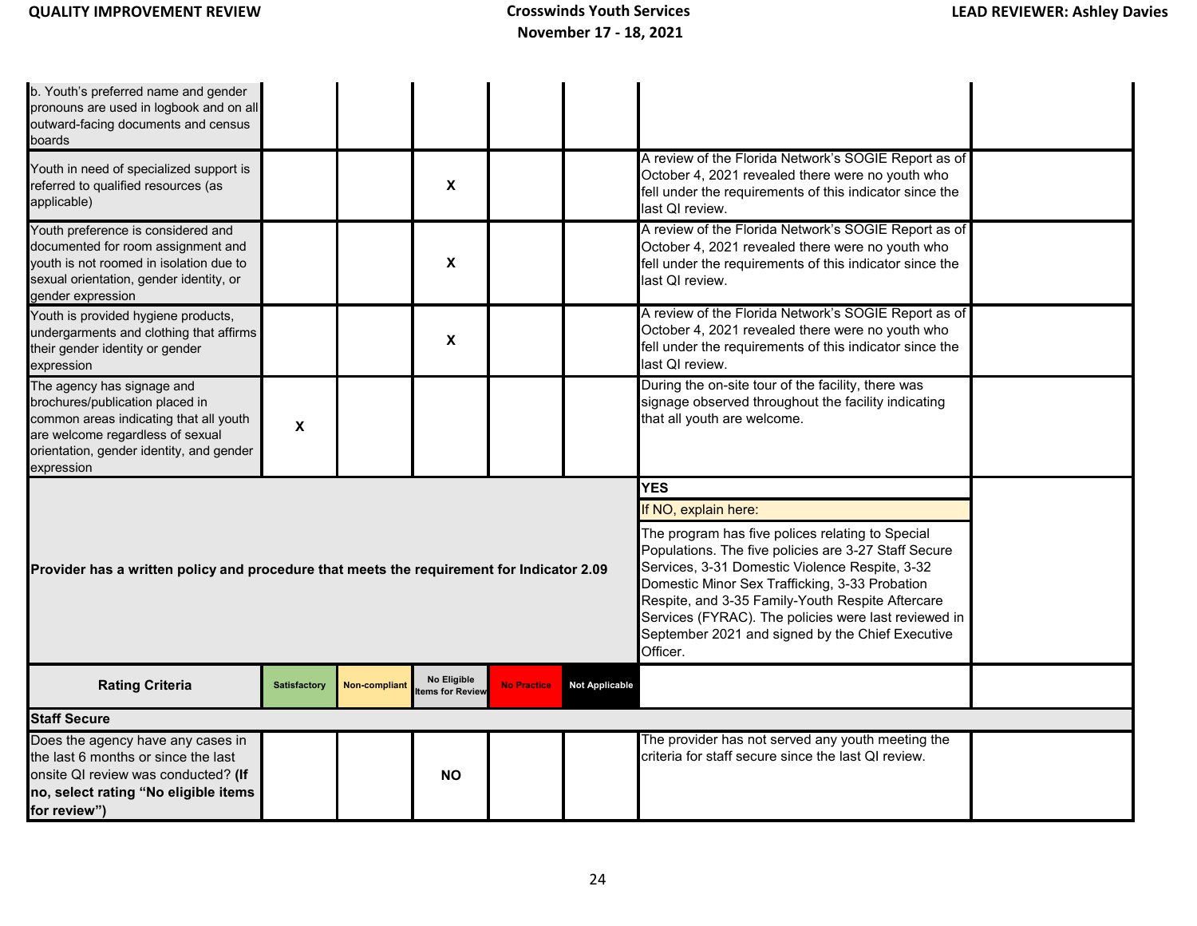| | | | | | | | |
|---|---|---|---|---|---|---|---|
| b. Youth's preferred name and gender pronouns are used in logbook and on all outward-facing documents and census boards | | | | | | | |
| Youth in need of specialized support is referred to qualified resources (as applicable) | | | X | | | A review of the Florida Network's SOGIE Report as of October 4, 2021 revealed there were no youth who fell under the requirements of this indicator since the last QI review. | |
| Youth preference is considered and documented for room assignment and youth is not roomed in isolation due to sexual orientation, gender identity, or gender expression | | | X | | | A review of the Florida Network's SOGIE Report as of October 4, 2021 revealed there were no youth who fell under the requirements of this indicator since the last QI review. | |
| Youth is provided hygiene products, undergarments and clothing that affirms their gender identity or gender expression | | | X | | | A review of the Florida Network's SOGIE Report as of October 4, 2021 revealed there were no youth who fell under the requirements of this indicator since the last QI review. | |
| The agency has signage and brochures/publication placed in common areas indicating that all youth are welcome regardless of sexual orientation, gender identity, and gender expression | X | | | | | During the on-site tour of the facility, there was signage observed throughout the facility indicating that all youth are welcome. | |
| **Provider has a written policy and procedure that meets the requirement for Indicator 2.09** | | | | | | **YES**<br>If NO, explain here:<br>The program has five polices relating to Special Populations. The five policies are 3-27 Staff Secure Services, 3-31 Domestic Violence Respite, 3-32 Domestic Minor Sex Trafficking, 3-33 Probation Respite, and 3-35 Family-Youth Respite Aftercare Services (FYRAC). The policies were last reviewed in September 2021 and signed by the Chief Executive Officer. | |
| **Rating Criteria** | **Satisfactory** | **Non-compliant** | **No Eligible Items for Review** | **No Practice** | **Not Applicable** | | |
| **Staff Secure** | | | | | | | |
| Does the agency have any cases in the last 6 months or since the last onsite QI review was conducted? **(If no, select rating "No eligible items for review")** | | | NO | | | The provider has not served any youth meeting the criteria for staff secure since the last QI review. | |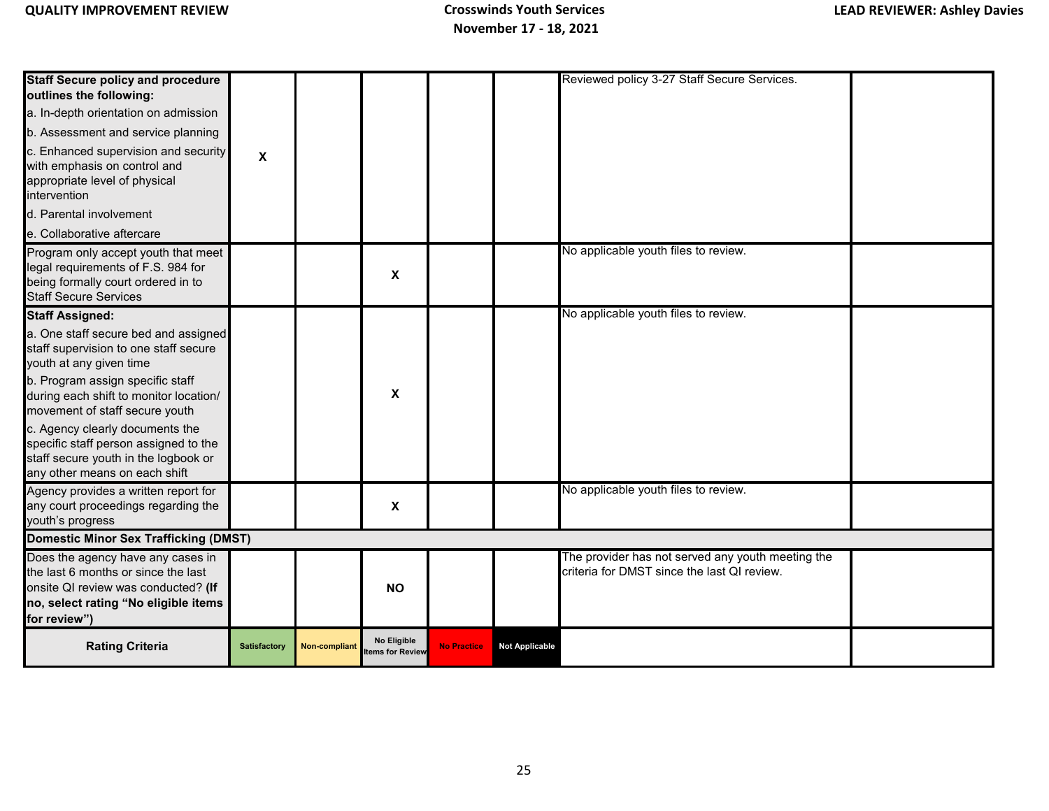| Standard | Satisfactory | Non-compliant | No Eligible Items for Review | No Practice | Not Applicable | Comments | |
|---|---|---|---|---|---|---|---|
| **Staff Secure policy and procedure outlines the following:**<br>a. In-depth orientation on admission<br>b. Assessment and service planning<br>c. Enhanced supervision and security with emphasis on control and appropriate level of physical intervention<br>d. Parental involvement<br>e. Collaborative aftercare | X | | | | | Reviewed policy 3-27 Staff Secure Services. | |
| Program only accept youth that meet legal requirements of F.S. 984 for being formally court ordered in to Staff Secure Services | | | X | | | No applicable youth files to review. | |
| **Staff Assigned:**<br>a. One staff secure bed and assigned staff supervision to one staff secure youth at any given time<br>b. Program assign specific staff during each shift to monitor location/ movement of staff secure youth<br>c. Agency clearly documents the specific staff person assigned to the staff secure youth in the logbook or any other means on each shift | | | X | | | No applicable youth files to review. | |
| Agency provides a written report for any court proceedings regarding the youth's progress | | | X | | | No applicable youth files to review. | |
| **Domestic Minor Sex Trafficking (DMST)** | | | | | | | |
| Does the agency have any cases in the last 6 months or since the last onsite QI review was conducted? **(If no, select rating "No eligible items for review")** | | | NO | | | The provider has not served any youth meeting the criteria for DMST since the last QI review. | |
| **Rating Criteria** | Satisfactory | Non-compliant | No Eligible Items for Review | No Practice | Not Applicable | | |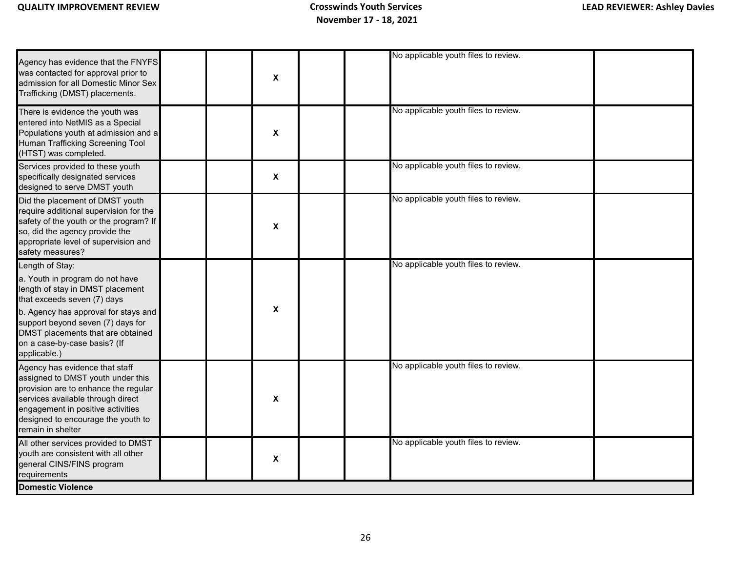| | | | | | | | |
|---|---|---|---|---|---|---|---|
| Agency has evidence that the FNYFS was contacted for approval prior to admission for all Domestic Minor Sex Trafficking (DMST) placements. | | | X | | | No applicable youth files to review. | |
| There is evidence the youth was entered into NetMIS as a Special Populations youth at admission and a Human Trafficking Screening Tool (HTST) was completed. | | | X | | | No applicable youth files to review. | |
| Services provided to these youth specifically designated services designed to serve DMST youth | | | X | | | No applicable youth files to review. | |
| Did the placement of DMST youth require additional supervision for the safety of the youth or the program? If so, did the agency provide the appropriate level of supervision and safety measures? | | | X | | | No applicable youth files to review. | |
| Length of Stay: a. Youth in program do not have length of stay in DMST placement that exceeds seven (7) days b. Agency has approval for stays and support beyond seven (7) days for DMST placements that are obtained on a case-by-case basis? (If applicable.) | | | X | | | No applicable youth files to review. | |
| Agency has evidence that staff assigned to DMST youth under this provision are to enhance the regular services available through direct engagement in positive activities designed to encourage the youth to remain in shelter | | | X | | | No applicable youth files to review. | |
| All other services provided to DMST youth are consistent with all other general CINS/FINS program requirements | | | X | | | No applicable youth files to review. | |
| **Domestic Violence** | | | | | | | |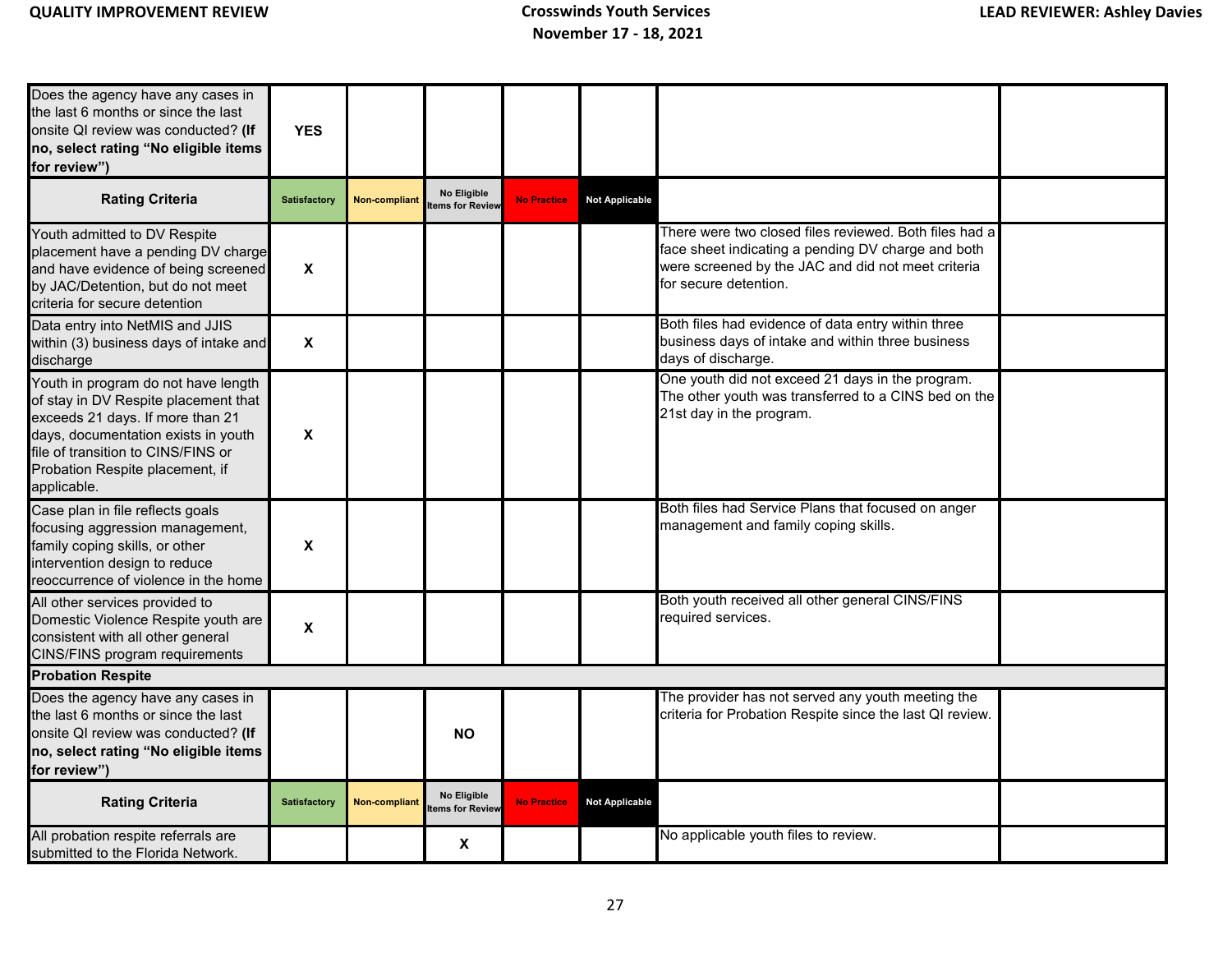| Does the agency have any cases in the last 6 months or since the last onsite QI review was conducted? **(If no, select rating "No eligible items for review")** | YES | | | | | | |
|---|---|---|---|---|---|---|---|
| **Rating Criteria** | Satisfactory | Non-compliant | No Eligible Items for Review | No Practice | Not Applicable | | |
| Youth admitted to DV Respite placement have a pending DV charge and have evidence of being screened by JAC/Detention, but do not meet criteria for secure detention | X | | | | | There were two closed files reviewed. Both files had a face sheet indicating a pending DV charge and both were screened by the JAC and did not meet criteria for secure detention. | |
| Data entry into NetMIS and JJIS within (3) business days of intake and discharge | X | | | | | Both files had evidence of data entry within three business days of intake and within three business days of discharge. | |
| Youth in program do not have length of stay in DV Respite placement that exceeds 21 days. If more than 21 days, documentation exists in youth file of transition to CINS/FINS or Probation Respite placement, if applicable. | X | | | | | One youth did not exceed 21 days in the program. The other youth was transferred to a CINS bed on the 21st day in the program. | |
| Case plan in file reflects goals focusing aggression management, family coping skills, or other intervention design to reduce reoccurrence of violence in the home | X | | | | | Both files had Service Plans that focused on anger management and family coping skills. | |
| All other services provided to Domestic Violence Respite youth are consistent with all other general CINS/FINS program requirements | X | | | | | Both youth received all other general CINS/FINS required services. | |
| **Probation Respite** | | | | | | | |
| Does the agency have any cases in the last 6 months or since the last onsite QI review was conducted? **(If no, select rating "No eligible items for review")** | | | NO | | | The provider has not served any youth meeting the criteria for Probation Respite since the last QI review. | |
| **Rating Criteria** | Satisfactory | Non-compliant | No Eligible Items for Review | No Practice | Not Applicable | | |
| All probation respite referrals are submitted to the Florida Network. | | | X | | | No applicable youth files to review. | |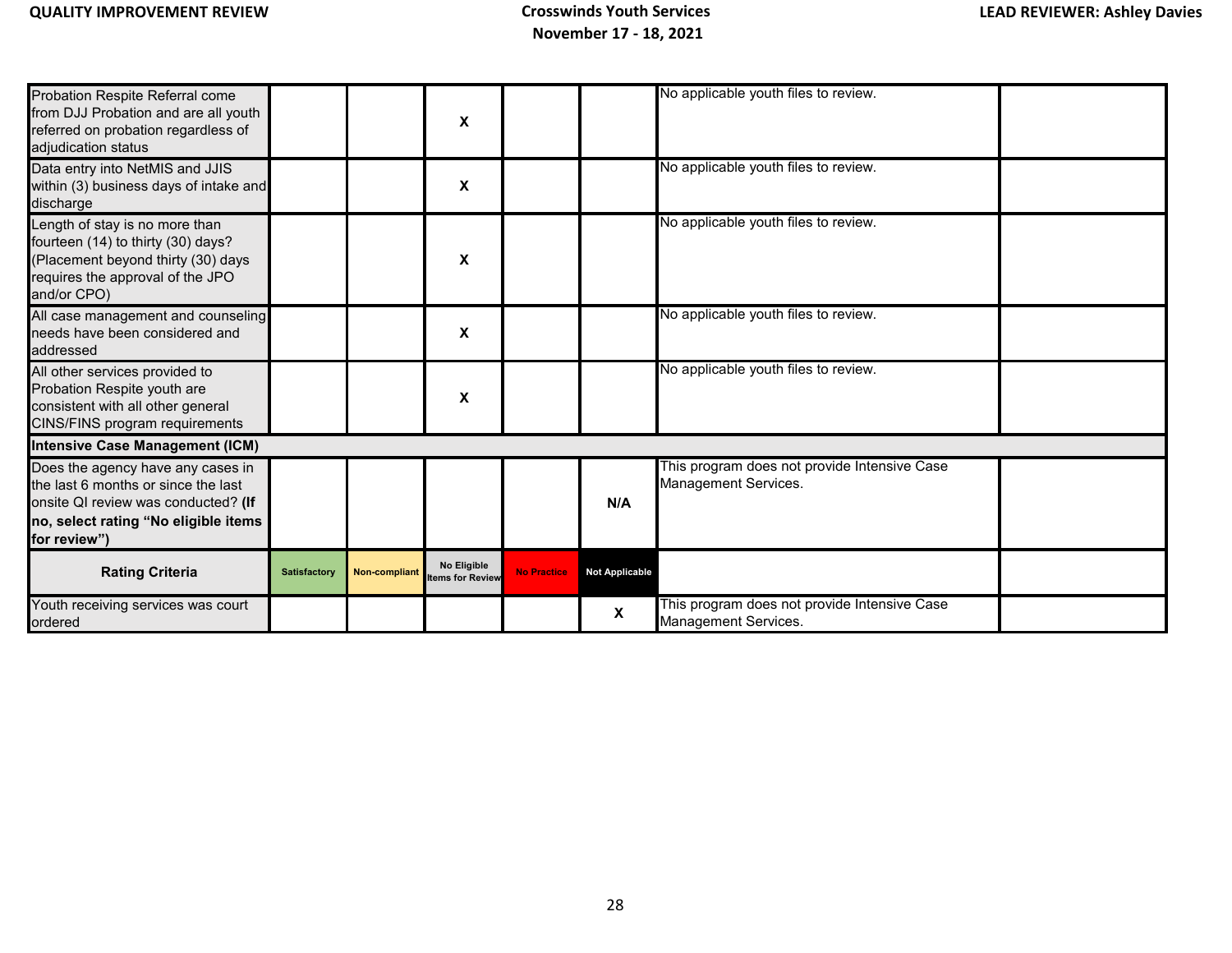| Rating Criteria | Satisfactory | Non-compliant | No Eligible Items for Review | No Practice | Not Applicable | | |
|---|---|---|---|---|---|---|---|
| Probation Respite Referral come from DJJ Probation and are all youth referred on probation regardless of adjudication status | | | X | | | No applicable youth files to review. | |
| Data entry into NetMIS and JJIS within (3) business days of intake and discharge | | | X | | | No applicable youth files to review. | |
| Length of stay is no more than fourteen (14) to thirty (30) days? (Placement beyond thirty (30) days requires the approval of the JPO and/or CPO) | | | X | | | No applicable youth files to review. | |
| All case management and counseling needs have been considered and addressed | | | X | | | No applicable youth files to review. | |
| All other services provided to Probation Respite youth are consistent with all other general CINS/FINS program requirements | | | X | | | No applicable youth files to review. | |
| **Intensive Case Management (ICM)** | | | | | | | |
| Does the agency have any cases in the last 6 months or since the last onsite QI review was conducted? **(If no, select rating "No eligible items for review")** | | | | | N/A | This program does not provide Intensive Case Management Services. | |
| **Rating Criteria** | Satisfactory | Non-compliant | No Eligible Items for Review | No Practice | Not Applicable | | |
| Youth receiving services was court ordered | | | | | X | This program does not provide Intensive Case Management Services. | |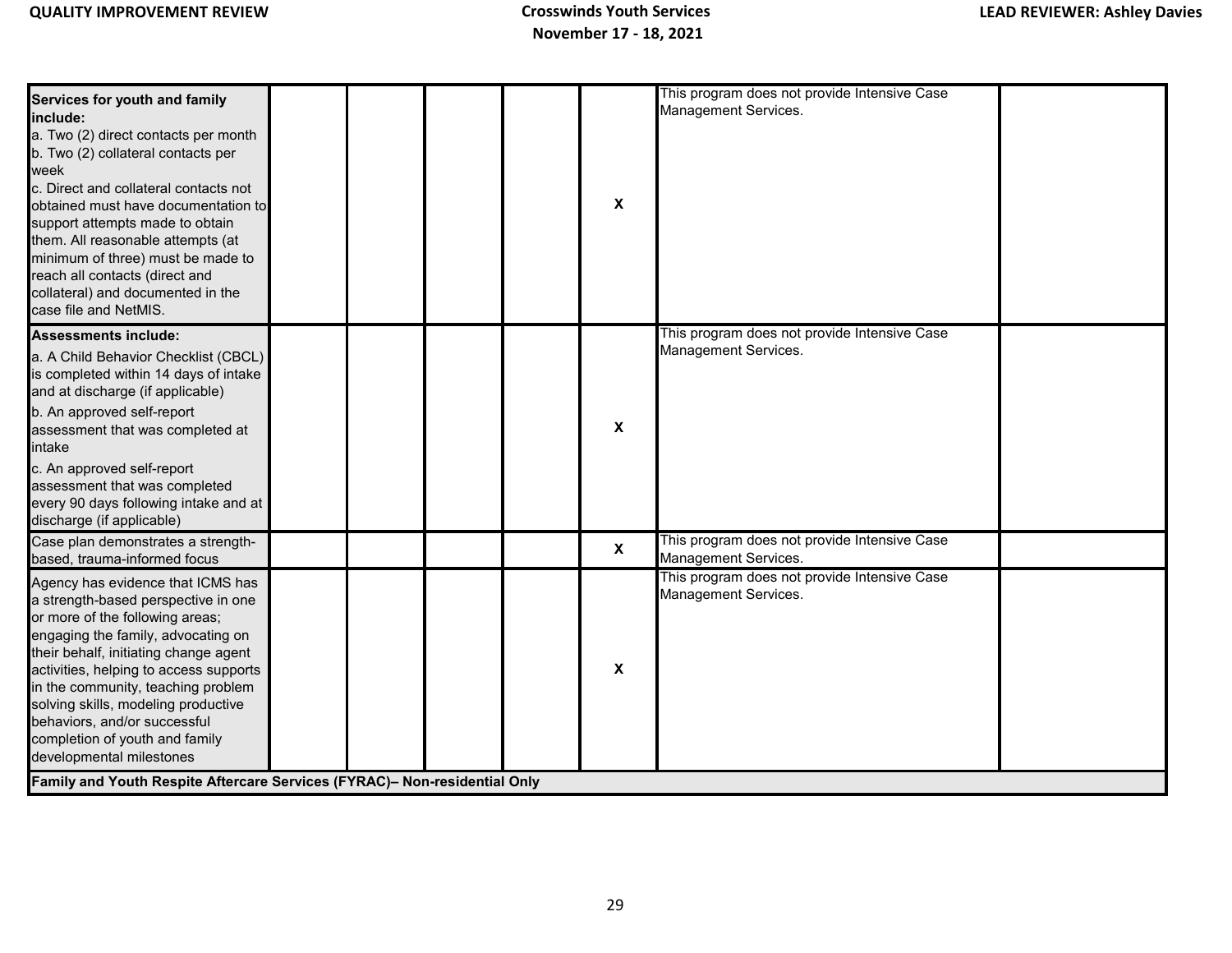| | | | | | | | |
|---|---|---|---|---|---|---|---|
| **Services for youth and family include:**<br>a. Two (2) direct contacts per month<br>b. Two (2) collateral contacts per week<br>c. Direct and collateral contacts not obtained must have documentation to support attempts made to obtain them. All reasonable attempts (at minimum of three) must be made to reach all contacts (direct and collateral) and documented in the case file and NetMIS. | | | | | X | This program does not provide Intensive Case Management Services. | |
| **Assessments include:**<br>a. A Child Behavior Checklist (CBCL) is completed within 14 days of intake and at discharge (if applicable)<br>b. An approved self-report assessment that was completed at intake<br>c. An approved self-report assessment that was completed every 90 days following intake and at discharge (if applicable) | | | | | X | This program does not provide Intensive Case Management Services. | |
| Case plan demonstrates a strength-based, trauma-informed focus | | | | | X | This program does not provide Intensive Case Management Services. | |
| Agency has evidence that ICMS has a strength-based perspective in one or more of the following areas; engaging the family, advocating on their behalf, initiating change agent activities, helping to access supports in the community, teaching problem solving skills, modeling productive behaviors, and/or successful completion of youth and family developmental milestones | | | | | X | This program does not provide Intensive Case Management Services. | |
| **Family and Youth Respite Aftercare Services (FYRAC)– Non-residential Only** | | | | | | | |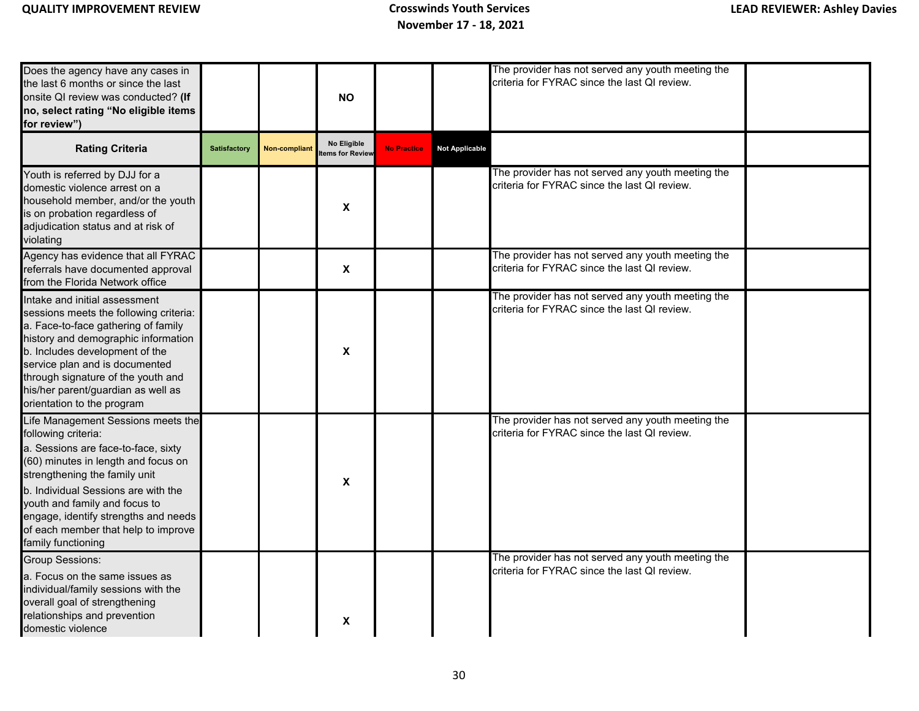| Does the agency have any cases in the last 6 months or since the last onsite QI review was conducted? **(If no, select rating "No eligible items for review")** | | | **NO** | | | The provider has not served any youth meeting the criteria for FYRAC since the last QI review. | |
|---|---|---|---|---|---|---|---|
| **Rating Criteria** | **Satisfactory** | **Non-compliant** | **No Eligible Items for Review** | **No Practice** | **Not Applicable** | | |
| Youth is referred by DJJ for a domestic violence arrest on a household member, and/or the youth is on probation regardless of adjudication status and at risk of violating | | | **X** | | | The provider has not served any youth meeting the criteria for FYRAC since the last QI review. | |
| Agency has evidence that all FYRAC referrals have documented approval from the Florida Network office | | | **X** | | | The provider has not served any youth meeting the criteria for FYRAC since the last QI review. | |
| Intake and initial assessment sessions meets the following criteria:<br>a. Face-to-face gathering of family history and demographic information<br>b. Includes development of the service plan and is documented through signature of the youth and his/her parent/guardian as well as orientation to the program | | | **X** | | | The provider has not served any youth meeting the criteria for FYRAC since the last QI review. | |
| Life Management Sessions meets the following criteria:<br>a. Sessions are face-to-face, sixty (60) minutes in length and focus on strengthening the family unit<br>b. Individual Sessions are with the youth and family and focus to engage, identify strengths and needs of each member that help to improve family functioning | | | **X** | | | The provider has not served any youth meeting the criteria for FYRAC since the last QI review. | |
| Group Sessions:<br>a. Focus on the same issues as individual/family sessions with the overall goal of strengthening relationships and prevention domestic violence | | | **X** | | | The provider has not served any youth meeting the criteria for FYRAC since the last QI review. | |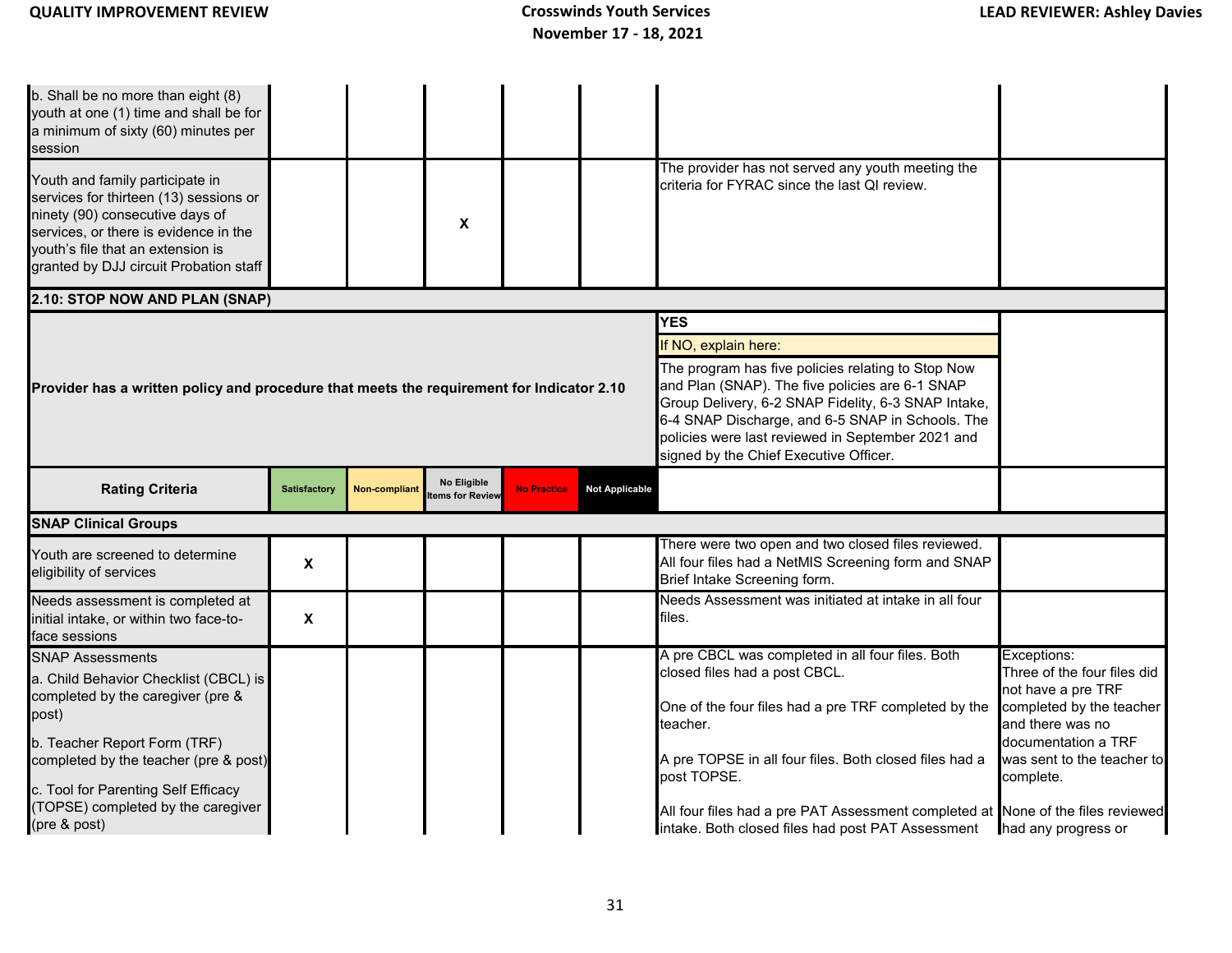| Rating Criteria | Satisfactory | Non-compliant | No Eligible Items for Review | No Practice | Not Applicable | | |
|---|---|---|---|---|---|---|---|
| b. Shall be no more than eight (8) youth at one (1) time and shall be for a minimum of sixty (60) minutes per session | | | | | | | |
| Youth and family participate in services for thirteen (13) sessions or ninety (90) consecutive days of services, or there is evidence in the youth's file that an extension is granted by DJJ circuit Probation staff | | | X | | | The provider has not served any youth meeting the criteria for FYRAC since the last QI review. | |
| **2.10: STOP NOW AND PLAN (SNAP)** | | | | | | | |
| **Provider has a written policy and procedure that meets the requirement for Indicator 2.10** | | | | | | **YES**<br>If NO, explain here:<br>The program has five policies relating to Stop Now and Plan (SNAP). The five policies are 6-1 SNAP Group Delivery, 6-2 SNAP Fidelity, 6-3 SNAP Intake, 6-4 SNAP Discharge, and 6-5 SNAP in Schools. The policies were last reviewed in September 2021 and signed by the Chief Executive Officer. | |
| **Rating Criteria** | Satisfactory | Non-compliant | No Eligible Items for Review | No Practice | Not Applicable | | |
| **SNAP Clinical Groups** | | | | | | | |
| Youth are screened to determine eligibility of services | X | | | | | There were two open and two closed files reviewed. All four files had a NetMIS Screening form and SNAP Brief Intake Screening form. | |
| Needs assessment is completed at initial intake, or within two face-to-face sessions | X | | | | | Needs Assessment was initiated at intake in all four files. | |
| SNAP Assessments<br>a. Child Behavior Checklist (CBCL) is completed by the caregiver (pre & post)<br>b. Teacher Report Form (TRF) completed by the teacher (pre & post)<br>c. Tool for Parenting Self Efficacy (TOPSE) completed by the caregiver (pre & post) | | | | | | A pre CBCL was completed in all four files. Both closed files had a post CBCL.<br><br>One of the four files had a pre TRF completed by the teacher.<br><br>A pre TOPSE in all four files. Both closed files had a post TOPSE.<br><br>All four files had a pre PAT Assessment completed at intake. Both closed files had post PAT Assessment | Exceptions:<br>Three of the four files did not have a pre TRF completed by the teacher and there was no documentation a TRF was sent to the teacher to complete.<br><br>None of the files reviewed had any progress or |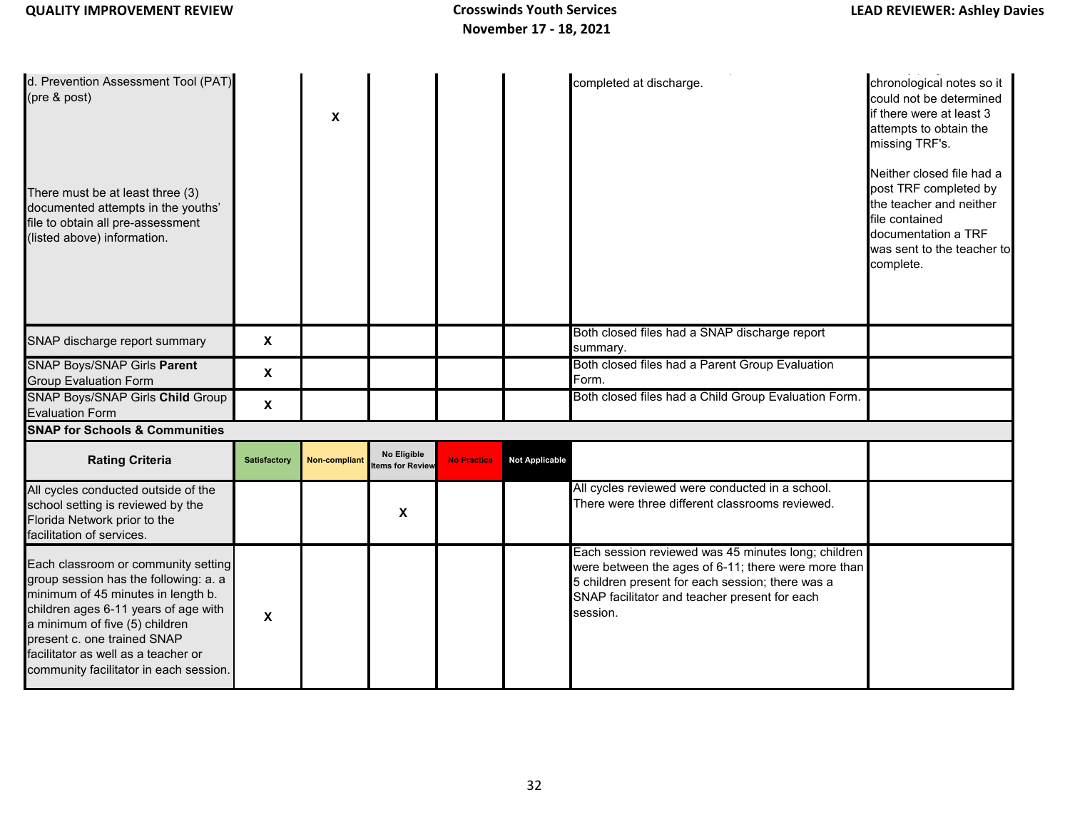| | | | | | | | |
|---|---|---|---|---|---|---|---|
| d. Prevention Assessment Tool (PAT) (pre & post)<br><br>There must be at least three (3) documented attempts in the youths' file to obtain all pre-assessment (listed above) information. | | X | | | | completed at discharge. | chronological notes so it could not be determined if there were at least 3 attempts to obtain the missing TRF's.<br><br>Neither closed file had a post TRF completed by the teacher and neither file contained documentation a TRF was sent to the teacher to complete. |
| SNAP discharge report summary | X | | | | | Both closed files had a SNAP discharge report summary. | |
| SNAP Boys/SNAP Girls **Parent** Group Evaluation Form | X | | | | | Both closed files had a Parent Group Evaluation Form. | |
| SNAP Boys/SNAP Girls **Child** Group Evaluation Form | X | | | | | Both closed files had a Child Group Evaluation Form. | |
| **SNAP for Schools & Communities** | | | | | | | |
| **Rating Criteria** | Satisfactory | Non-compliant | No Eligible Items for Review | No Practice | Not Applicable | | |
| All cycles conducted outside of the school setting is reviewed by the Florida Network prior to the facilitation of services. | | | X | | | All cycles reviewed were conducted in a school. There were three different classrooms reviewed. | |
| Each classroom or community setting group session has the following: a. a minimum of 45 minutes in length b. children ages 6-11 years of age with a minimum of five (5) children present c. one trained SNAP facilitator as well as a teacher or community facilitator in each session. | X | | | | | Each session reviewed was 45 minutes long; children were between the ages of 6-11; there were more than 5 children present for each session; there was a SNAP facilitator and teacher present for each session. | |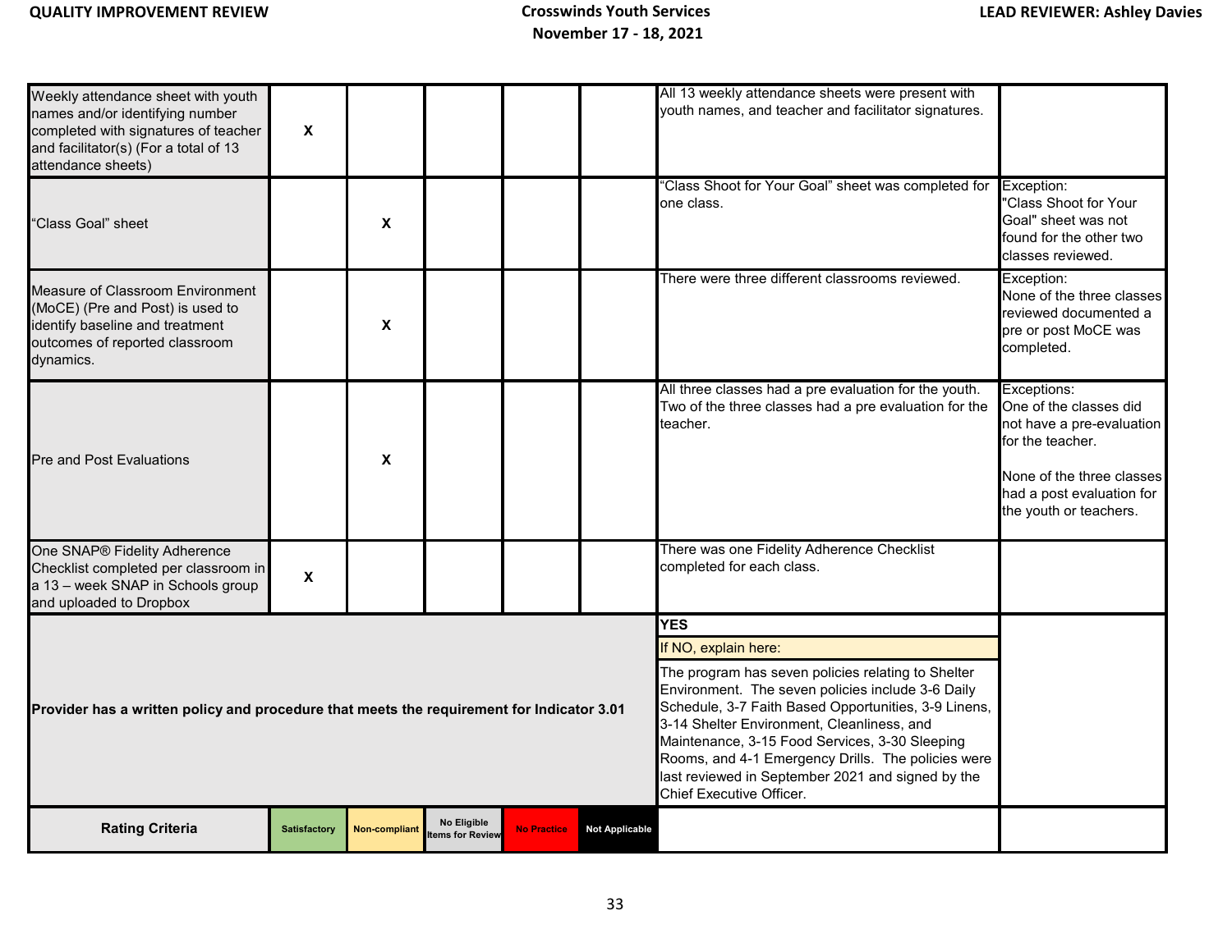| | Satisfactory | Non-compliant | No Eligible Items for Review | No Practice | Not Applicable | | |
|---|---|---|---|---|---|---|---|
| Weekly attendance sheet with youth names and/or identifying number completed with signatures of teacher and facilitator(s) (For a total of 13 attendance sheets) | X | | | | | All 13 weekly attendance sheets were present with youth names, and teacher and facilitator signatures. | |
| "Class Goal" sheet | | X | | | | "Class Shoot for Your Goal" sheet was completed for one class. | Exception: "Class Shoot for Your Goal" sheet was not found for the other two classes reviewed. |
| Measure of Classroom Environment (MoCE) (Pre and Post) is used to identify baseline and treatment outcomes of reported classroom dynamics. | | X | | | | There were three different classrooms reviewed. | Exception: None of the three classes reviewed documented a pre or post MoCE was completed. |
| Pre and Post Evaluations | | X | | | | All three classes had a pre evaluation for the youth. Two of the three classes had a pre evaluation for the teacher. | Exceptions: One of the classes did not have a pre-evaluation for the teacher.<br><br>None of the three classes had a post evaluation for the youth or teachers. |
| One SNAP® Fidelity Adherence Checklist completed per classroom in a 13 – week SNAP in Schools group and uploaded to Dropbox | X | | | | | There was one Fidelity Adherence Checklist completed for each class. | |
| **Provider has a written policy and procedure that meets the requirement for Indicator 3.01** | | | | | | **YES**<br>If NO, explain here:<br>The program has seven policies relating to Shelter Environment. The seven policies include 3-6 Daily Schedule, 3-7 Faith Based Opportunities, 3-9 Linens, 3-14 Shelter Environment, Cleanliness, and Maintenance, 3-15 Food Services, 3-30 Sleeping Rooms, and 4-1 Emergency Drills. The policies were last reviewed in September 2021 and signed by the Chief Executive Officer. | |
| **Rating Criteria** | Satisfactory | Non-compliant | No Eligible Items for Review | No Practice | Not Applicable | | |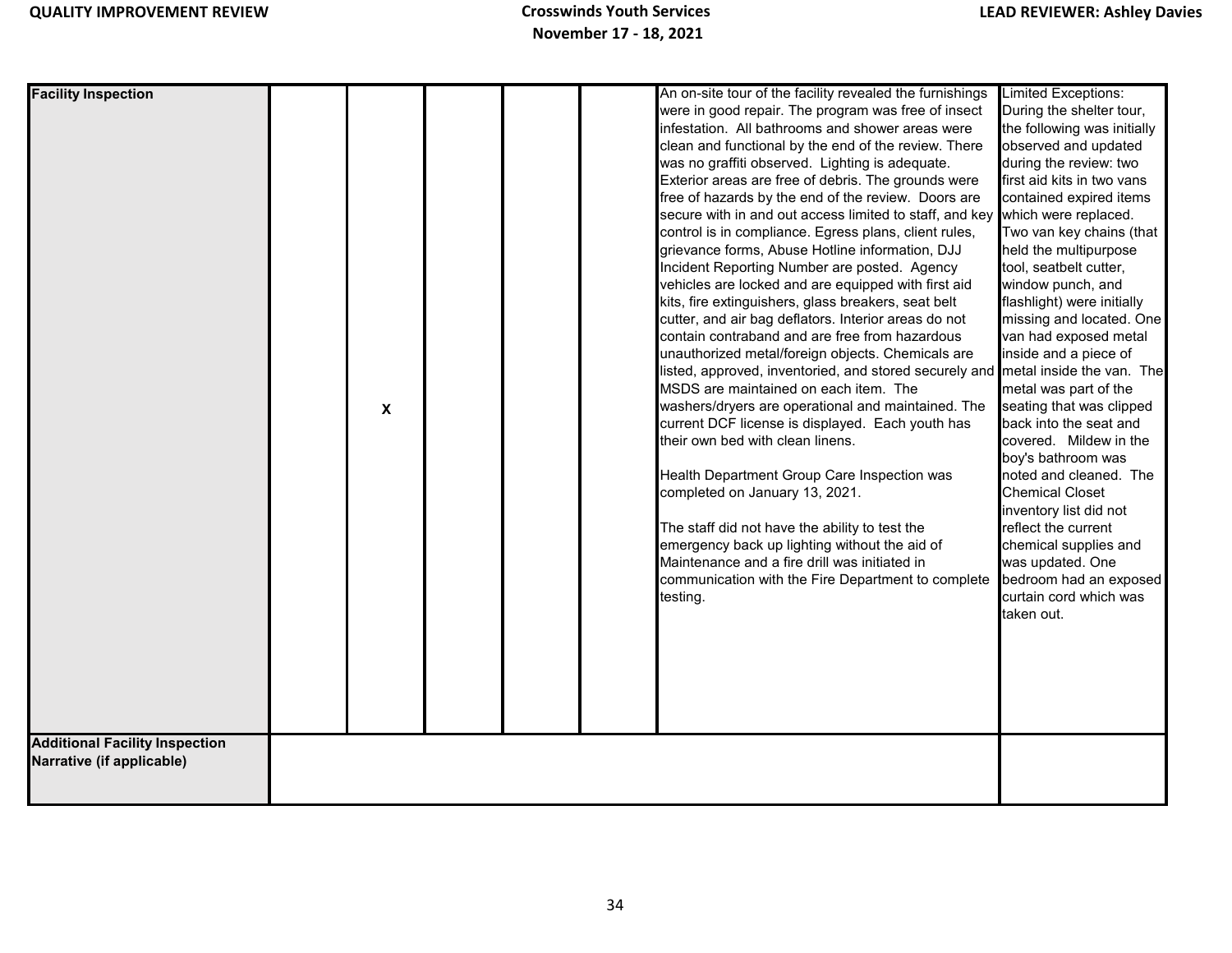| Facility Inspection | | X | | | | An on-site tour of the facility revealed the furnishings were in good repair. The program was free of insect infestation. All bathrooms and shower areas were clean and functional by the end of the review. There was no graffiti observed. Lighting is adequate. Exterior areas are free of debris. The grounds were free of hazards by the end of the review. Doors are secure with in and out access limited to staff, and key control is in compliance. Egress plans, client rules, grievance forms, Abuse Hotline information, DJJ Incident Reporting Number are posted. Agency vehicles are locked and are equipped with first aid kits, fire extinguishers, glass breakers, seat belt cutter, and air bag deflators. Interior areas do not contain contraband and are free from hazardous unauthorized metal/foreign objects. Chemicals are listed, approved, inventoried, and stored securely and MSDS are maintained on each item. The washers/dryers are operational and maintained. The current DCF license is displayed. Each youth has their own bed with clean linens.<br><br>Health Department Group Care Inspection was completed on January 13, 2021.<br><br>The staff did not have the ability to test the emergency back up lighting without the aid of Maintenance and a fire drill was initiated in communication with the Fire Department to complete testing. | Limited Exceptions: During the shelter tour, the following was initially observed and updated during the review: two first aid kits in two vans contained expired items which were replaced. Two van key chains (that held the multipurpose tool, seatbelt cutter, window punch, and flashlight) were initially missing and located. One van had exposed metal inside and a piece of metal inside the van. The metal was part of the seating that was clipped back into the seat and covered. Mildew in the boy's bathroom was noted and cleaned. The Chemical Closet inventory list did not reflect the current chemical supplies and was updated. One bedroom had an exposed curtain cord which was taken out. |
|---|---|---|---|---|---|---|---|
| Additional Facility Inspection Narrative (if applicable) | | | | | | | |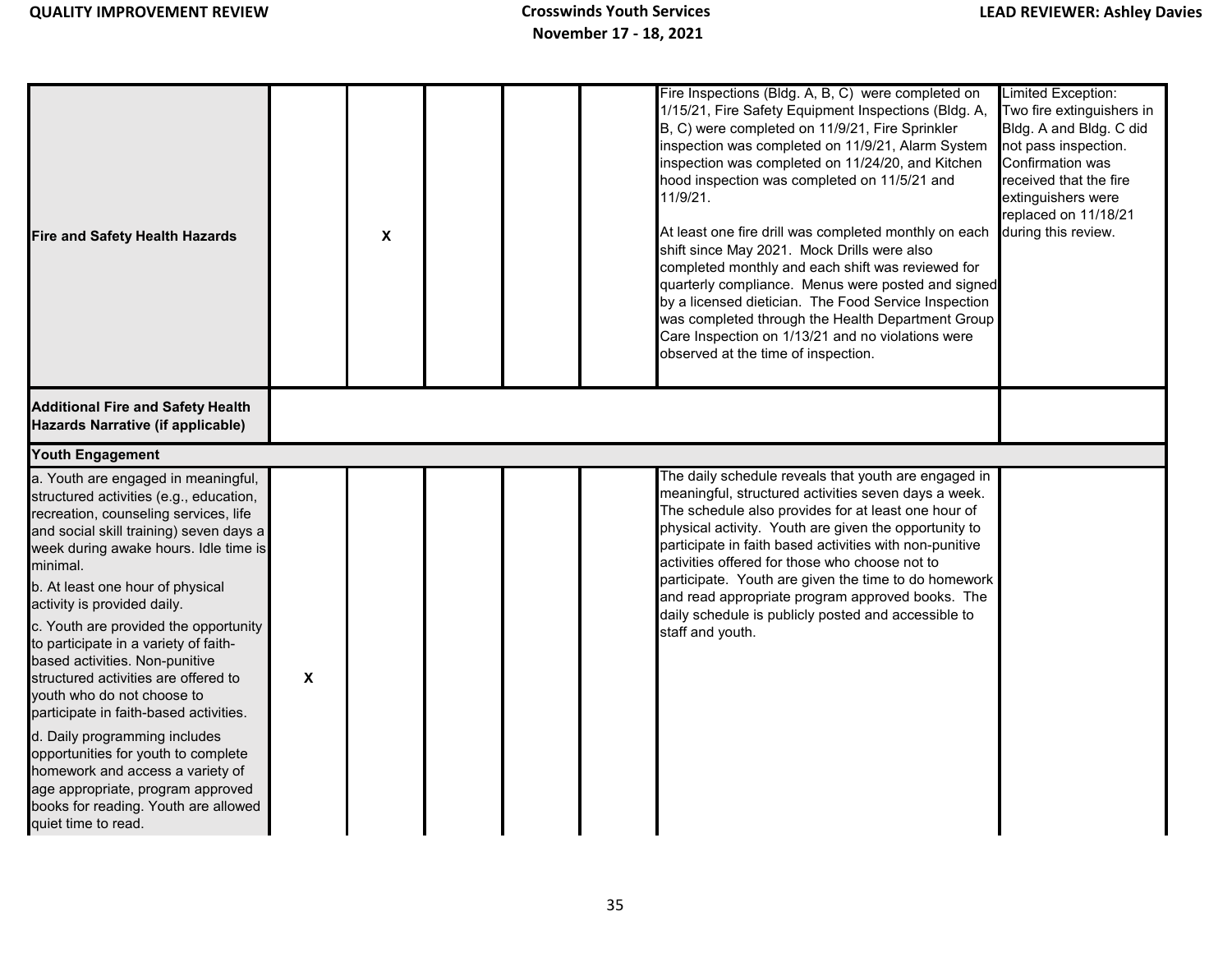| | | | | | | | |
|---|---|---|---|---|---|---|---|
| **Fire and Safety Health Hazards** | | X | | | | Fire Inspections (Bldg. A, B, C) were completed on 1/15/21, Fire Safety Equipment Inspections (Bldg. A, B, C) were completed on 11/9/21, Fire Sprinkler inspection was completed on 11/9/21, Alarm System inspection was completed on 11/24/20, and Kitchen hood inspection was completed on 11/5/21 and 11/9/21.<br><br>At least one fire drill was completed monthly on each shift since May 2021. Mock Drills were also completed monthly and each shift was reviewed for quarterly compliance. Menus were posted and signed by a licensed dietician. The Food Service Inspection was completed through the Health Department Group Care Inspection on 1/13/21 and no violations were observed at the time of inspection. | Limited Exception: Two fire extinguishers in Bldg. A and Bldg. C did not pass inspection. Confirmation was received that the fire extinguishers were replaced on 11/18/21 during this review. |
| **Additional Fire and Safety Health Hazards Narrative (if applicable)** | | | | | | | |
| **Youth Engagement** | | | | | | | |
| a. Youth are engaged in meaningful, structured activities (e.g., education, recreation, counseling services, life and social skill training) seven days a week during awake hours. Idle time is minimal.<br>b. At least one hour of physical activity is provided daily.<br>c. Youth are provided the opportunity to participate in a variety of faith-based activities. Non-punitive structured activities are offered to youth who do not choose to participate in faith-based activities.<br>d. Daily programming includes opportunities for youth to complete homework and access a variety of age appropriate, program approved books for reading. Youth are allowed quiet time to read. | X | | | | | The daily schedule reveals that youth are engaged in meaningful, structured activities seven days a week. The schedule also provides for at least one hour of physical activity. Youth are given the opportunity to participate in faith based activities with non-punitive activities offered for those who choose not to participate. Youth are given the time to do homework and read appropriate program approved books. The daily schedule is publicly posted and accessible to staff and youth. | |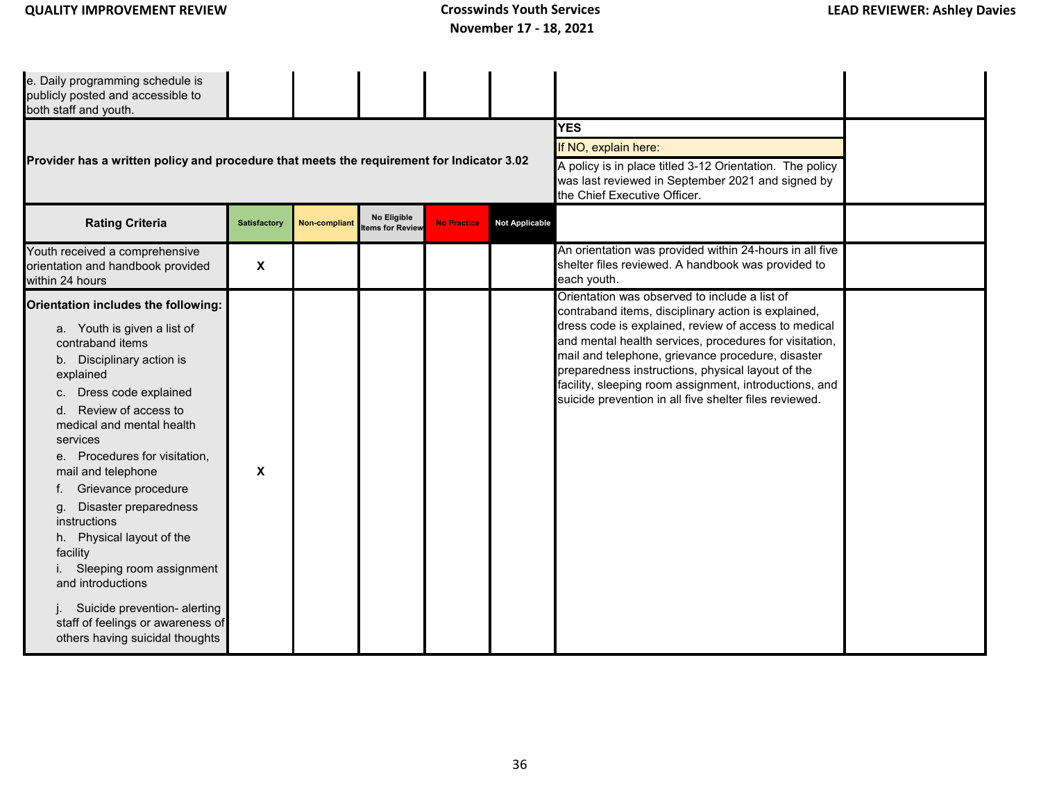| e. Daily programming schedule is publicly posted and accessible to both staff and youth. | | | | | | | |
|---|---|---|---|---|---|---|---|
| **Provider has a written policy and procedure that meets the requirement for Indicator 3.02** | | | | | | **YES**<br>If NO, explain here:<br>A policy is in place titled 3-12 Orientation. The policy was last reviewed in September 2021 and signed by the Chief Executive Officer. | |
| **Rating Criteria** | **Satisfactory** | **Non-compliant** | **No Eligible Items for Review** | **No Practice** | **Not Applicable** | | |
| Youth received a comprehensive orientation and handbook provided within 24 hours | X | | | | | An orientation was provided within 24-hours in all five shelter files reviewed. A handbook was provided to each youth. | |
| **Orientation includes the following:**<br>a. Youth is given a list of contraband items<br>b. Disciplinary action is explained<br>c. Dress code explained<br>d. Review of access to medical and mental health services<br>e. Procedures for visitation, mail and telephone<br>f. Grievance procedure<br>g. Disaster preparedness instructions<br>h. Physical layout of the facility<br>i. Sleeping room assignment and introductions<br>j. Suicide prevention- alerting staff of feelings or awareness of others having suicidal thoughts | X | | | | | Orientation was observed to include a list of contraband items, disciplinary action is explained, dress code is explained, review of access to medical and mental health services, procedures for visitation, mail and telephone, grievance procedure, disaster preparedness instructions, physical layout of the facility, sleeping room assignment, introductions, and suicide prevention in all five shelter files reviewed. | |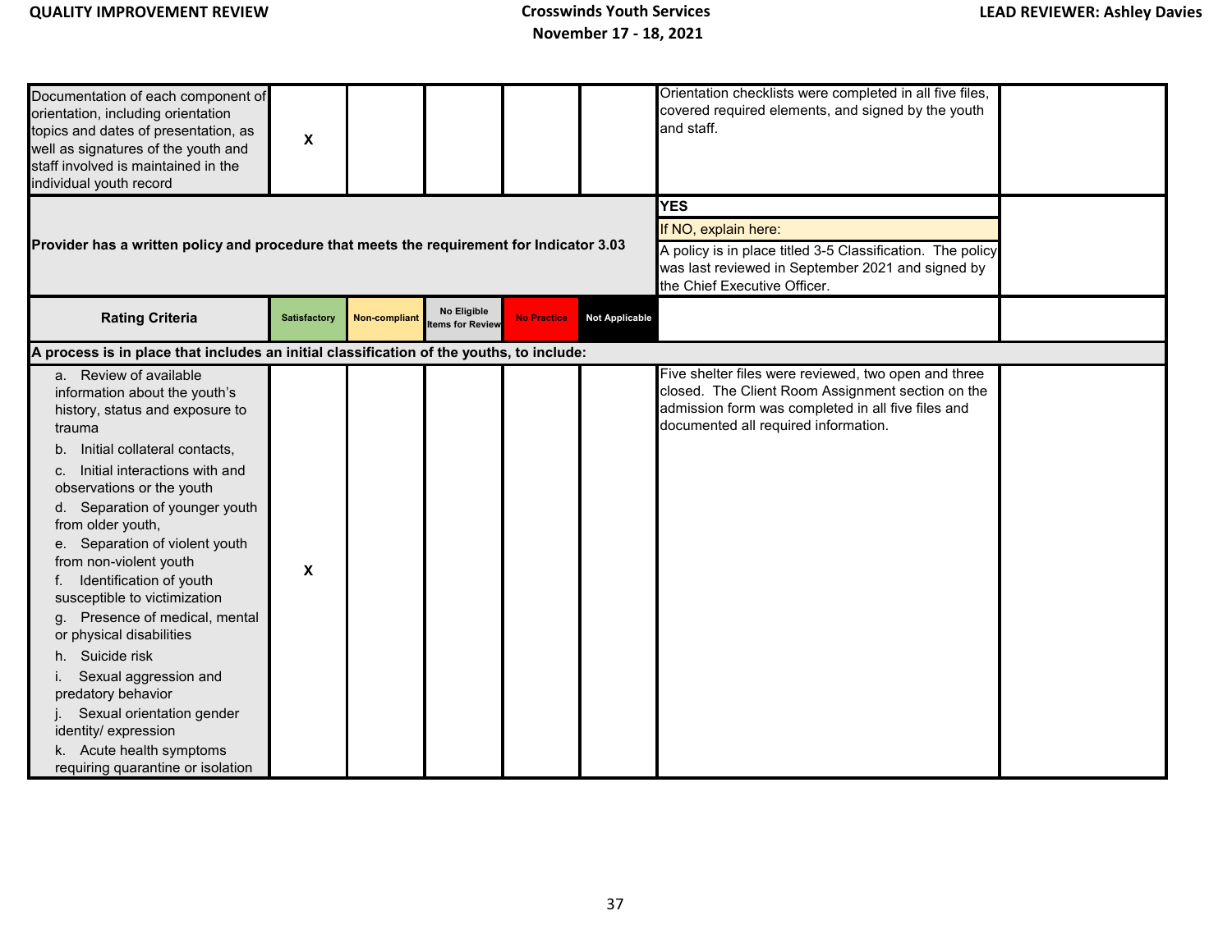| | | | | | | | |
|---|---|---|---|---|---|---|---|
| Documentation of each component of orientation, including orientation topics and dates of presentation, as well as signatures of the youth and staff involved is maintained in the individual youth record | X | | | | | Orientation checklists were completed in all five files, covered required elements, and signed by the youth and staff. | |
| **Provider has a written policy and procedure that meets the requirement for Indicator 3.03** | | | | | | **YES**<br>If NO, explain here:<br>A policy is in place titled 3-5 Classification. The policy was last reviewed in September 2021 and signed by the Chief Executive Officer. | |
| **Rating Criteria** | **Satisfactory** | **Non-compliant** | **No Eligible Items for Review** | **No Practice** | **Not Applicable** | | |
| **A process is in place that includes an initial classification of the youths, to include:** | | | | | | | |
| a. Review of available information about the youth's history, status and exposure to trauma<br>b. Initial collateral contacts,<br>c. Initial interactions with and observations or the youth<br>d. Separation of younger youth from older youth,<br>e. Separation of violent youth from non-violent youth<br>f. Identification of youth susceptible to victimization<br>g. Presence of medical, mental or physical disabilities<br>h. Suicide risk<br>i. Sexual aggression and predatory behavior<br>j. Sexual orientation gender identity/ expression<br>k. Acute health symptoms requiring quarantine or isolation | X | | | | | Five shelter files were reviewed, two open and three closed. The Client Room Assignment section on the admission form was completed in all five files and documented all required information. | |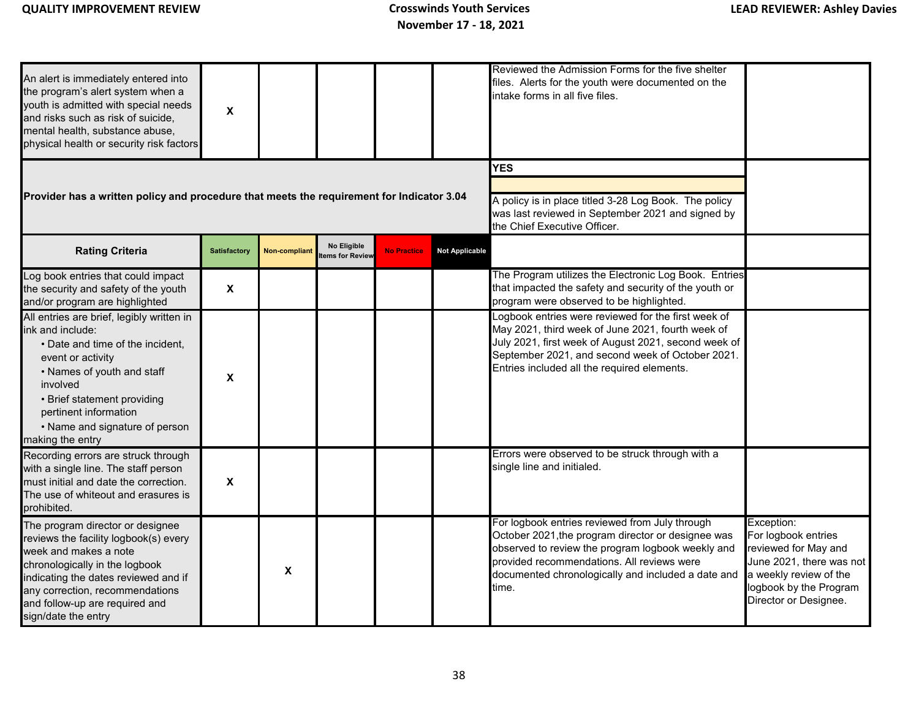| | | | | | | | |
|---|---|---|---|---|---|---|---|
| An alert is immediately entered into the program's alert system when a youth is admitted with special needs and risks such as risk of suicide, mental health, substance abuse, physical health or security risk factors | X | | | | | Reviewed the Admission Forms for the five shelter files. Alerts for the youth were documented on the intake forms in all five files. | |
| **Provider has a written policy and procedure that meets the requirement for Indicator 3.04** | | | | | | **YES**<br><br>A policy is in place titled 3-28 Log Book. The policy was last reviewed in September 2021 and signed by the Chief Executive Officer. | |
| **Rating Criteria** | **Satisfactory** | **Non-compliant** | **No Eligible Items for Review** | **No Practice** | **Not Applicable** | | |
| Log book entries that could impact the security and safety of the youth and/or program are highlighted | X | | | | | The Program utilizes the Electronic Log Book. Entries that impacted the safety and security of the youth or program were observed to be highlighted. | |
| All entries are brief, legibly written in ink and include:<br>• Date and time of the incident, event or activity<br>• Names of youth and staff involved<br>• Brief statement providing pertinent information<br>• Name and signature of person making the entry | X | | | | | Logbook entries were reviewed for the first week of May 2021, third week of June 2021, fourth week of July 2021, first week of August 2021, second week of September 2021, and second week of October 2021. Entries included all the required elements. | |
| Recording errors are struck through with a single line. The staff person must initial and date the correction. The use of whiteout and erasures is prohibited. | X | | | | | Errors were observed to be struck through with a single line and initialed. | |
| The program director or designee reviews the facility logbook(s) every week and makes a note chronologically in the logbook indicating the dates reviewed and if any correction, recommendations and follow-up are required and sign/date the entry | | X | | | | For logbook entries reviewed from July through October 2021,the program director or designee was observed to review the program logbook weekly and provided recommendations. All reviews were documented chronologically and included a date and time. | Exception:<br>For logbook entries reviewed for May and June 2021, there was not a weekly review of the logbook by the Program Director or Designee. |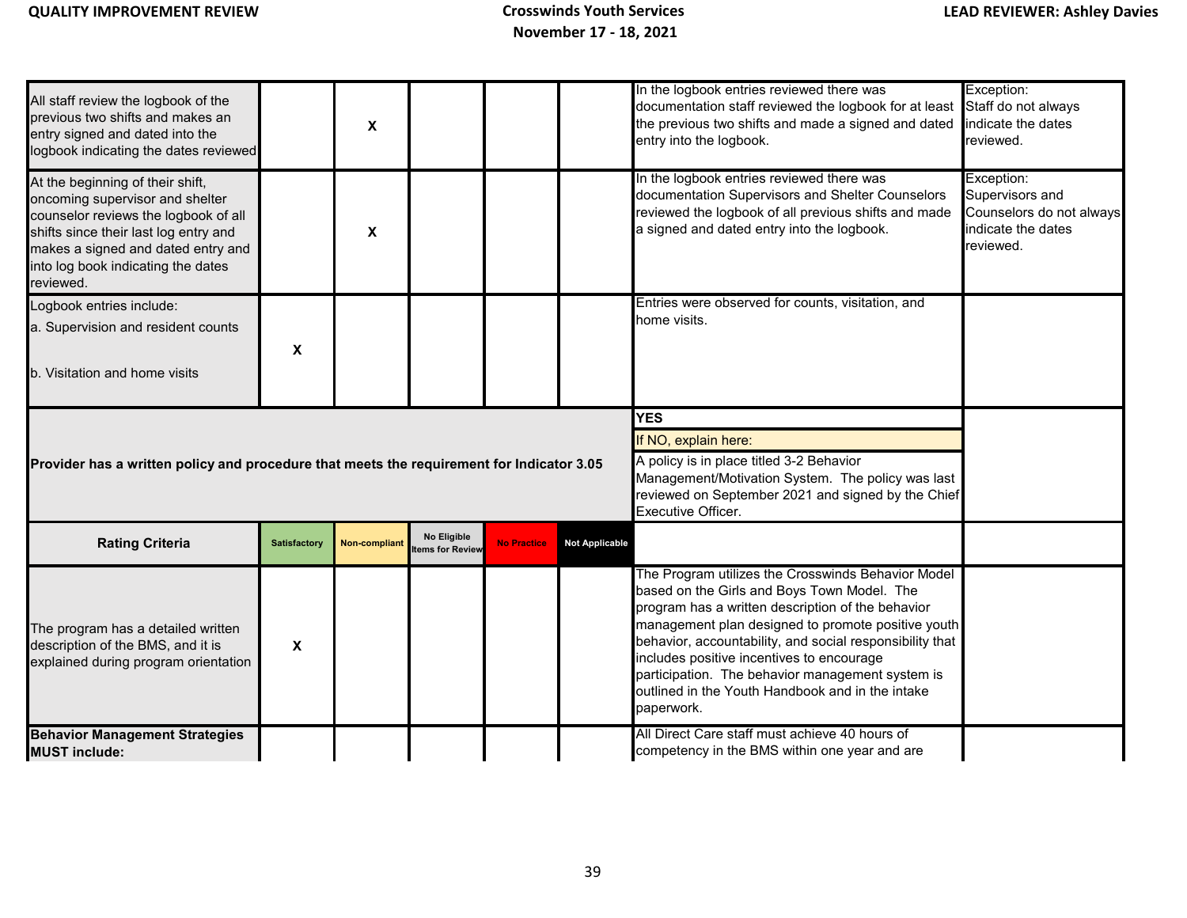| | | | | | | | |
|---|---|---|---|---|---|---|---|
| All staff review the logbook of the previous two shifts and makes an entry signed and dated into the logbook indicating the dates reviewed | | X | | | | In the logbook entries reviewed there was documentation staff reviewed the logbook for at least the previous two shifts and made a signed and dated entry into the logbook. | Exception: Staff do not always indicate the dates reviewed. |
| At the beginning of their shift, oncoming supervisor and shelter counselor reviews the logbook of all shifts since their last log entry and makes a signed and dated entry and into log book indicating the dates reviewed. | | X | | | | In the logbook entries reviewed there was documentation Supervisors and Shelter Counselors reviewed the logbook of all previous shifts and made a signed and dated entry into the logbook. | Exception: Supervisors and Counselors do not always indicate the dates reviewed. |
| Logbook entries include:<br>a. Supervision and resident counts<br>b. Visitation and home visits | X | | | | | Entries were observed for counts, visitation, and home visits. | |
| **Provider has a written policy and procedure that meets the requirement for Indicator 3.05** | | | | | | **YES**<br>If NO, explain here:<br>A policy is in place titled 3-2 Behavior Management/Motivation System. The policy was last reviewed on September 2021 and signed by the Chief Executive Officer. | |
| **Rating Criteria** | **Satisfactory** | **Non-compliant** | **No Eligible Items for Review** | **No Practice** | **Not Applicable** | | |
| The program has a detailed written description of the BMS, and it is explained during program orientation | X | | | | | The Program utilizes the Crosswinds Behavior Model based on the Girls and Boys Town Model. The program has a written description of the behavior management plan designed to promote positive youth behavior, accountability, and social responsibility that includes positive incentives to encourage participation. The behavior management system is outlined in the Youth Handbook and in the intake paperwork. | |
| **Behavior Management Strategies MUST include:** | | | | | | All Direct Care staff must achieve 40 hours of competency in the BMS within one year and are | |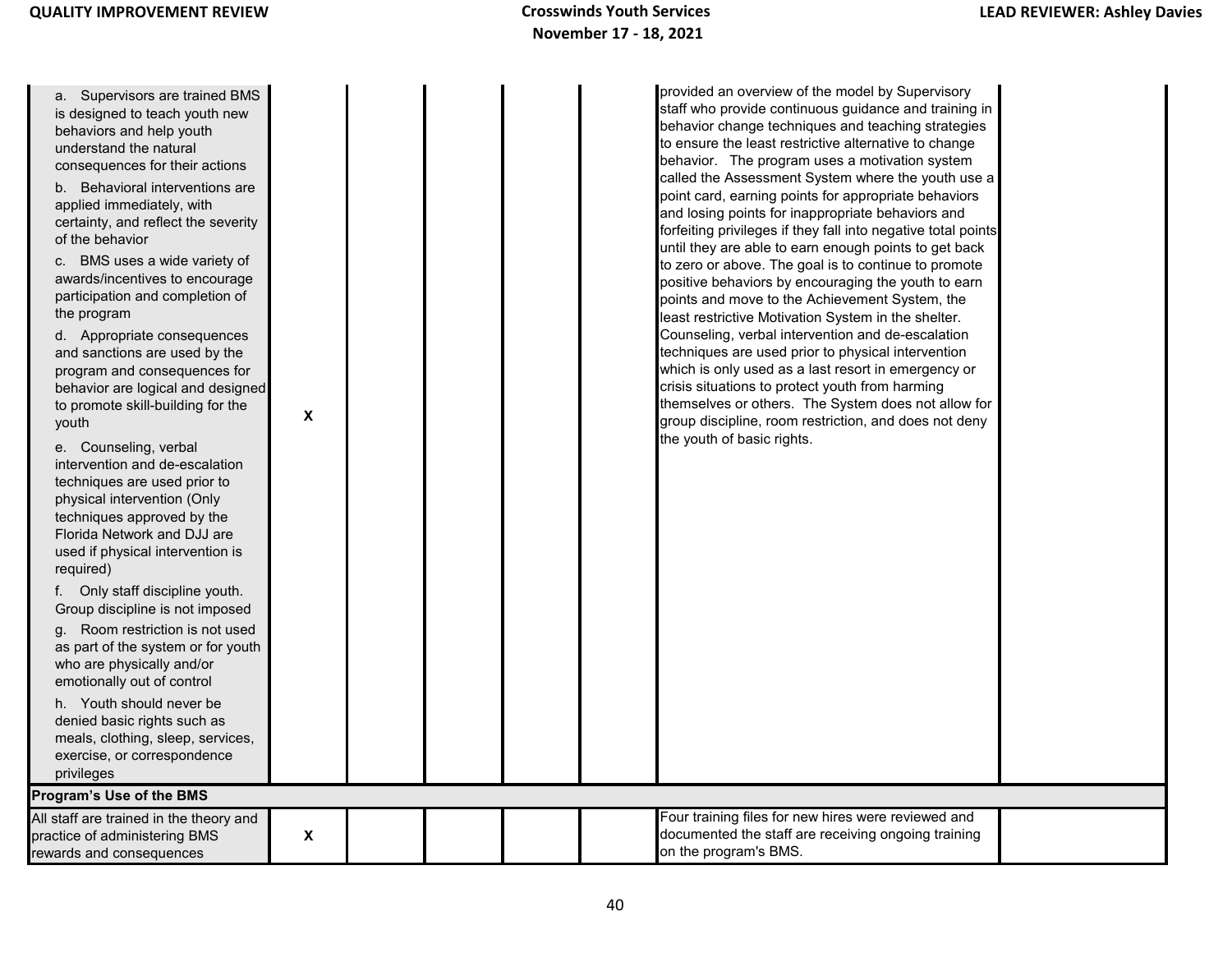| | | | | | | | |
|---|---|---|---|---|---|---|---|
| a. Supervisors are trained BMS is designed to teach youth new behaviors and help youth understand the natural consequences for their actions<br>b. Behavioral interventions are applied immediately, with certainty, and reflect the severity of the behavior<br>c. BMS uses a wide variety of awards/incentives to encourage participation and completion of the program<br>d. Appropriate consequences and sanctions are used by the program and consequences for behavior are logical and designed to promote skill-building for the youth<br>e. Counseling, verbal intervention and de-escalation techniques are used prior to physical intervention (Only techniques approved by the Florida Network and DJJ are used if physical intervention is required)<br>f. Only staff discipline youth. Group discipline is not imposed<br>g. Room restriction is not used as part of the system or for youth who are physically and/or emotionally out of control<br>h. Youth should never be denied basic rights such as meals, clothing, sleep, services, exercise, or correspondence privileges | X | | | | | provided an overview of the model by Supervisory staff who provide continuous guidance and training in behavior change techniques and teaching strategies to ensure the least restrictive alternative to change behavior. The program uses a motivation system called the Assessment System where the youth use a point card, earning points for appropriate behaviors and losing points for inappropriate behaviors and forfeiting privileges if they fall into negative total points until they are able to earn enough points to get back to zero or above. The goal is to continue to promote positive behaviors by encouraging the youth to earn points and move to the Achievement System, the least restrictive Motivation System in the shelter. Counseling, verbal intervention and de-escalation techniques are used prior to physical intervention which is only used as a last resort in emergency or crisis situations to protect youth from harming themselves or others. The System does not allow for group discipline, room restriction, and does not deny the youth of basic rights. | |
| **Program's Use of the BMS** | | | | | | | |
| All staff are trained in the theory and practice of administering BMS rewards and consequences | X | | | | | Four training files for new hires were reviewed and documented the staff are receiving ongoing training on the program's BMS. | |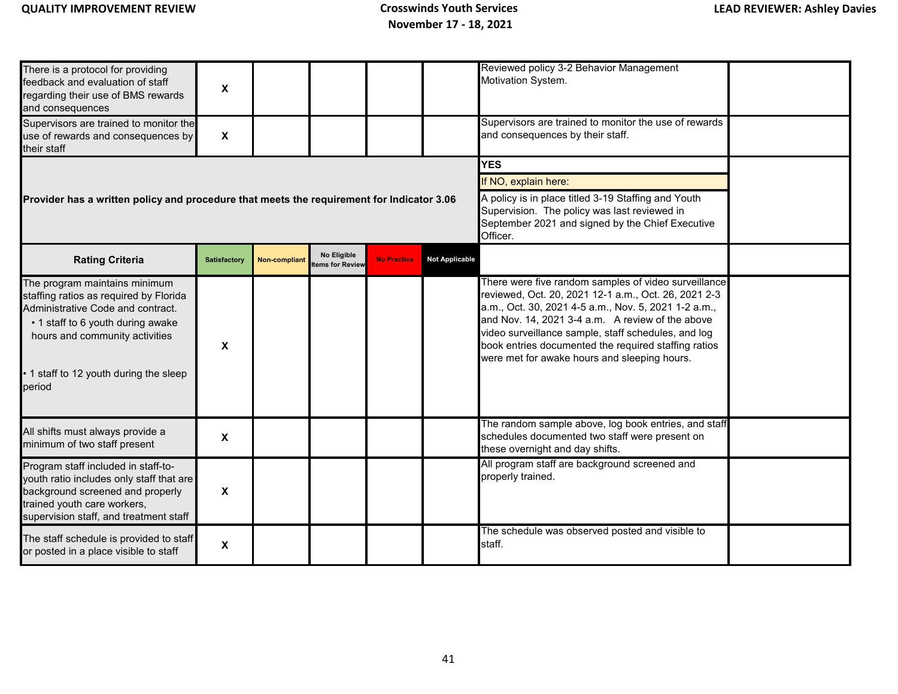| | | | | | | | |
|---|---|---|---|---|---|---|---|
| There is a protocol for providing feedback and evaluation of staff regarding their use of BMS rewards and consequences | X | | | | | Reviewed policy 3-2 Behavior Management Motivation System. | |
| Supervisors are trained to monitor the use of rewards and consequences by their staff | X | | | | | Supervisors are trained to monitor the use of rewards and consequences by their staff. | |
| **Provider has a written policy and procedure that meets the requirement for Indicator 3.06** | | | | | | **YES**<br>If NO, explain here:<br>A policy is in place titled 3-19 Staffing and Youth Supervision. The policy was last reviewed in September 2021 and signed by the Chief Executive Officer. | |
| **Rating Criteria** | **Satisfactory** | **Non-compliant** | **No Eligible Items for Review** | **No Practice** | **Not Applicable** | | |
| The program maintains minimum staffing ratios as required by Florida Administrative Code and contract.<br>• 1 staff to 6 youth during awake hours and community activities<br>• 1 staff to 12 youth during the sleep period | X | | | | | There were five random samples of video surveillance reviewed, Oct. 20, 2021 12-1 a.m., Oct. 26, 2021 2-3 a.m., Oct. 30, 2021 4-5 a.m., Nov. 5, 2021 1-2 a.m., and Nov. 14, 2021 3-4 a.m. A review of the above video surveillance sample, staff schedules, and log book entries documented the required staffing ratios were met for awake hours and sleeping hours. | |
| All shifts must always provide a minimum of two staff present | X | | | | | The random sample above, log book entries, and staff schedules documented two staff were present on these overnight and day shifts. | |
| Program staff included in staff-to-youth ratio includes only staff that are background screened and properly trained youth care workers, supervision staff, and treatment staff | X | | | | | All program staff are background screened and properly trained. | |
| The staff schedule is provided to staff or posted in a place visible to staff | X | | | | | The schedule was observed posted and visible to staff. | |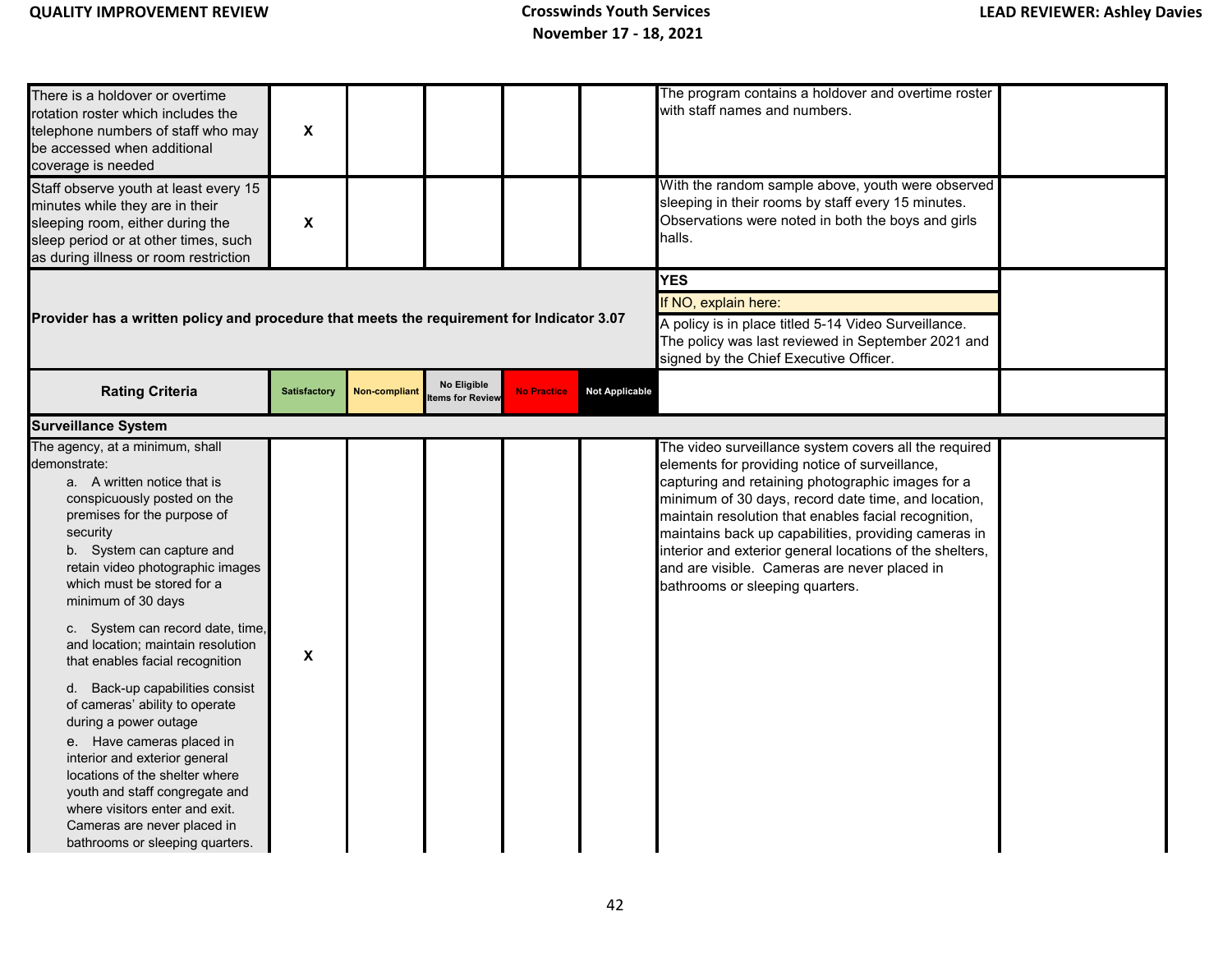| | | | | | | | |
|---|---|---|---|---|---|---|---|
| There is a holdover or overtime rotation roster which includes the telephone numbers of staff who may be accessed when additional coverage is needed | X | | | | | The program contains a holdover and overtime roster with staff names and numbers. | |
| Staff observe youth at least every 15 minutes while they are in their sleeping room, either during the sleep period or at other times, such as during illness or room restriction | X | | | | | With the random sample above, youth were observed sleeping in their rooms by staff every 15 minutes. Observations were noted in both the boys and girls halls. | |
| **Provider has a written policy and procedure that meets the requirement for Indicator 3.07** | | | | | | **YES**<br>If NO, explain here:<br>A policy is in place titled 5-14 Video Surveillance. The policy was last reviewed in September 2021 and signed by the Chief Executive Officer. | |
| **Rating Criteria** | **Satisfactory** | **Non-compliant** | **No Eligible Items for Review** | **No Practice** | **Not Applicable** | | |
| **Surveillance System** | | | | | | | |
| The agency, at a minimum, shall demonstrate:<br>a. A written notice that is conspicuously posted on the premises for the purpose of security<br>b. System can capture and retain video photographic images which must be stored for a minimum of 30 days<br>c. System can record date, time, and location; maintain resolution that enables facial recognition<br>d. Back-up capabilities consist of cameras' ability to operate during a power outage<br>e. Have cameras placed in interior and exterior general locations of the shelter where youth and staff congregate and where visitors enter and exit. Cameras are never placed in bathrooms or sleeping quarters. | X | | | | | The video surveillance system covers all the required elements for providing notice of surveillance, capturing and retaining photographic images for a minimum of 30 days, record date time, and location, maintain resolution that enables facial recognition, maintains back up capabilities, providing cameras in interior and exterior general locations of the shelters, and are visible. Cameras are never placed in bathrooms or sleeping quarters. | |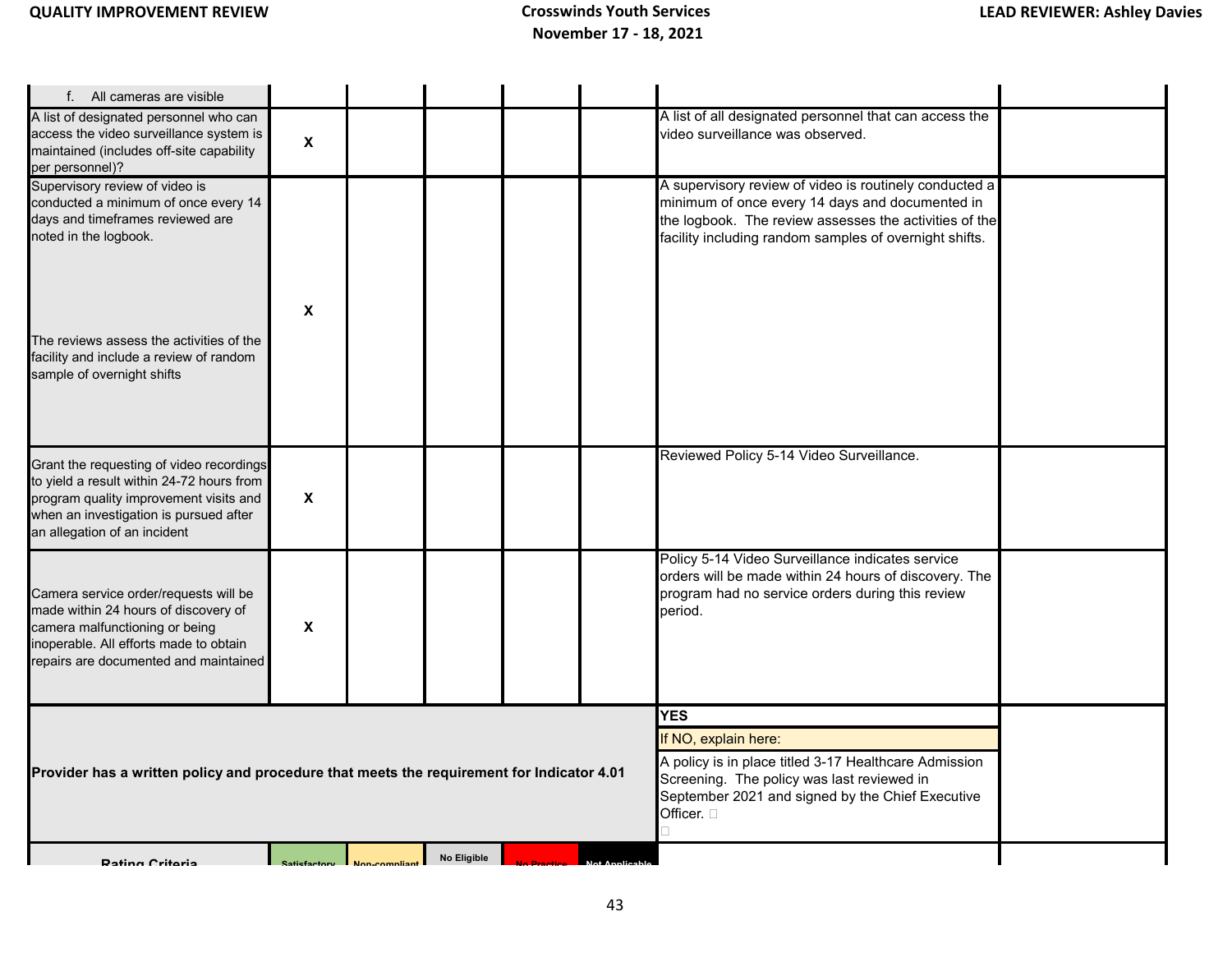| | | | | | | | |
|---|---|---|---|---|---|---|---|
| f. All cameras are visible | | | | | | | |
| A list of designated personnel who can access the video surveillance system is maintained (includes off-site capability per personnel)? | X | | | | | A list of all designated personnel that can access the video surveillance was observed. | |
| Supervisory review of video is conducted a minimum of once every 14 days and timeframes reviewed are noted in the logbook. The reviews assess the activities of the facility and include a review of random sample of overnight shifts | X | | | | | A supervisory review of video is routinely conducted a minimum of once every 14 days and documented in the logbook. The review assesses the activities of the facility including random samples of overnight shifts. | |
| Grant the requesting of video recordings to yield a result within 24-72 hours from program quality improvement visits and when an investigation is pursued after an allegation of an incident | X | | | | | Reviewed Policy 5-14 Video Surveillance. | |
| Camera service order/requests will be made within 24 hours of discovery of camera malfunctioning or being inoperable. All efforts made to obtain repairs are documented and maintained | X | | | | | Policy 5-14 Video Surveillance indicates service orders will be made within 24 hours of discovery. The program had no service orders during this review period. | |
| **Provider has a written policy and procedure that meets the requirement for Indicator 4.01** | | | | | | **YES**<br>If NO, explain here:<br>A policy is in place titled 3-17 Healthcare Admission Screening. The policy was last reviewed in September 2021 and signed by the Chief Executive Officer. | |
| **Rating Criteria** | Satisfactory | Non-compliant | No Eligible | No Practice | Not Applicable | | |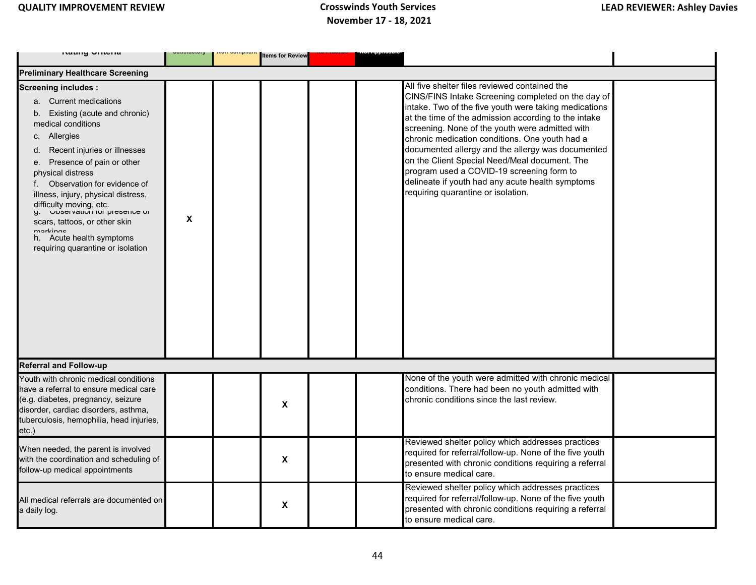| Rating Criteria | Satisfactory | Non Compliant | Items for Review | No Practice | Not Applicable | | |
|---|---|---|---|---|---|---|---|
| **Preliminary Healthcare Screening** | | | | | | | |
| **Screening includes :**<br>a. Current medications<br>b. Existing (acute and chronic) medical conditions<br>c. Allergies<br>d. Recent injuries or illnesses<br>e. Presence of pain or other physical distress<br>f. Observation for evidence of illness, injury, physical distress, difficulty moving, etc.<br>g. Observation for presence of scars, tattoos, or other skin markings<br>h. Acute health symptoms requiring quarantine or isolation | X | | | | | All five shelter files reviewed contained the CINS/FINS Intake Screening completed on the day of intake. Two of the five youth were taking medications at the time of the admission according to the intake screening. None of the youth were admitted with chronic medication conditions. One youth had a documented allergy and the allergy was documented on the Client Special Need/Meal document. The program used a COVID-19 screening form to delineate if youth had any acute health symptoms requiring quarantine or isolation. | |
| **Referral and Follow-up** | | | | | | | |
| Youth with chronic medical conditions have a referral to ensure medical care (e.g. diabetes, pregnancy, seizure disorder, cardiac disorders, asthma, tuberculosis, hemophilia, head injuries, etc.) | | | X | | | None of the youth were admitted with chronic medical conditions. There had been no youth admitted with chronic conditions since the last review. | |
| When needed, the parent is involved with the coordination and scheduling of follow-up medical appointments | | | X | | | Reviewed shelter policy which addresses practices required for referral/follow-up. None of the five youth presented with chronic conditions requiring a referral to ensure medical care. | |
| All medical referrals are documented on a daily log. | | | X | | | Reviewed shelter policy which addresses practices required for referral/follow-up. None of the five youth presented with chronic conditions requiring a referral to ensure medical care. | |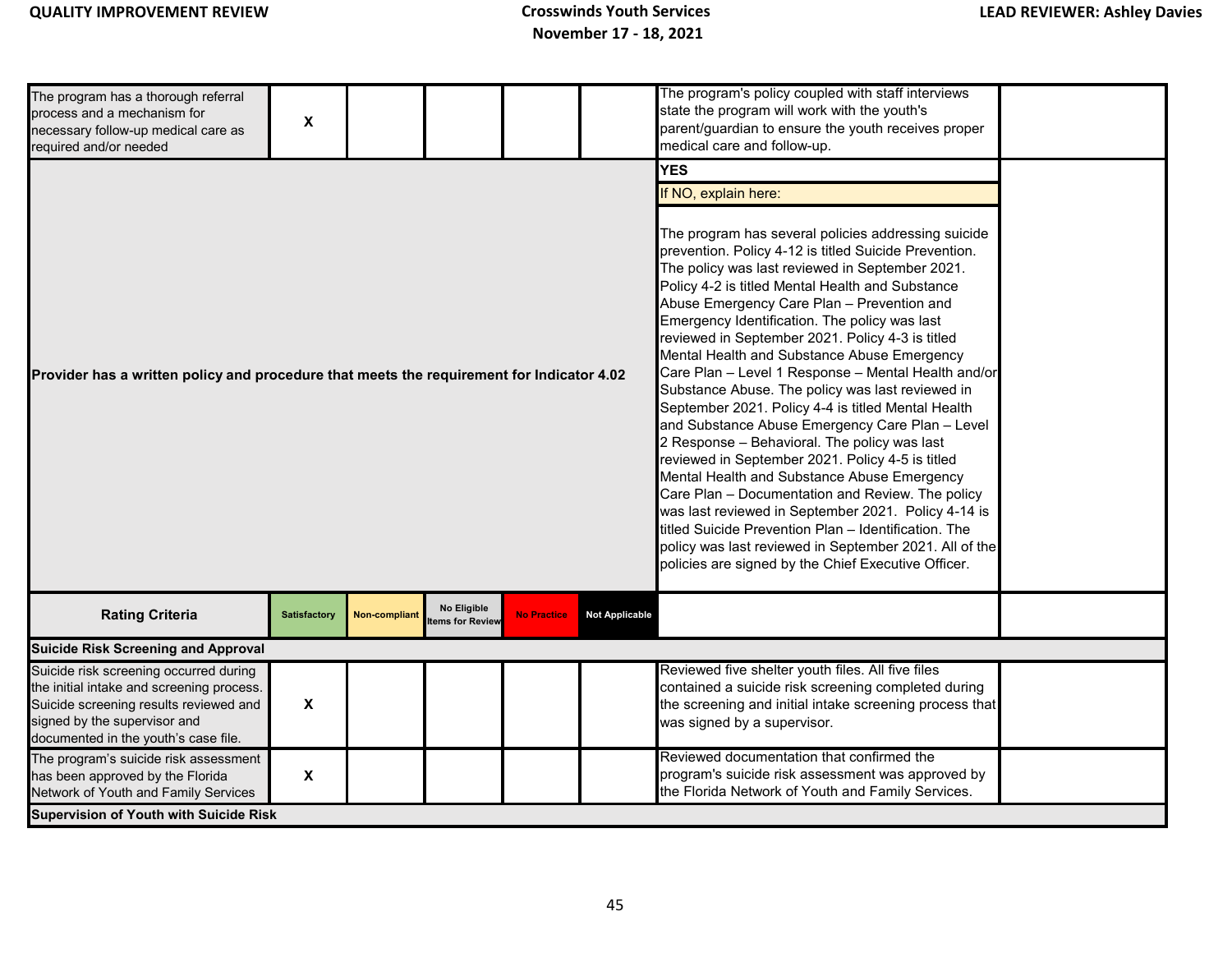| | | | | | | | |
|---|---|---|---|---|---|---|---|
| The program has a thorough referral process and a mechanism for necessary follow-up medical care as required and/or needed | X | | | | | The program's policy coupled with staff interviews state the program will work with the youth's parent/guardian to ensure the youth receives proper medical care and follow-up. | |
| **Provider has a written policy and procedure that meets the requirement for Indicator 4.02** | | | | | | **YES**<br><br>If NO, explain here:<br><br>The program has several policies addressing suicide prevention. Policy 4-12 is titled Suicide Prevention. The policy was last reviewed in September 2021. Policy 4-2 is titled Mental Health and Substance Abuse Emergency Care Plan – Prevention and Emergency Identification. The policy was last reviewed in September 2021. Policy 4-3 is titled Mental Health and Substance Abuse Emergency Care Plan – Level 1 Response – Mental Health and/or Substance Abuse. The policy was last reviewed in September 2021. Policy 4-4 is titled Mental Health and Substance Abuse Emergency Care Plan – Level 2 Response – Behavioral. The policy was last reviewed in September 2021. Policy 4-5 is titled Mental Health and Substance Abuse Emergency Care Plan – Documentation and Review. The policy was last reviewed in September 2021. Policy 4-14 is titled Suicide Prevention Plan – Identification. The policy was last reviewed in September 2021. All of the policies are signed by the Chief Executive Officer. | |
| **Rating Criteria** | **Satisfactory** | **Non-compliant** | **No Eligible Items for Review** | **No Practice** | **Not Applicable** | | |
| **Suicide Risk Screening and Approval** | | | | | | | |
| Suicide risk screening occurred during the initial intake and screening process. Suicide screening results reviewed and signed by the supervisor and documented in the youth's case file. | X | | | | | Reviewed five shelter youth files. All five files contained a suicide risk screening completed during the screening and initial intake screening process that was signed by a supervisor. | |
| The program's suicide risk assessment has been approved by the Florida Network of Youth and Family Services | X | | | | | Reviewed documentation that confirmed the program's suicide risk assessment was approved by the Florida Network of Youth and Family Services. | |
| **Supervision of Youth with Suicide Risk** | | | | | | | |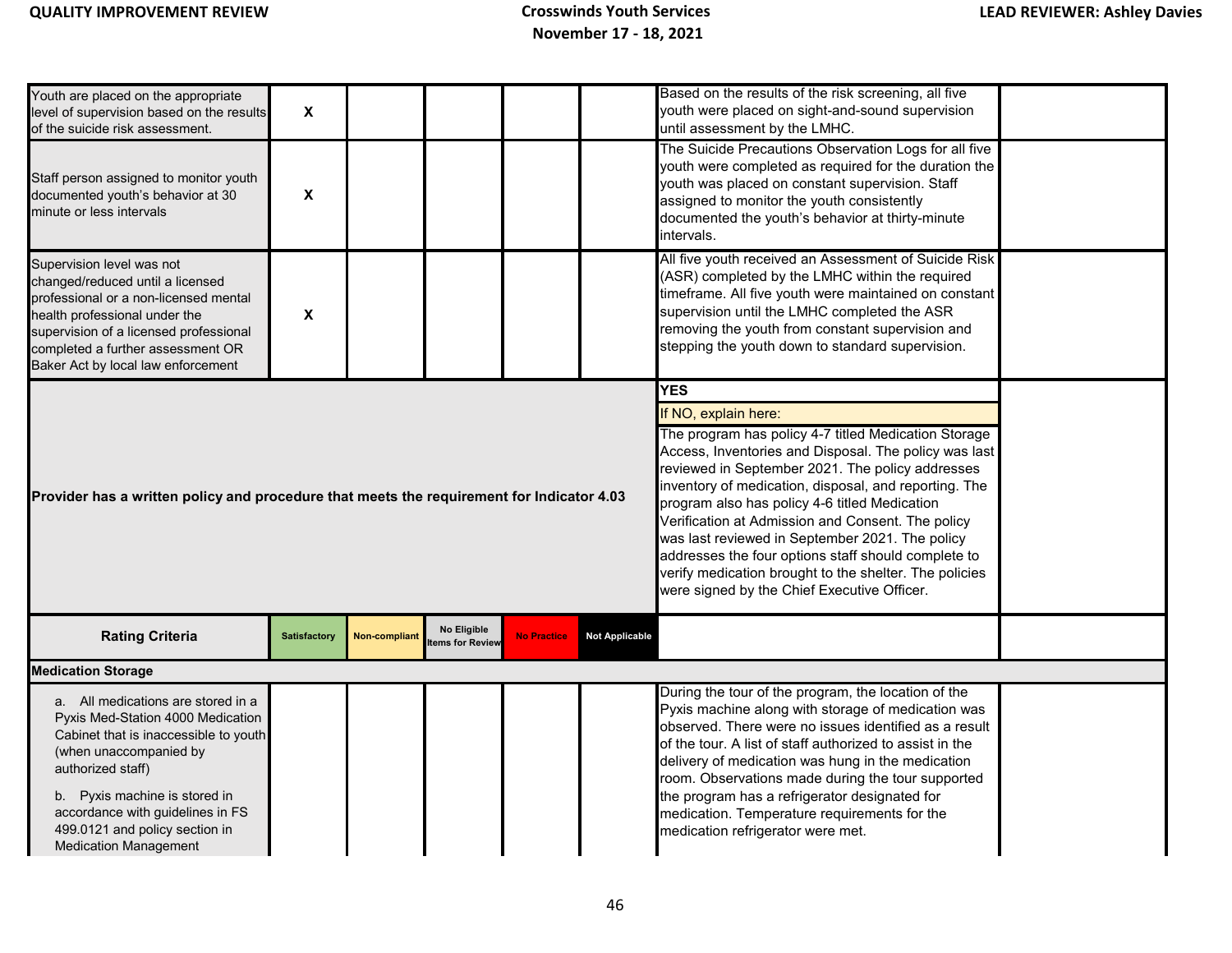| | | | | | | | |
|---|---|---|---|---|---|---|---|
| Youth are placed on the appropriate level of supervision based on the results of the suicide risk assessment. | X | | | | | Based on the results of the risk screening, all five youth were placed on sight-and-sound supervision until assessment by the LMHC. | |
| Staff person assigned to monitor youth documented youth's behavior at 30 minute or less intervals | X | | | | | The Suicide Precautions Observation Logs for all five youth were completed as required for the duration the youth was placed on constant supervision. Staff assigned to monitor the youth consistently documented the youth's behavior at thirty-minute intervals. | |
| Supervision level was not changed/reduced until a licensed professional or a non-licensed mental health professional under the supervision of a licensed professional completed a further assessment OR Baker Act by local law enforcement | X | | | | | All five youth received an Assessment of Suicide Risk (ASR) completed by the LMHC within the required timeframe. All five youth were maintained on constant supervision until the LMHC completed the ASR removing the youth from constant supervision and stepping the youth down to standard supervision. | |
| **Provider has a written policy and procedure that meets the requirement for Indicator 4.03** | | | | | | **YES**<br>If NO, explain here:<br>The program has policy 4-7 titled Medication Storage Access, Inventories and Disposal. The policy was last reviewed in September 2021. The policy addresses inventory of medication, disposal, and reporting. The program also has policy 4-6 titled Medication Verification at Admission and Consent. The policy was last reviewed in September 2021. The policy addresses the four options staff should complete to verify medication brought to the shelter. The policies were signed by the Chief Executive Officer. | |
| **Rating Criteria** | **Satisfactory** | **Non-compliant** | **No Eligible Items for Review** | **No Practice** | **Not Applicable** | | |
| **Medication Storage** | | | | | | | |
| a. All medications are stored in a Pyxis Med-Station 4000 Medication Cabinet that is inaccessible to youth (when unaccompanied by authorized staff)<br><br>b. Pyxis machine is stored in accordance with guidelines in FS 499.0121 and policy section in Medication Management | | | | | | During the tour of the program, the location of the Pyxis machine along with storage of medication was observed. There were no issues identified as a result of the tour. A list of staff authorized to assist in the delivery of medication was hung in the medication room. Observations made during the tour supported the program has a refrigerator designated for medication. Temperature requirements for the medication refrigerator were met. | |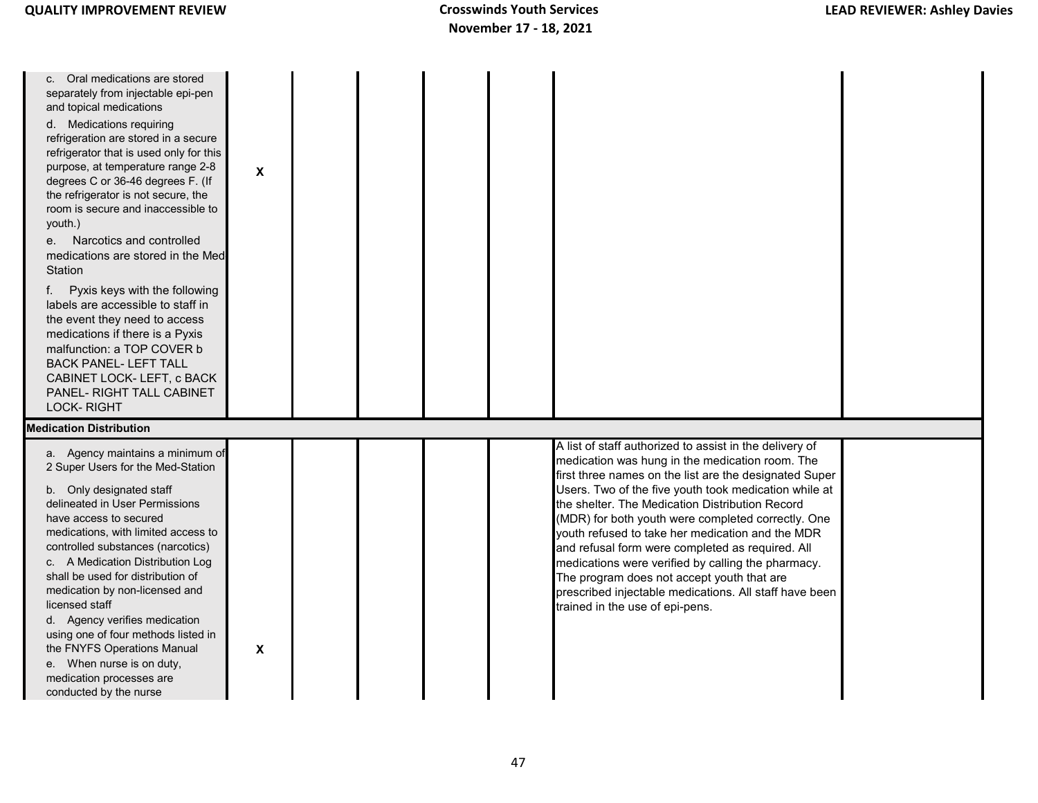| | | | | | | |
|---|---|---|---|---|---|---|
| c. Oral medications are stored separately from injectable epi-pen and topical medications<br>d. Medications requiring refrigeration are stored in a secure refrigerator that is used only for this purpose, at temperature range 2-8 degrees C or 36-46 degrees F. (If the refrigerator is not secure, the room is secure and inaccessible to youth.)<br>e. Narcotics and controlled medications are stored in the Med Station<br>f. Pyxis keys with the following labels are accessible to staff in the event they need to access medications if there is a Pyxis malfunction: a TOP COVER b BACK PANEL- LEFT TALL CABINET LOCK- LEFT, c BACK PANEL- RIGHT TALL CABINET LOCK- RIGHT | X | | | | | |
| **Medication Distribution** | | | | | | |
| a. Agency maintains a minimum of 2 Super Users for the Med-Station<br>b. Only designated staff delineated in User Permissions have access to secured medications, with limited access to controlled substances (narcotics)<br>c. A Medication Distribution Log shall be used for distribution of medication by non-licensed and licensed staff<br>d. Agency verifies medication using one of four methods listed in the FNYFS Operations Manual<br>e. When nurse is on duty, medication processes are conducted by the nurse | X | | | | A list of staff authorized to assist in the delivery of medication was hung in the medication room. The first three names on the list are the designated Super Users. Two of the five youth took medication while at the shelter. The Medication Distribution Record (MDR) for both youth were completed correctly. One youth refused to take her medication and the MDR and refusal form were completed as required. All medications were verified by calling the pharmacy. The program does not accept youth that are prescribed injectable medications. All staff have been trained in the use of epi-pens. | |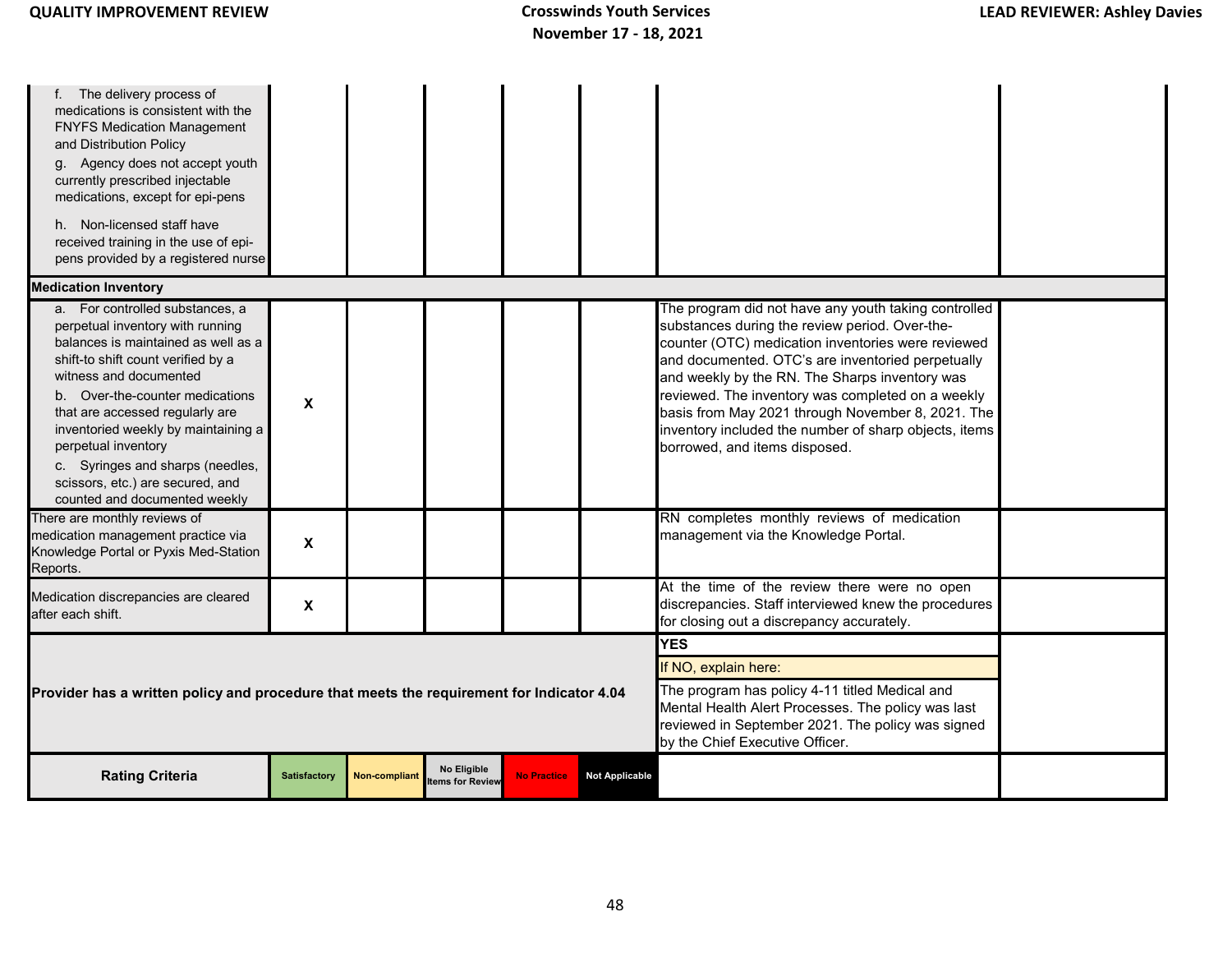| | | | | | | | |
|---|---|---|---|---|---|---|---|
| f. The delivery process of medications is consistent with the FNYFS Medication Management and Distribution Policy<br>g. Agency does not accept youth currently prescribed injectable medications, except for epi-pens<br>h. Non-licensed staff have received training in the use of epi-pens provided by a registered nurse | | | | | | | |
| **Medication Inventory** | | | | | | | |
| a. For controlled substances, a perpetual inventory with running balances is maintained as well as a shift-to shift count verified by a witness and documented<br>b. Over-the-counter medications that are accessed regularly are inventoried weekly by maintaining a perpetual inventory<br>c. Syringes and sharps (needles, scissors, etc.) are secured, and counted and documented weekly | X | | | | | The program did not have any youth taking controlled substances during the review period. Over-the-counter (OTC) medication inventories were reviewed and documented. OTC's are inventoried perpetually and weekly by the RN. The Sharps inventory was reviewed. The inventory was completed on a weekly basis from May 2021 through November 8, 2021. The inventory included the number of sharp objects, items borrowed, and items disposed. | |
| There are monthly reviews of medication management practice via Knowledge Portal or Pyxis Med-Station Reports. | X | | | | | RN completes monthly reviews of medication management via the Knowledge Portal. | |
| Medication discrepancies are cleared after each shift. | X | | | | | At the time of the review there were no open discrepancies. Staff interviewed knew the procedures for closing out a discrepancy accurately. | |
| **Provider has a written policy and procedure that meets the requirement for Indicator 4.04** | | | | | | **YES**<br>If NO, explain here:<br>The program has policy 4-11 titled Medical and Mental Health Alert Processes. The policy was last reviewed in September 2021. The policy was signed by the Chief Executive Officer. | |
| **Rating Criteria** | Satisfactory | Non-compliant | No Eligible Items for Review | No Practice | Not Applicable | | |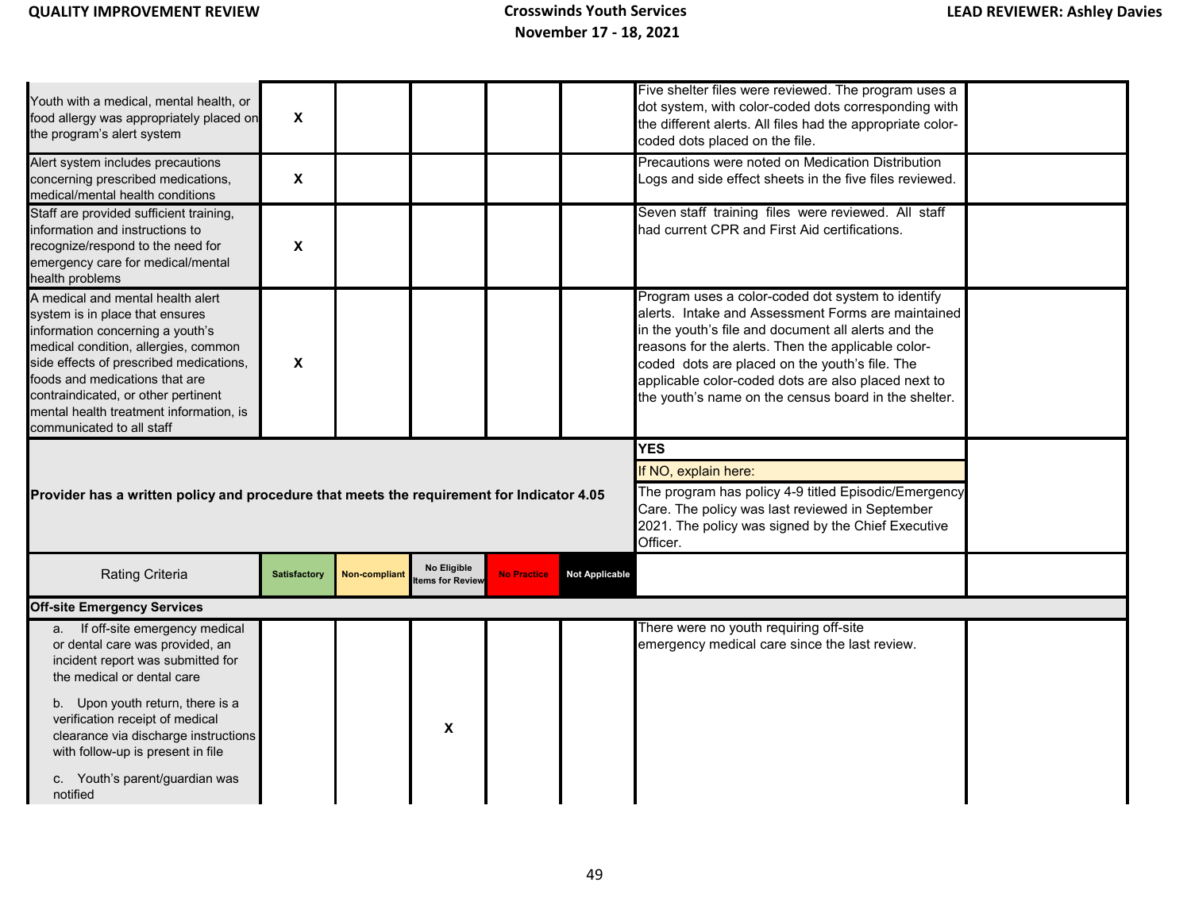| | | | | | | | |
|---|---|---|---|---|---|---|---|
| Youth with a medical, mental health, or food allergy was appropriately placed on the program's alert system | X | | | | | Five shelter files were reviewed. The program uses a dot system, with color-coded dots corresponding with the different alerts. All files had the appropriate color-coded dots placed on the file. | |
| Alert system includes precautions concerning prescribed medications, medical/mental health conditions | X | | | | | Precautions were noted on Medication Distribution Logs and side effect sheets in the five files reviewed. | |
| Staff are provided sufficient training, information and instructions to recognize/respond to the need for emergency care for medical/mental health problems | X | | | | | Seven staff training files were reviewed. All staff had current CPR and First Aid certifications. | |
| A medical and mental health alert system is in place that ensures information concerning a youth's medical condition, allergies, common side effects of prescribed medications, foods and medications that are contraindicated, or other pertinent mental health treatment information, is communicated to all staff | X | | | | | Program uses a color-coded dot system to identify alerts. Intake and Assessment Forms are maintained in the youth's file and document all alerts and the reasons for the alerts. Then the applicable color-coded dots are placed on the youth's file. The applicable color-coded dots are also placed next to the youth's name on the census board in the shelter. | |
| **Provider has a written policy and procedure that meets the requirement for Indicator 4.05** | | | | | | **YES**<br>If NO, explain here:<br>The program has policy 4-9 titled Episodic/Emergency Care. The policy was last reviewed in September 2021. The policy was signed by the Chief Executive Officer. | |
| Rating Criteria | Satisfactory | Non-compliant | No Eligible Items for Review | No Practice | Not Applicable | | |
| **Off-site Emergency Services** | | | | | | | |
| a. If off-site emergency medical or dental care was provided, an incident report was submitted for the medical or dental care<br>b. Upon youth return, there is a verification receipt of medical clearance via discharge instructions with follow-up is present in file<br>c. Youth's parent/guardian was notified | | | X | | | There were no youth requiring off-site emergency medical care since the last review. | |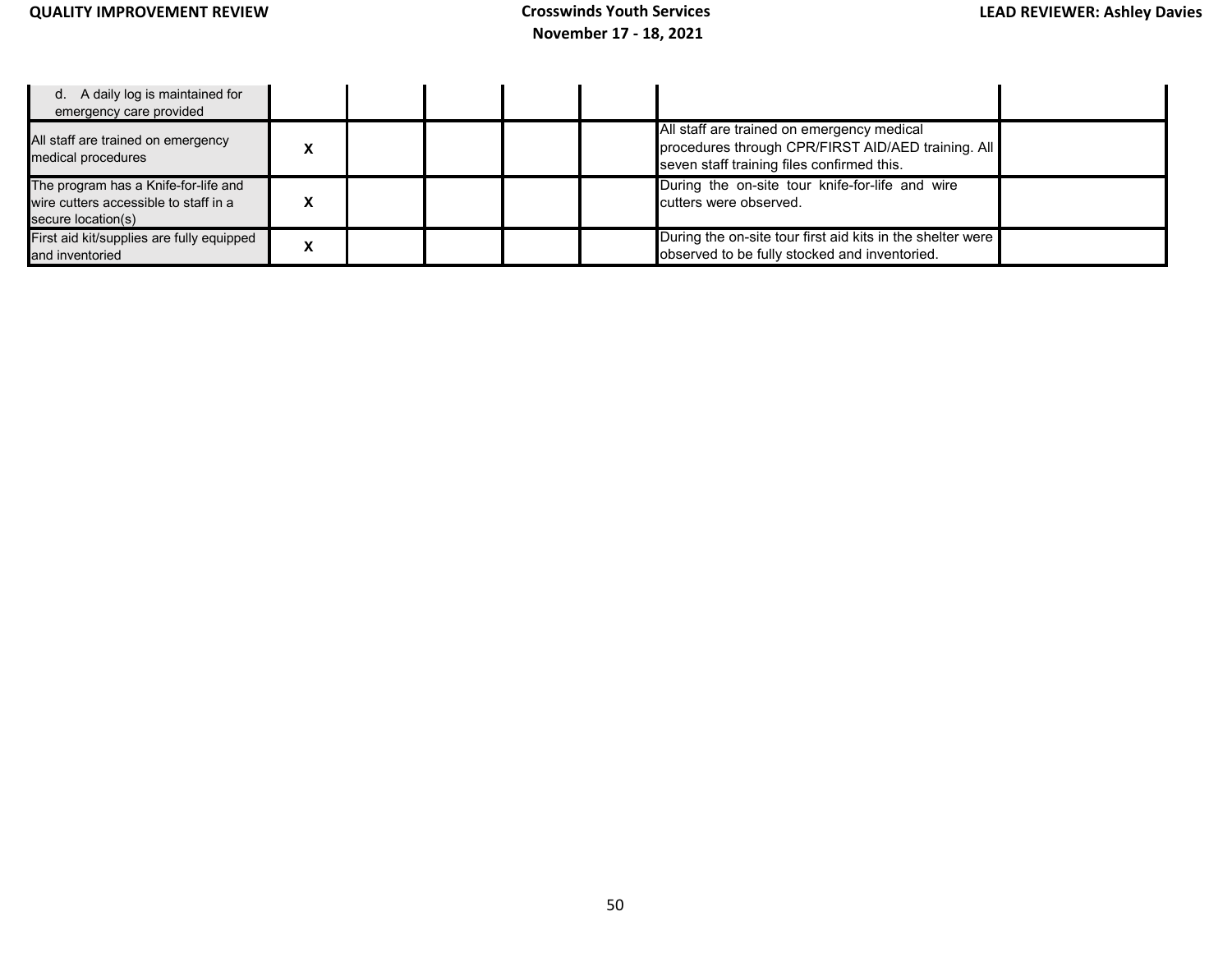| | | | | | | | |
|---|---|---|---|---|---|---|---|
| d. A daily log is maintained for emergency care provided | | | | | | | |
| All staff are trained on emergency medical procedures | X | | | | | All staff are trained on emergency medical procedures through CPR/FIRST AID/AED training. All seven staff training files confirmed this. | |
| The program has a Knife-for-life and wire cutters accessible to staff in a secure location(s) | X | | | | | During the on-site tour knife-for-life and wire cutters were observed. | |
| First aid kit/supplies are fully equipped and inventoried | X | | | | | During the on-site tour first aid kits in the shelter were observed to be fully stocked and inventoried. | |